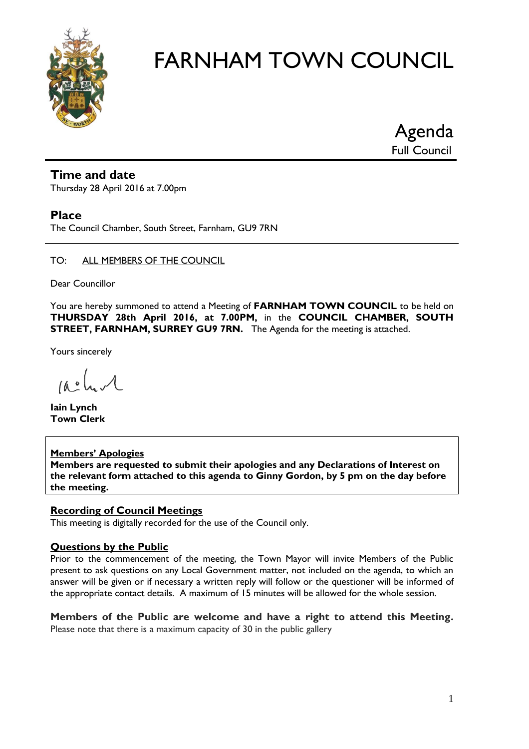# FARNHAM TOWN COUNCIL

## Agenda

Full Council

### Time and date

Thursday 28 April 2016 at 7.00pm

### Place

The Council Chamber, South Street, Farnham, GU9 7RN

---

TO: ALL MEMBERS OF THE COUNCIL

Dear Councillor

You are hereby summoned to attend a Meeting of **FARNHAM TOWN COUNCIL** to be held on **THURSDAY 28th April 2016, at 7.00PM,** in the **COUNCIL CHAMBER, SOUTH STREET, FARNHAM, SURREY GU9 7RN.** The Agenda for the meeting is attached.

Yours sincerely

**Iain Lynch**
**Town Clerk**

**Members' Apologies**
**Members are requested to submit their apologies and any Declarations of Interest on the relevant form attached to this agenda to Ginny Gordon, by 5 pm on the day before the meeting.**

**Recording of Council Meetings**

This meeting is digitally recorded for the use of the Council only.

**Questions by the Public**

Prior to the commencement of the meeting, the Town Mayor will invite Members of the Public present to ask questions on any Local Government matter, not included on the agenda, to which an answer will be given or if necessary a written reply will follow or the questioner will be informed of the appropriate contact details. A maximum of 15 minutes will be allowed for the whole session.

**Members of the Public are welcome and have a right to attend this Meeting.**
Please note that there is a maximum capacity of 30 in the public gallery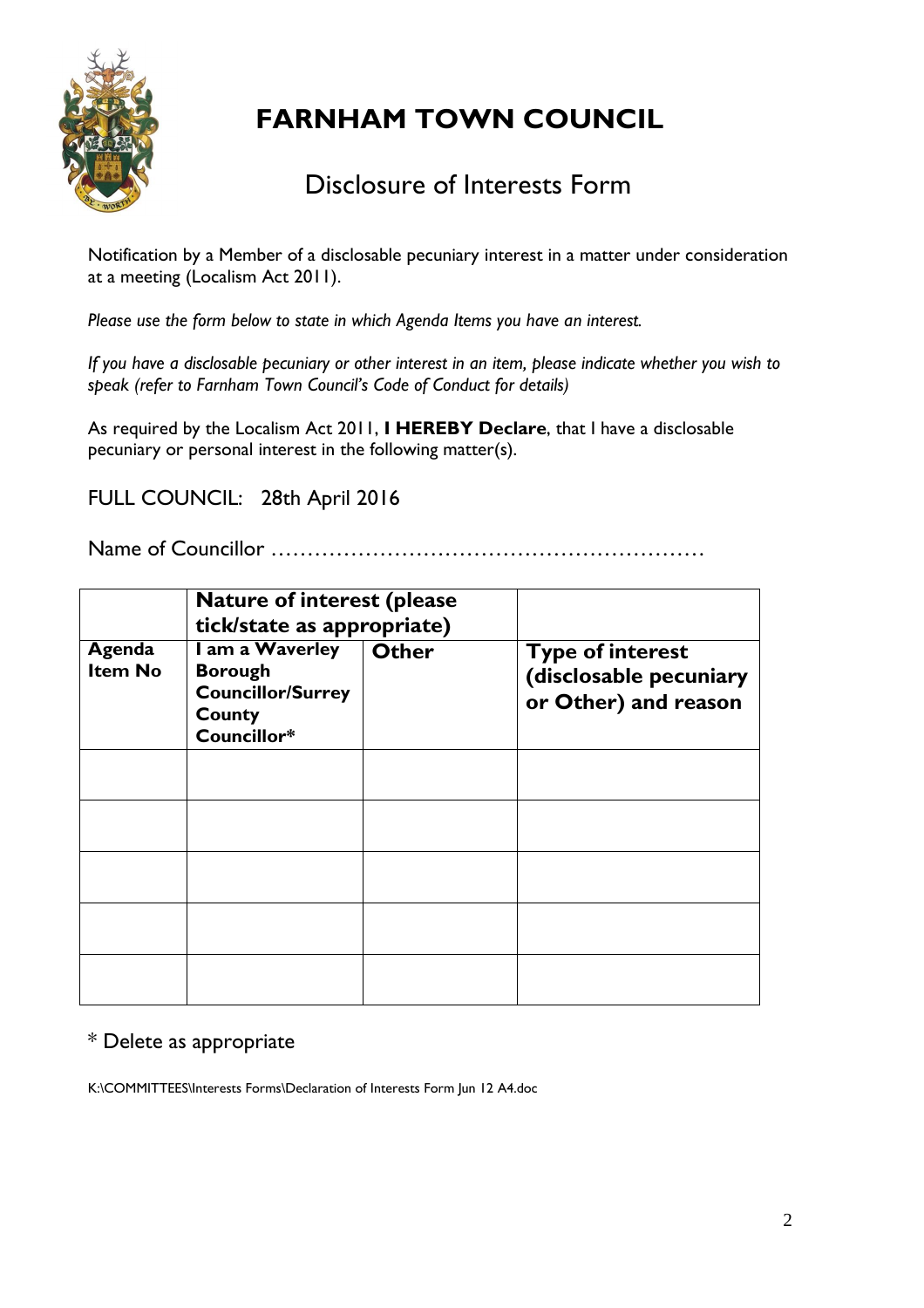# FARNHAM TOWN COUNCIL

## Disclosure of Interests Form

Notification by a Member of a disclosable pecuniary interest in a matter under consideration at a meeting (Localism Act 2011).

*Please use the form below to state in which Agenda Items you have an interest.*

*If you have a disclosable pecuniary or other interest in an item, please indicate whether you wish to speak (refer to Farnham Town Council's Code of Conduct for details)*

As required by the Localism Act 2011, **I HEREBY Declare**, that I have a disclosable pecuniary or personal interest in the following matter(s).

FULL COUNCIL: 28th April 2016

Name of Councillor ……………………………………………………

| | **Nature of interest (please tick/state as appropriate)** | | |
|---|---|---|---|
| **Agenda Item No** | **I am a Waverley Borough Councillor/Surrey County Councillor*** | **Other** | **Type of interest (disclosable pecuniary or Other) and reason** |
| | | | |
| | | | |
| | | | |
| | | | |
| | | | |

\* Delete as appropriate

K:\COMMITTEES\Interests Forms\Declaration of Interests Form Jun 12 A4.doc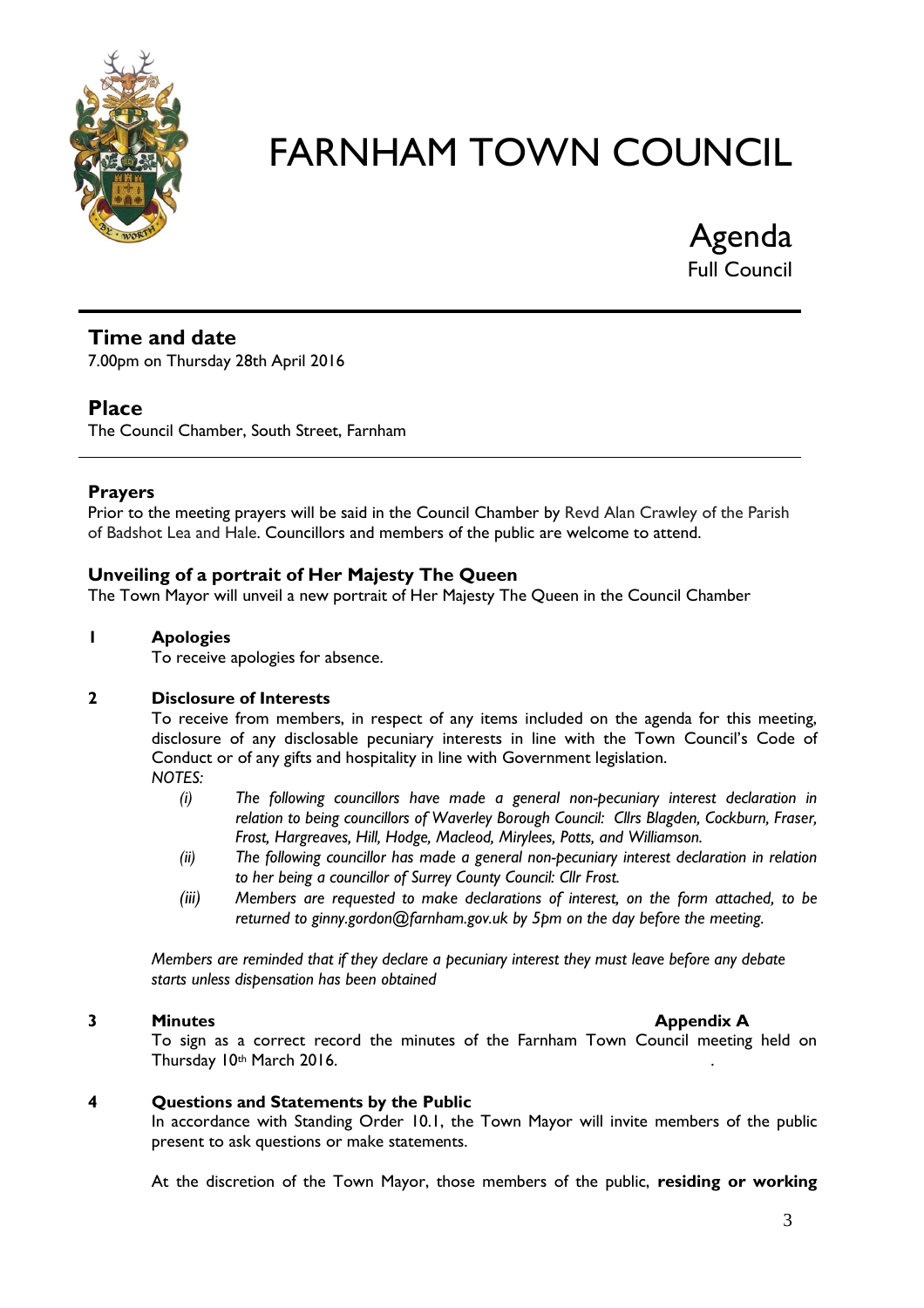# FARNHAM TOWN COUNCIL

## Agenda

Full Council

---

### Time and date

7.00pm on Thursday 28th April 2016

### Place

The Council Chamber, South Street, Farnham

---

#### Prayers

Prior to the meeting prayers will be said in the Council Chamber by Revd Alan Crawley of the Parish of Badshot Lea and Hale. Councillors and members of the public are welcome to attend.

#### Unveiling of a portrait of Her Majesty The Queen

The Town Mayor will unveil a new portrait of Her Majesty The Queen in the Council Chamber

**1 Apologies**

To receive apologies for absence.

**2 Disclosure of Interests**

To receive from members, in respect of any items included on the agenda for this meeting, disclosure of any disclosable pecuniary interests in line with the Town Council's Code of Conduct or of any gifts and hospitality in line with Government legislation.

*NOTES:*

*(i) The following councillors have made a general non-pecuniary interest declaration in relation to being councillors of Waverley Borough Council: Cllrs Blagden, Cockburn, Fraser, Frost, Hargreaves, Hill, Hodge, Macleod, Mirylees, Potts, and Williamson.*

*(ii) The following councillor has made a general non-pecuniary interest declaration in relation to her being a councillor of Surrey County Council: Cllr Frost.*

*(iii) Members are requested to make declarations of interest, on the form attached, to be returned to ginny.gordon@farnham.gov.uk by 5pm on the day before the meeting.*

*Members are reminded that if they declare a pecuniary interest they must leave before any debate starts unless dispensation has been obtained*

**3 Minutes** **Appendix A**

To sign as a correct record the minutes of the Farnham Town Council meeting held on Thursday 10th March 2016.

**4 Questions and Statements by the Public**

In accordance with Standing Order 10.1, the Town Mayor will invite members of the public present to ask questions or make statements.

At the discretion of the Town Mayor, those members of the public, **residing or working**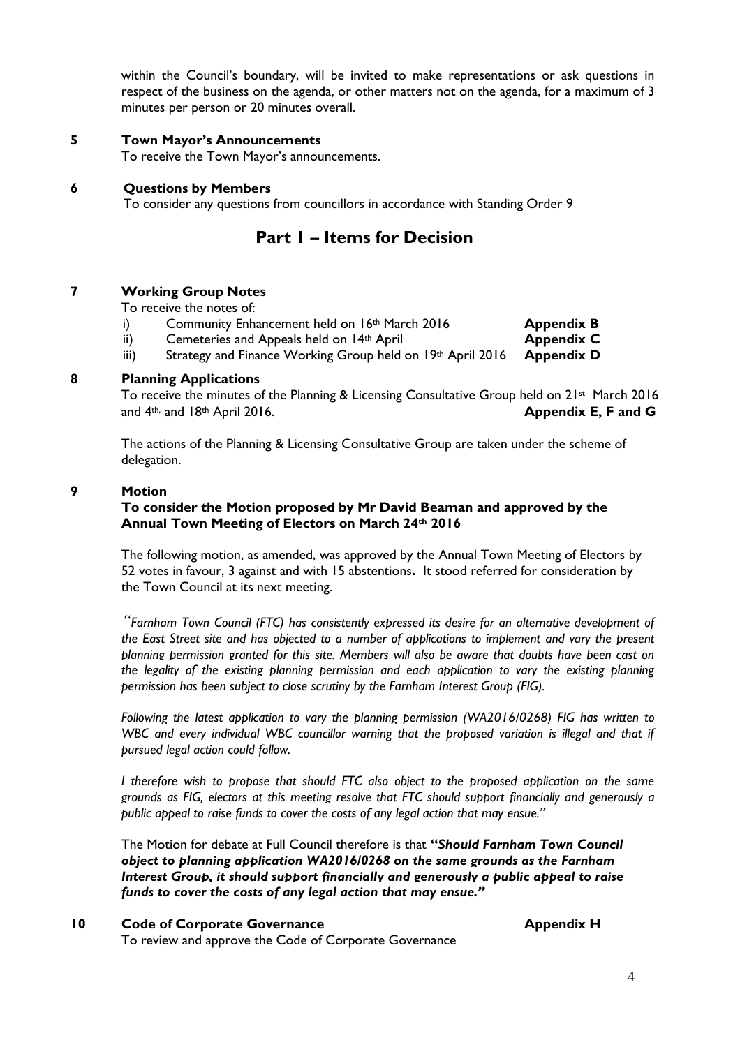within the Council's boundary, will be invited to make representations or ask questions in respect of the business on the agenda, or other matters not on the agenda, for a maximum of 3 minutes per person or 20 minutes overall.

**5 Town Mayor's Announcements**

To receive the Town Mayor's announcements.

**6 Questions by Members**

To consider any questions from councillors in accordance with Standing Order 9

## Part 1 – Items for Decision

**7 Working Group Notes**

To receive the notes of:

i) Community Enhancement held on 16th March 2016 **Appendix B**

ii) Cemeteries and Appeals held on 14th April **Appendix C**

iii) Strategy and Finance Working Group held on 19th April 2016 **Appendix D**

**8 Planning Applications**

To receive the minutes of the Planning & Licensing Consultative Group held on 21st March 2016 and 4th, and 18th April 2016. **Appendix E, F and G**

The actions of the Planning & Licensing Consultative Group are taken under the scheme of delegation.

**9 Motion**

**To consider the Motion proposed by Mr David Beaman and approved by the Annual Town Meeting of Electors on March 24th 2016**

The following motion, as amended, was approved by the Annual Town Meeting of Electors by 52 votes in favour, 3 against and with 15 abstentions**.** It stood referred for consideration by the Town Council at its next meeting.

*"Farnham Town Council (FTC) has consistently expressed its desire for an alternative development of the East Street site and has objected to a number of applications to implement and vary the present planning permission granted for this site. Members will also be aware that doubts have been cast on the legality of the existing planning permission and each application to vary the existing planning permission has been subject to close scrutiny by the Farnham Interest Group (FIG).*

*Following the latest application to vary the planning permission (WA2016/0268) FIG has written to WBC and every individual WBC councillor warning that the proposed variation is illegal and that if pursued legal action could follow.*

*I therefore wish to propose that should FTC also object to the proposed application on the same grounds as FIG, electors at this meeting resolve that FTC should support financially and generously a public appeal to raise funds to cover the costs of any legal action that may ensue."*

The Motion for debate at Full Council therefore is that ***"Should Farnham Town Council object to planning application WA2016/0268 on the same grounds as the Farnham Interest Group, it should support financially and generously a public appeal to raise funds to cover the costs of any legal action that may ensue."***

**10 Code of Corporate Governance** **Appendix H**

To review and approve the Code of Corporate Governance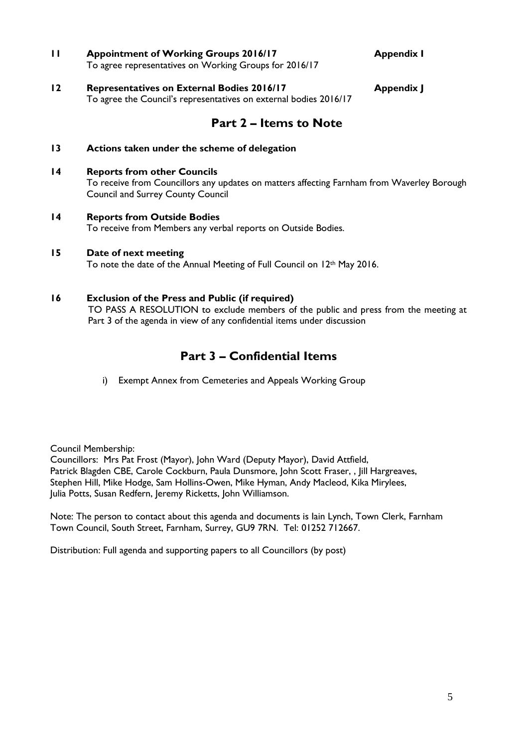**11 Appointment of Working Groups 2016/17** **Appendix I**
To agree representatives on Working Groups for 2016/17

**12 Representatives on External Bodies 2016/17** **Appendix J**
To agree the Council's representatives on external bodies 2016/17

## Part 2 – Items to Note

**13 Actions taken under the scheme of delegation**

**14 Reports from other Councils**
To receive from Councillors any updates on matters affecting Farnham from Waverley Borough Council and Surrey County Council

**14 Reports from Outside Bodies**
To receive from Members any verbal reports on Outside Bodies.

**15 Date of next meeting**
To note the date of the Annual Meeting of Full Council on 12th May 2016.

**16 Exclusion of the Press and Public (if required)**
TO PASS A RESOLUTION to exclude members of the public and press from the meeting at Part 3 of the agenda in view of any confidential items under discussion

## Part 3 – Confidential Items

i) Exempt Annex from Cemeteries and Appeals Working Group

Council Membership:
Councillors: Mrs Pat Frost (Mayor), John Ward (Deputy Mayor), David Attfield, Patrick Blagden CBE, Carole Cockburn, Paula Dunsmore, John Scott Fraser, , Jill Hargreaves, Stephen Hill, Mike Hodge, Sam Hollins-Owen, Mike Hyman, Andy Macleod, Kika Mirylees, Julia Potts, Susan Redfern, Jeremy Ricketts, John Williamson.

Note: The person to contact about this agenda and documents is Iain Lynch, Town Clerk, Farnham Town Council, South Street, Farnham, Surrey, GU9 7RN. Tel: 01252 712667.

Distribution: Full agenda and supporting papers to all Councillors (by post)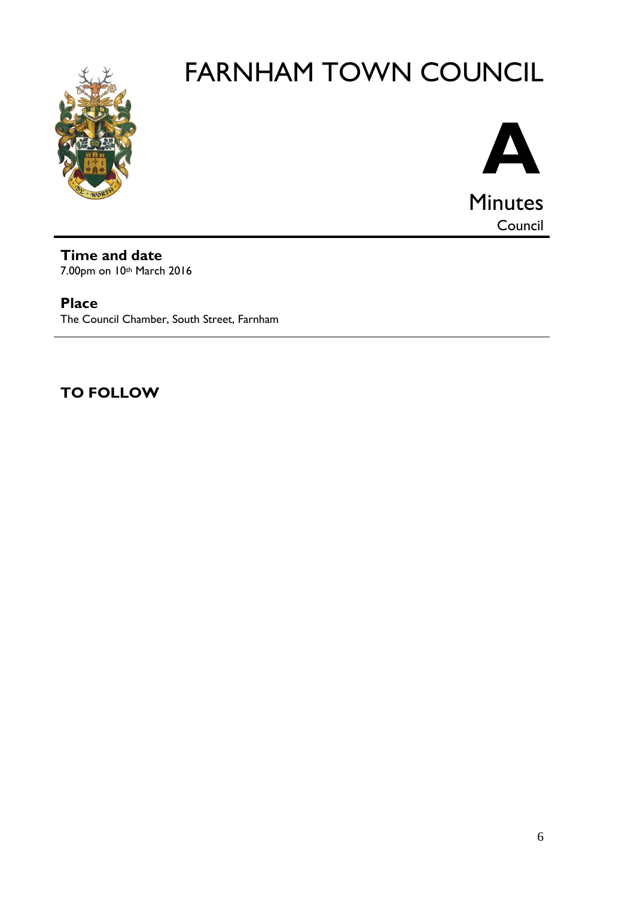# FARNHAM TOWN COUNCIL

**A**

Minutes

Council

**Time and date**

7.00pm on 10th March 2016

**Place**

The Council Chamber, South Street, Farnham

**TO FOLLOW**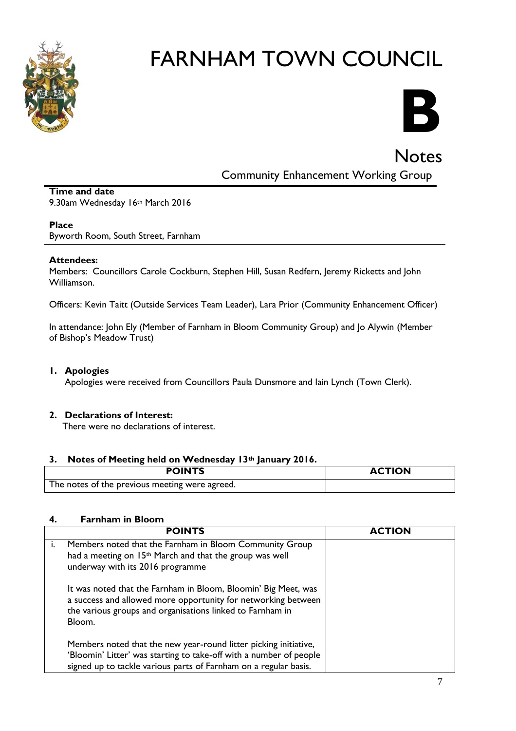# FARNHAM TOWN COUNCIL

# B

## Notes

### Community Enhancement Working Group

**Time and date**
9.30am Wednesday 16th March 2016

**Place**
Byworth Room, South Street, Farnham

**Attendees:**
Members: Councillors Carole Cockburn, Stephen Hill, Susan Redfern, Jeremy Ricketts and John Williamson.

Officers: Kevin Taitt (Outside Services Team Leader), Lara Prior (Community Enhancement Officer)

In attendance: John Ely (Member of Farnham in Bloom Community Group) and Jo Alywin (Member of Bishop's Meadow Trust)

**1. Apologies**
Apologies were received from Councillors Paula Dunsmore and Iain Lynch (Town Clerk).

**2. Declarations of Interest:**
There were no declarations of interest.

**3. Notes of Meeting held on Wednesday 13th January 2016.**

| POINTS | ACTION |
|---|---|
| The notes of the previous meeting were agreed. | |

**4. Farnham in Bloom**

| | POINTS | ACTION |
|---|---|---|
| i. | Members noted that the Farnham in Bloom Community Group had a meeting on 15th March and that the group was well underway with its 2016 programme<br><br>It was noted that the Farnham in Bloom, Bloomin' Big Meet, was a success and allowed more opportunity for networking between the various groups and organisations linked to Farnham in Bloom.<br><br>Members noted that the new year-round litter picking initiative, 'Bloomin' Litter' was starting to take-off with a number of people signed up to tackle various parts of Farnham on a regular basis. | |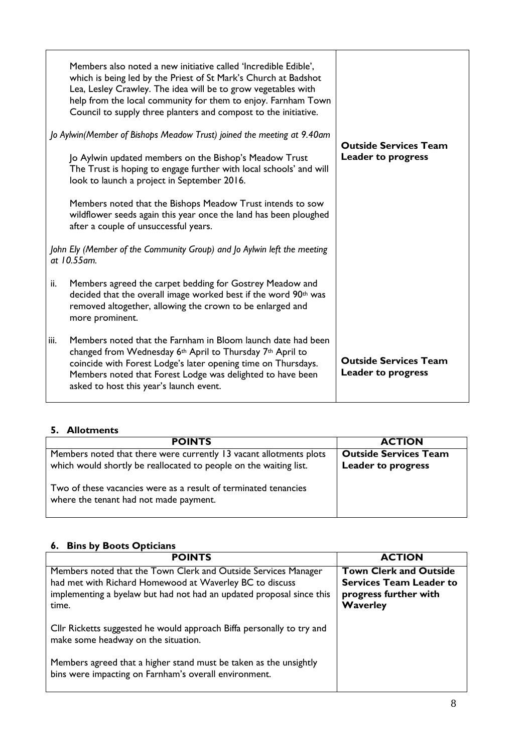| | |
|---|---|
| Members also noted a new initiative called 'Incredible Edible', which is being led by the Priest of St Mark's Church at Badshot Lea, Lesley Crawley. The idea will be to grow vegetables with help from the local community for them to enjoy. Farnham Town Council to supply three planters and compost to the initiative.<br><br>*Jo Aylwin(Member of Bishops Meadow Trust) joined the meeting at 9.40am*<br><br>Jo Aylwin updated members on the Bishop's Meadow Trust The Trust is hoping to engage further with local schools' and will look to launch a project in September 2016.<br><br>Members noted that the Bishops Meadow Trust intends to sow wildflower seeds again this year once the land has been ploughed after a couple of unsuccessful years.<br><br>*John Ely (Member of the Community Group) and Jo Aylwin left the meeting at 10.55am.* | **Outside Services Team Leader to progress** |
| ii. Members agreed the carpet bedding for Gostrey Meadow and decided that the overall image worked best if the word 90th was removed altogether, allowing the crown to be enlarged and more prominent.<br><br>iii. Members noted that the Farnham in Bloom launch date had been changed from Wednesday 6th April to Thursday 7th April to coincide with Forest Lodge's later opening time on Thursdays. Members noted that Forest Lodge was delighted to have been asked to host this year's launch event. | **Outside Services Team Leader to progress** |

## 5. Allotments

| POINTS | ACTION |
|---|---|
| Members noted that there were currently 13 vacant allotments plots which would shortly be reallocated to people on the waiting list.<br><br>Two of these vacancies were as a result of terminated tenancies where the tenant had not made payment. | **Outside Services Team Leader to progress** |

## 6. Bins by Boots Opticians

| POINTS | ACTION |
|---|---|
| Members noted that the Town Clerk and Outside Services Manager had met with Richard Homewood at Waverley BC to discuss implementing a byelaw but had not had an updated proposal since this time.<br><br>Cllr Ricketts suggested he would approach Biffa personally to try and make some headway on the situation.<br><br>Members agreed that a higher stand must be taken as the unsightly bins were impacting on Farnham's overall environment. | **Town Clerk and Outside Services Team Leader to progress further with Waverley** |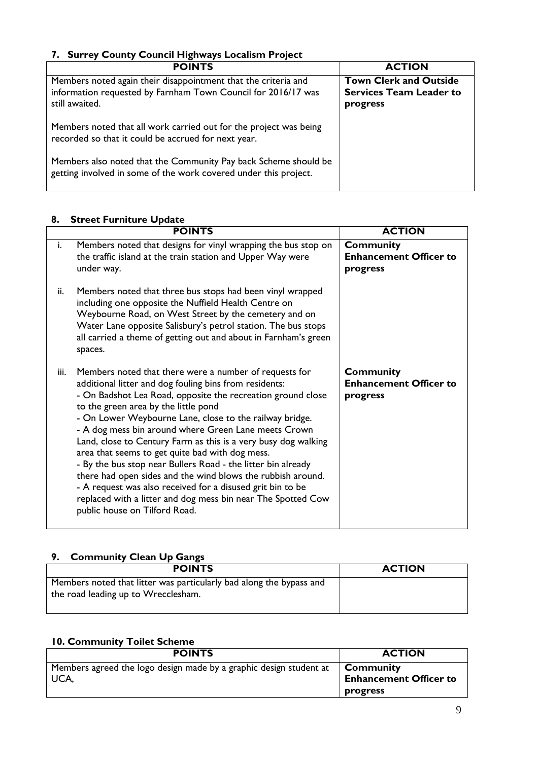### 7. Surrey County Council Highways Localism Project

| POINTS | ACTION |
|---|---|
| Members noted again their disappointment that the criteria and information requested by Farnham Town Council for 2016/17 was still awaited.<br><br>Members noted that all work carried out for the project was being recorded so that it could be accrued for next year.<br><br>Members also noted that the Community Pay back Scheme should be getting involved in some of the work covered under this project. | **Town Clerk and Outside Services Team Leader to progress** |

### 8. Street Furniture Update

| | POINTS | ACTION |
|---|---|---|
| i. | Members noted that designs for vinyl wrapping the bus stop on the traffic island at the train station and Upper Way were under way. | **Community Enhancement Officer to progress** |
| ii. | Members noted that three bus stops had been vinyl wrapped including one opposite the Nuffield Health Centre on Weybourne Road, on West Street by the cemetery and on Water Lane opposite Salisbury's petrol station. The bus stops all carried a theme of getting out and about in Farnham's green spaces. | |
| iii. | Members noted that there were a number of requests for additional litter and dog fouling bins from residents:<br>- On Badshot Lea Road, opposite the recreation ground close to the green area by the little pond<br>- On Lower Weybourne Lane, close to the railway bridge.<br>- A dog mess bin around where Green Lane meets Crown Land, close to Century Farm as this is a very busy dog walking area that seems to get quite bad with dog mess.<br>- By the bus stop near Bullers Road - the litter bin already there had open sides and the wind blows the rubbish around.<br>- A request was also received for a disused grit bin to be replaced with a litter and dog mess bin near The Spotted Cow public house on Tilford Road. | **Community Enhancement Officer to progress** |

### 9. Community Clean Up Gangs

| POINTS | ACTION |
|---|---|
| Members noted that litter was particularly bad along the bypass and the road leading up to Wrecclesham. | |

### 10. Community Toilet Scheme

| POINTS | ACTION |
|---|---|
| Members agreed the logo design made by a graphic design student at UCA, | **Community Enhancement Officer to progress** |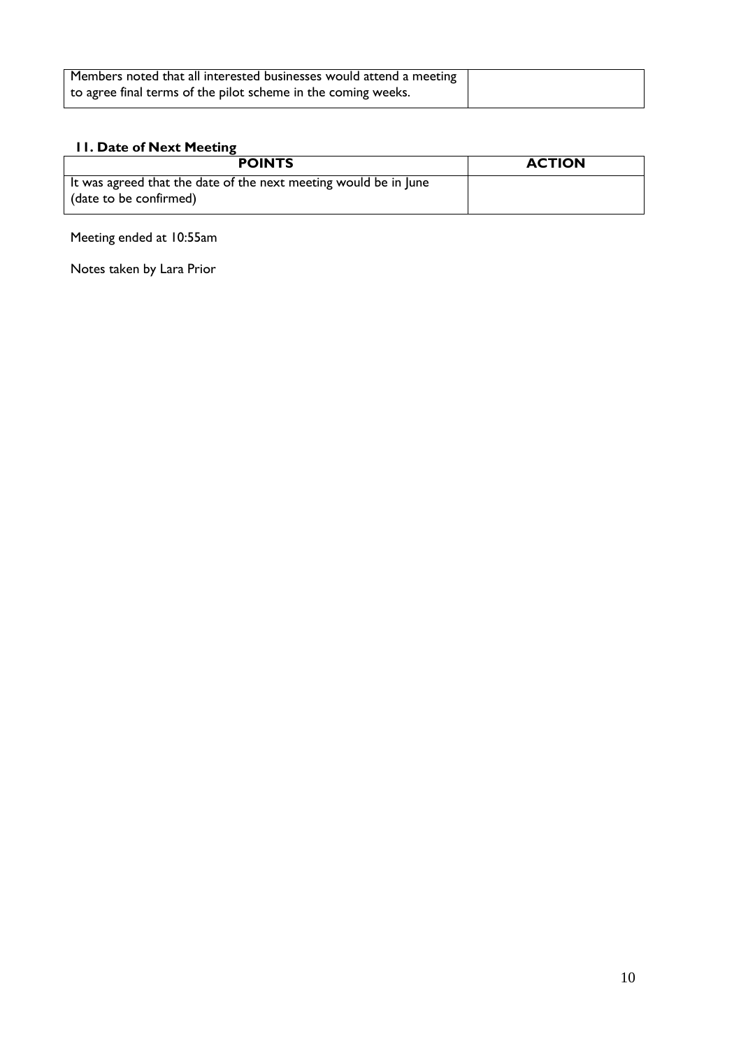| | |
|---|---|
| Members noted that all interested businesses would attend a meeting to agree final terms of the pilot scheme in the coming weeks. | |

### 11. Date of Next Meeting

| POINTS | ACTION |
|---|---|
| It was agreed that the date of the next meeting would be in June (date to be confirmed) | |

Meeting ended at 10:55am

Notes taken by Lara Prior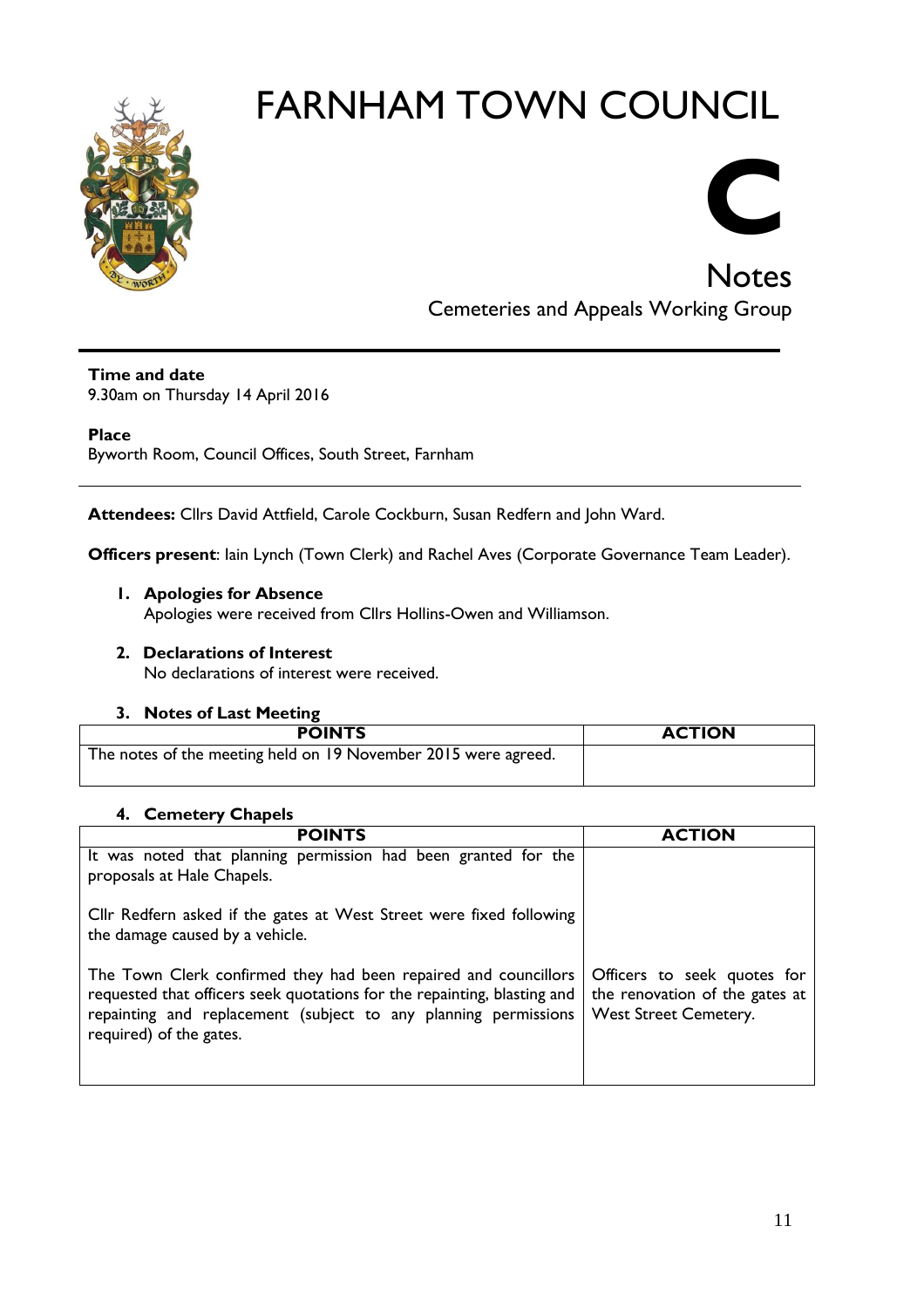# FARNHAM TOWN COUNCIL

**C**

## Notes

Cemeteries and Appeals Working Group

**Time and date**
9.30am on Thursday 14 April 2016

**Place**
Byworth Room, Council Offices, South Street, Farnham

**Attendees:** Cllrs David Attfield, Carole Cockburn, Susan Redfern and John Ward.

**Officers present**: Iain Lynch (Town Clerk) and Rachel Aves (Corporate Governance Team Leader).

1. **Apologies for Absence**
   Apologies were received from Cllrs Hollins-Owen and Williamson.

2. **Declarations of Interest**
   No declarations of interest were received.

3. **Notes of Last Meeting**

| POINTS | ACTION |
|---|---|
| The notes of the meeting held on 19 November 2015 were agreed. | |

4. **Cemetery Chapels**

| POINTS | ACTION |
|---|---|
| It was noted that planning permission had been granted for the proposals at Hale Chapels.<br><br>Cllr Redfern asked if the gates at West Street were fixed following the damage caused by a vehicle.<br><br>The Town Clerk confirmed they had been repaired and councillors requested that officers seek quotations for the repainting, blasting and repainting and replacement (subject to any planning permissions required) of the gates. | Officers to seek quotes for the renovation of the gates at West Street Cemetery. |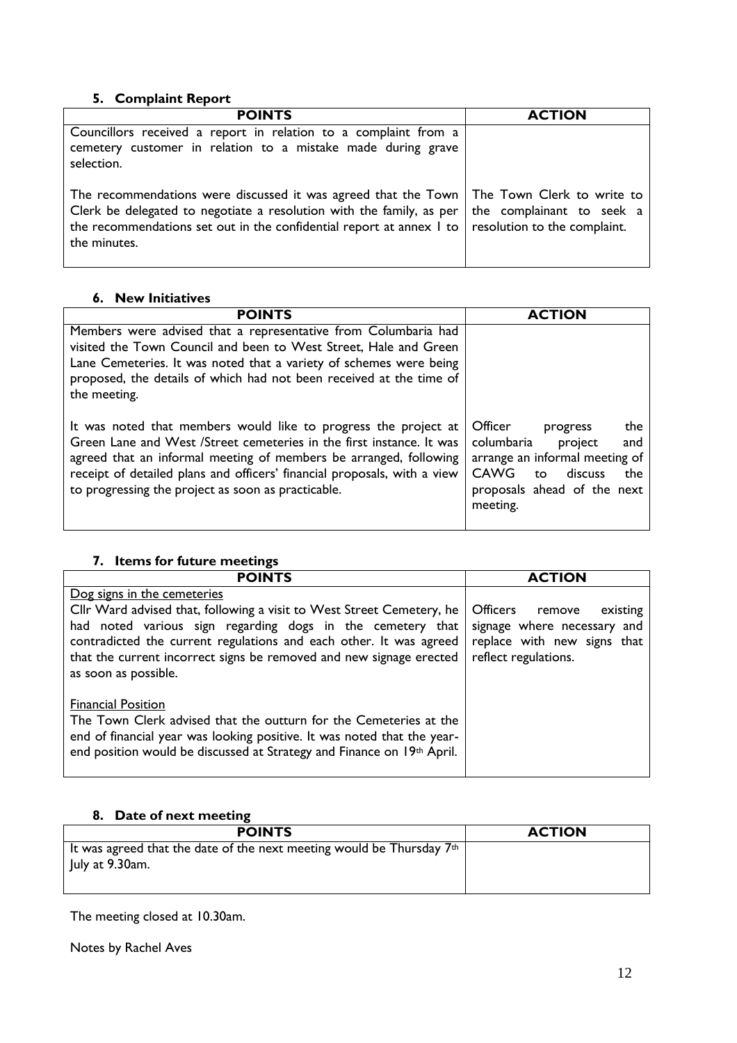## 5. Complaint Report

| POINTS | ACTION |
|---|---|
| Councillors received a report in relation to a complaint from a cemetery customer in relation to a mistake made during grave selection.<br><br>The recommendations were discussed it was agreed that the Town Clerk be delegated to negotiate a resolution with the family, as per the recommendations set out in the confidential report at annex 1 to the minutes. | The Town Clerk to write to the complainant to seek a resolution to the complaint. |

## 6. New Initiatives

| POINTS | ACTION |
|---|---|
| Members were advised that a representative from Columbaria had visited the Town Council and been to West Street, Hale and Green Lane Cemeteries. It was noted that a variety of schemes were being proposed, the details of which had not been received at the time of the meeting.<br><br>It was noted that members would like to progress the project at Green Lane and West /Street cemeteries in the first instance. It was agreed that an informal meeting of members be arranged, following receipt of detailed plans and officers' financial proposals, with a view to progressing the project as soon as practicable. | Officer progress the columbaria project and arrange an informal meeting of CAWG to discuss the proposals ahead of the next meeting. |

## 7. Items for future meetings

| POINTS | ACTION |
|---|---|
| Dog signs in the cemeteries<br>Cllr Ward advised that, following a visit to West Street Cemetery, he had noted various sign regarding dogs in the cemetery that contradicted the current regulations and each other. It was agreed that the current incorrect signs be removed and new signage erected as soon as possible. | Officers remove existing signage where necessary and replace with new signs that reflect regulations. |
| Financial Position<br>The Town Clerk advised that the outturn for the Cemeteries at the end of financial year was looking positive. It was noted that the year-end position would be discussed at Strategy and Finance on 19th April. | |

## 8. Date of next meeting

| POINTS | ACTION |
|---|---|
| It was agreed that the date of the next meeting would be Thursday 7th July at 9.30am. | |

The meeting closed at 10.30am.

Notes by Rachel Aves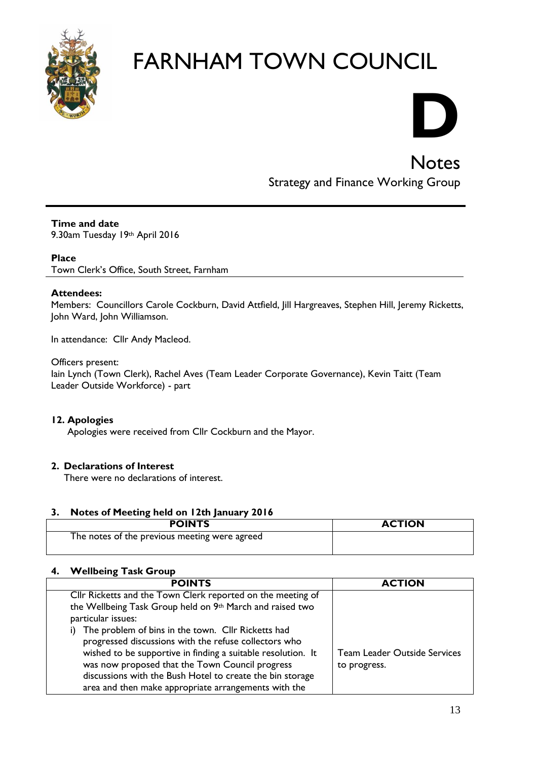# FARNHAM TOWN COUNCIL

# D

## Notes

Strategy and Finance Working Group

**Time and date**
9.30am Tuesday 19th April 2016

**Place**
Town Clerk's Office, South Street, Farnham

**Attendees:**
Members: Councillors Carole Cockburn, David Attfield, Jill Hargreaves, Stephen Hill, Jeremy Ricketts, John Ward, John Williamson.

In attendance: Cllr Andy Macleod.

Officers present:
Iain Lynch (Town Clerk), Rachel Aves (Team Leader Corporate Governance), Kevin Taitt (Team Leader Outside Workforce) - part

**12. Apologies**

Apologies were received from Cllr Cockburn and the Mayor.

**2. Declarations of Interest**

There were no declarations of interest.

**3. Notes of Meeting held on 12th January 2016**

| POINTS | ACTION |
|---|---|
| The notes of the previous meeting were agreed | |

**4. Wellbeing Task Group**

| POINTS | ACTION |
|---|---|
| Cllr Ricketts and the Town Clerk reported on the meeting of the Wellbeing Task Group held on 9th March and raised two particular issues:<br>i) The problem of bins in the town. Cllr Ricketts had progressed discussions with the refuse collectors who wished to be supportive in finding a suitable resolution. It was now proposed that the Town Council progress discussions with the Bush Hotel to create the bin storage area and then make appropriate arrangements with the | Team Leader Outside Services to progress. |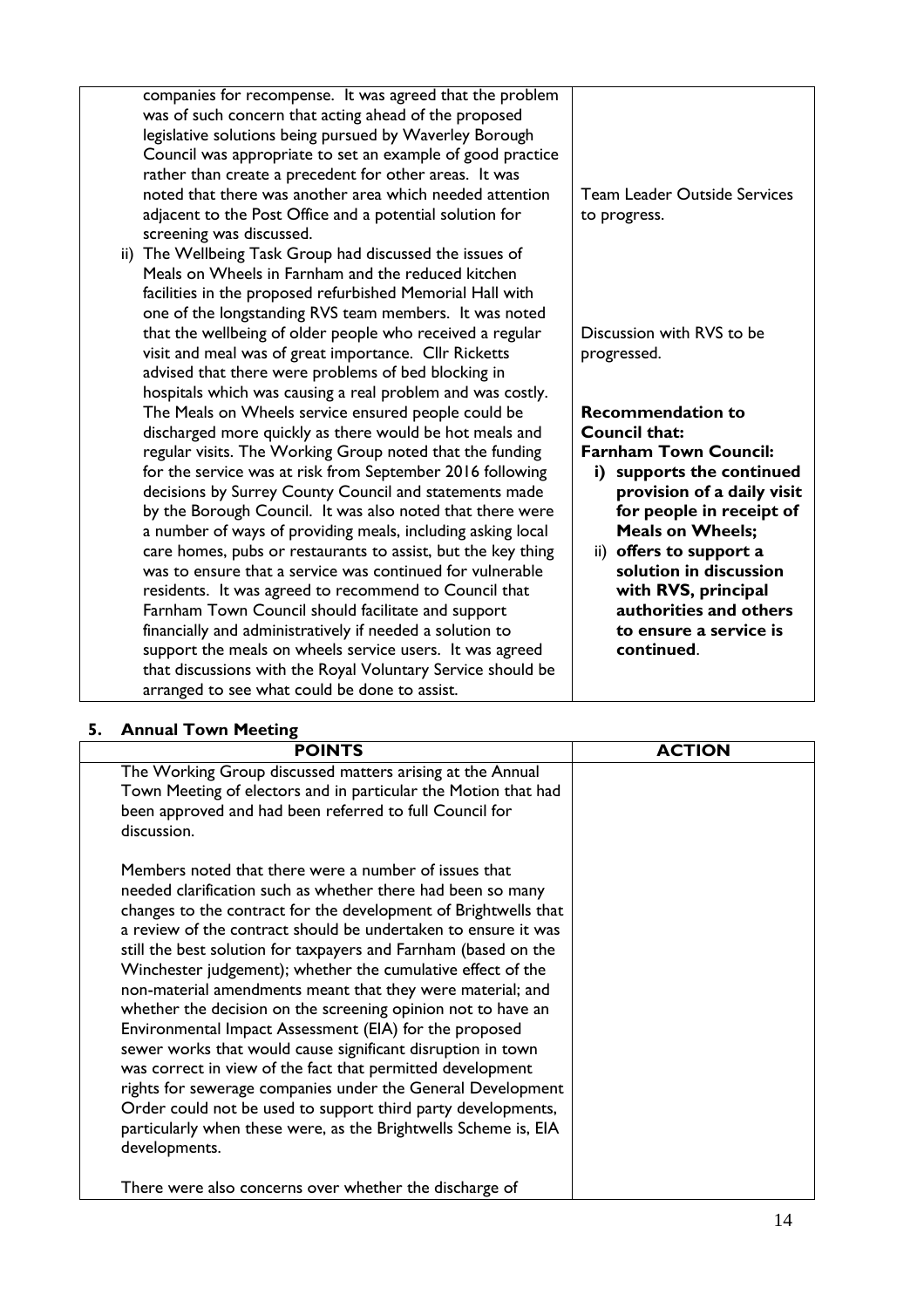| | |
|---|---|
| companies for recompense. It was agreed that the problem was of such concern that acting ahead of the proposed legislative solutions being pursued by Waverley Borough Council was appropriate to set an example of good practice rather than create a precedent for other areas. It was noted that there was another area which needed attention adjacent to the Post Office and a potential solution for screening was discussed. | Team Leader Outside Services to progress. |
| ii) The Wellbeing Task Group had discussed the issues of Meals on Wheels in Farnham and the reduced kitchen facilities in the proposed refurbished Memorial Hall with one of the longstanding RVS team members. It was noted that the wellbeing of older people who received a regular visit and meal was of great importance. Cllr Ricketts advised that there were problems of bed blocking in hospitals which was causing a real problem and was costly. The Meals on Wheels service ensured people could be discharged more quickly as there would be hot meals and regular visits. The Working Group noted that the funding for the service was at risk from September 2016 following decisions by Surrey County Council and statements made by the Borough Council. It was also noted that there were a number of ways of providing meals, including asking local care homes, pubs or restaurants to assist, but the key thing was to ensure that a service was continued for vulnerable residents. It was agreed to recommend to Council that Farnham Town Council should facilitate and support financially and administratively if needed a solution to support the meals on wheels service users. It was agreed that discussions with the Royal Voluntary Service should be arranged to see what could be done to assist. | Discussion with RVS to be progressed.<br><br>**Recommendation to Council that:**<br>**Farnham Town Council:**<br>**i) supports the continued provision of a daily visit for people in receipt of Meals on Wheels;**<br>ii) **offers to support a solution in discussion with RVS, principal authorities and others to ensure a service is continued**. |

## 5. Annual Town Meeting

| POINTS | ACTION |
|---|---|
| The Working Group discussed matters arising at the Annual Town Meeting of electors and in particular the Motion that had been approved and had been referred to full Council for discussion.<br><br>Members noted that there were a number of issues that needed clarification such as whether there had been so many changes to the contract for the development of Brightwells that a review of the contract should be undertaken to ensure it was still the best solution for taxpayers and Farnham (based on the Winchester judgement); whether the cumulative effect of the non-material amendments meant that they were material; and whether the decision on the screening opinion not to have an Environmental Impact Assessment (EIA) for the proposed sewer works that would cause significant disruption in town was correct in view of the fact that permitted development rights for sewerage companies under the General Development Order could not be used to support third party developments, particularly when these were, as the Brightwells Scheme is, EIA developments.<br><br>There were also concerns over whether the discharge of | |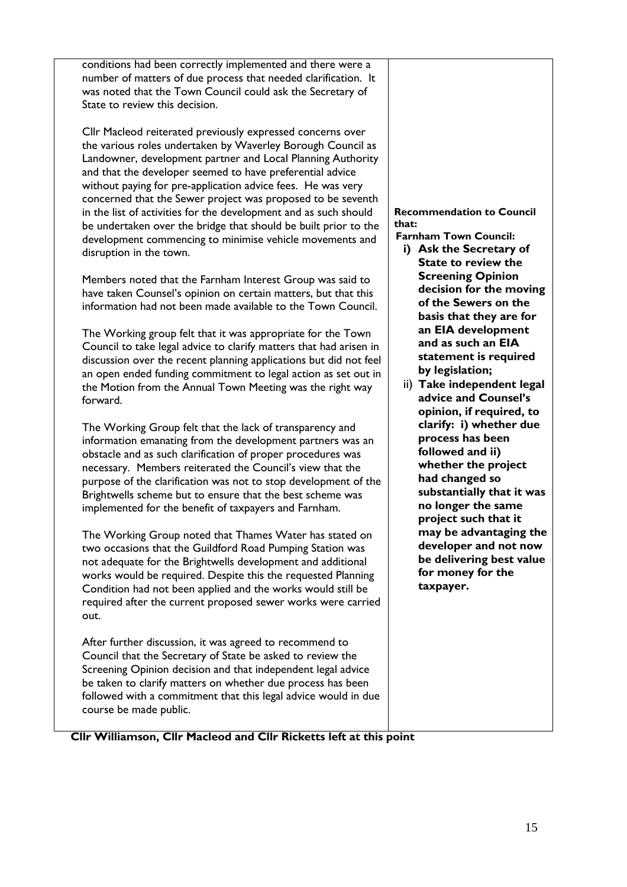| | |
|---|---|
| conditions had been correctly implemented and there were a number of matters of due process that needed clarification. It was noted that the Town Council could ask the Secretary of State to review this decision.<br><br>Cllr Macleod reiterated previously expressed concerns over the various roles undertaken by Waverley Borough Council as Landowner, development partner and Local Planning Authority and that the developer seemed to have preferential advice without paying for pre-application advice fees. He was very concerned that the Sewer project was proposed to be seventh in the list of activities for the development and as such should be undertaken over the bridge that should be built prior to the development commencing to minimise vehicle movements and disruption in the town.<br><br>Members noted that the Farnham Interest Group was said to have taken Counsel's opinion on certain matters, but that this information had not been made available to the Town Council.<br><br>The Working group felt that it was appropriate for the Town Council to take legal advice to clarify matters that had arisen in discussion over the recent planning applications but did not feel an open ended funding commitment to legal action as set out in the Motion from the Annual Town Meeting was the right way forward.<br><br>The Working Group felt that the lack of transparency and information emanating from the development partners was an obstacle and as such clarification of proper procedures was necessary. Members reiterated the Council's view that the purpose of the clarification was not to stop development of the Brightwells scheme but to ensure that the best scheme was implemented for the benefit of taxpayers and Farnham.<br><br>The Working Group noted that Thames Water has stated on two occasions that the Guildford Road Pumping Station was not adequate for the Brightwells development and additional works would be required. Despite this the requested Planning Condition had not been applied and the works would still be required after the current proposed sewer works were carried out.<br><br>After further discussion, it was agreed to recommend to Council that the Secretary of State be asked to review the Screening Opinion decision and that independent legal advice be taken to clarify matters on whether due process has been followed with a commitment that this legal advice would in due course be made public. | **Recommendation to Council that:**<br>**Farnham Town Council:**<br>**i) Ask the Secretary of State to review the Screening Opinion decision for the moving of the Sewers on the basis that they are for an EIA development and as such an EIA statement is required by legislation;**<br>ii) **Take independent legal advice and Counsel's opinion, if required, to clarify: i) whether due process has been followed and ii) whether the project had changed so substantially that it was no longer the same project such that it may be advantaging the developer and not now be delivering best value for money for the taxpayer.** |

**Cllr Williamson, Cllr Macleod and Cllr Ricketts left at this point**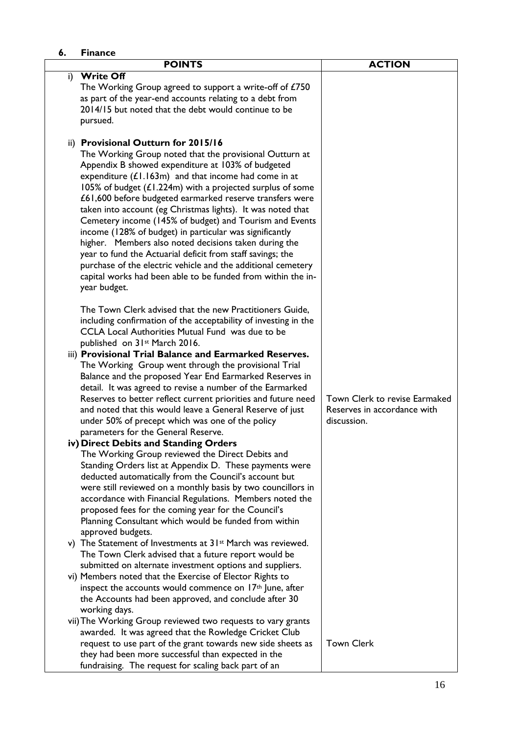## 6. Finance

| POINTS | ACTION |
|---|---|
| i) **Write Off**<br>The Working Group agreed to support a write-off of £750 as part of the year-end accounts relating to a debt from 2014/15 but noted that the debt would continue to be pursued.<br><br>ii) **Provisional Outturn for 2015/16**<br>The Working Group noted that the provisional Outturn at Appendix B showed expenditure at 103% of budgeted expenditure (£1.163m) and that income had come in at 105% of budget (£1.224m) with a projected surplus of some £61,600 before budgeted earmarked reserve transfers were taken into account (eg Christmas lights). It was noted that Cemetery income (145% of budget) and Tourism and Events income (128% of budget) in particular was significantly higher. Members also noted decisions taken during the year to fund the Actuarial deficit from staff savings; the purchase of the electric vehicle and the additional cemetery capital works had been able to be funded from within the in-year budget.<br><br>The Town Clerk advised that the new Practitioners Guide, including confirmation of the acceptability of investing in the CCLA Local Authorities Mutual Fund was due to be published on 31st March 2016. | |
| iii) **Provisional Trial Balance and Earmarked Reserves.**<br>The Working Group went through the provisional Trial Balance and the proposed Year End Earmarked Reserves in detail. It was agreed to revise a number of the Earmarked Reserves to better reflect current priorities and future need and noted that this would leave a General Reserve of just under 50% of precept which was one of the policy parameters for the General Reserve. | Town Clerk to revise Earmaked Reserves in accordance with discussion. |
| iv) **Direct Debits and Standing Orders**<br>The Working Group reviewed the Direct Debits and Standing Orders list at Appendix D. These payments were deducted automatically from the Council's account but were still reviewed on a monthly basis by two councillors in accordance with Financial Regulations. Members noted the proposed fees for the coming year for the Council's Planning Consultant which would be funded from within approved budgets.<br>v) The Statement of Investments at 31st March was reviewed. The Town Clerk advised that a future report would be submitted on alternate investment options and suppliers.<br>vi) Members noted that the Exercise of Elector Rights to inspect the accounts would commence on 17th June, after the Accounts had been approved, and conclude after 30 working days. | |
| vii) The Working Group reviewed two requests to vary grants awarded. It was agreed that the Rowledge Cricket Club request to use part of the grant towards new side sheets as they had been more successful than expected in the fundraising. The request for scaling back part of an | Town Clerk |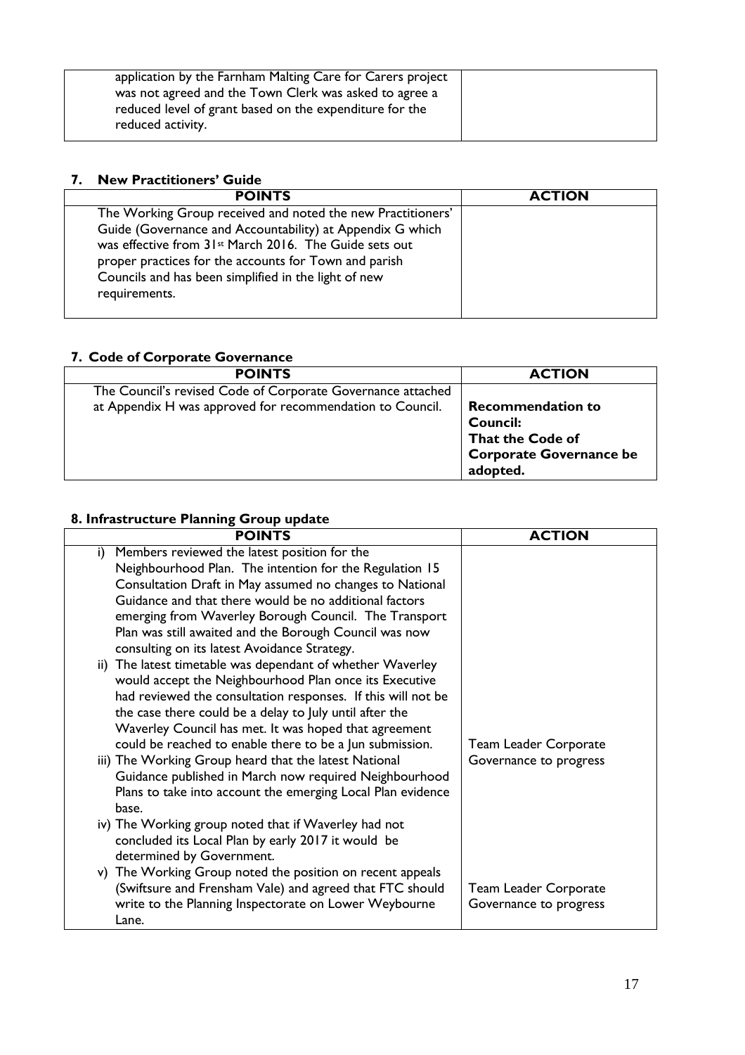| | |
|---|---|
| application by the Farnham Malting Care for Carers project was not agreed and the Town Clerk was asked to agree a reduced level of grant based on the expenditure for the reduced activity. | |

## 7. New Practitioners' Guide

| POINTS | ACTION |
|---|---|
| The Working Group received and noted the new Practitioners' Guide (Governance and Accountability) at Appendix G which was effective from 31st March 2016. The Guide sets out proper practices for the accounts for Town and parish Councils and has been simplified in the light of new requirements. | |

## 7. Code of Corporate Governance

| POINTS | ACTION |
|---|---|
| The Council's revised Code of Corporate Governance attached at Appendix H was approved for recommendation to Council. | **Recommendation to Council: That the Code of Corporate Governance be adopted.** |

## 8. Infrastructure Planning Group update

| POINTS | ACTION |
|---|---|
| i) Members reviewed the latest position for the Neighbourhood Plan. The intention for the Regulation 15 Consultation Draft in May assumed no changes to National Guidance and that there would be no additional factors emerging from Waverley Borough Council. The Transport Plan was still awaited and the Borough Council was now consulting on its latest Avoidance Strategy.<br>ii) The latest timetable was dependant of whether Waverley would accept the Neighbourhood Plan once its Executive had reviewed the consultation responses. If this will not be the case there could be a delay to July until after the Waverley Council has met. It was hoped that agreement could be reached to enable there to be a Jun submission.<br>iii) The Working Group heard that the latest National Guidance published in March now required Neighbourhood Plans to take into account the emerging Local Plan evidence base.<br>iv) The Working group noted that if Waverley had not concluded its Local Plan by early 2017 it would be determined by Government.<br>v) The Working Group noted the position on recent appeals (Swiftsure and Frensham Vale) and agreed that FTC should write to the Planning Inspectorate on Lower Weybourne Lane. | Team Leader Corporate Governance to progress<br><br>Team Leader Corporate Governance to progress |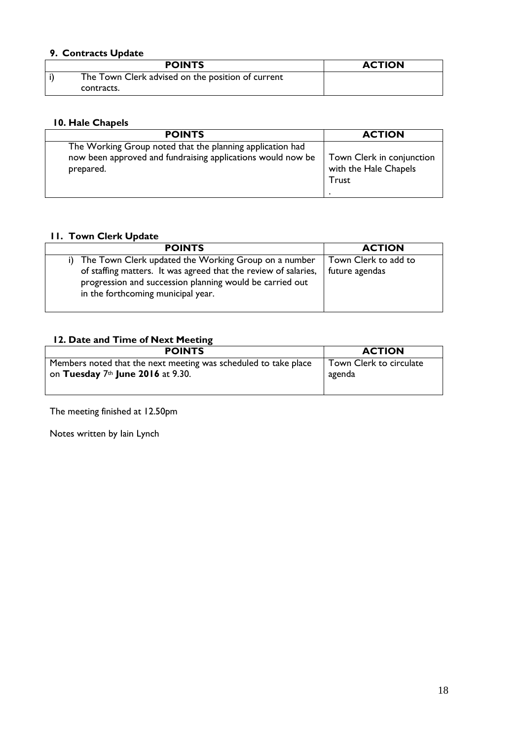### 9. Contracts Update

| | POINTS | ACTION |
|---|---|---|
| i) | The Town Clerk advised on the position of current contracts. | |

### 10. Hale Chapels

| POINTS | ACTION |
|---|---|
| The Working Group noted that the planning application had now been approved and fundraising applications would now be prepared. | Town Clerk in conjunction with the Hale Chapels Trust . |

### 11. Town Clerk Update

| POINTS | ACTION |
|---|---|
| i) The Town Clerk updated the Working Group on a number of staffing matters. It was agreed that the review of salaries, progression and succession planning would be carried out in the forthcoming municipal year. | Town Clerk to add to future agendas |

### 12. Date and Time of Next Meeting

| POINTS | ACTION |
|---|---|
| Members noted that the next meeting was scheduled to take place on **Tuesday** 7th **June 2016** at 9.30. | Town Clerk to circulate agenda |

The meeting finished at 12.50pm

Notes written by Iain Lynch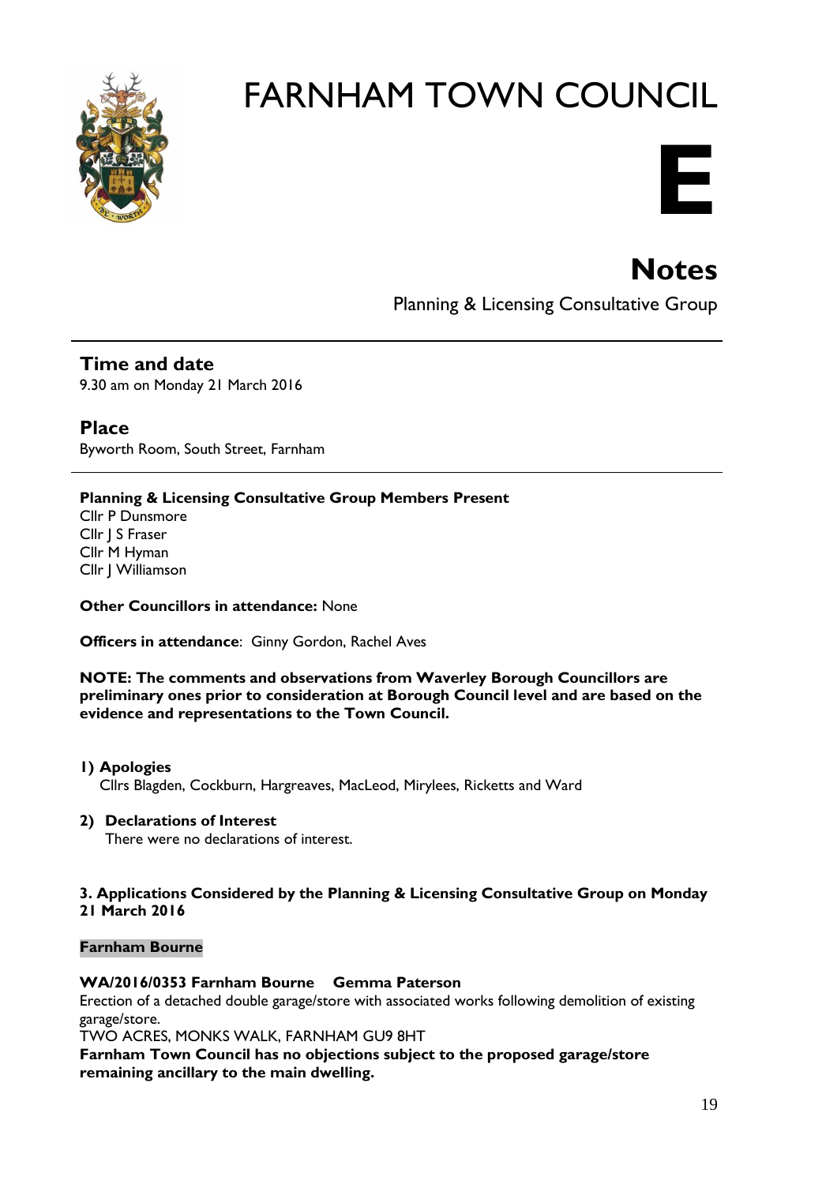# FARNHAM TOWN COUNCIL

**E**

## Notes

Planning & Licensing Consultative Group

---

### Time and date

9.30 am on Monday 21 March 2016

### Place

Byworth Room, South Street, Farnham

---

**Planning & Licensing Consultative Group Members Present**
Cllr P Dunsmore
Cllr J S Fraser
Cllr M Hyman
Cllr J Williamson

**Other Councillors in attendance:** None

**Officers in attendance**: Ginny Gordon, Rachel Aves

**NOTE: The comments and observations from Waverley Borough Councillors are preliminary ones prior to consideration at Borough Council level and are based on the evidence and representations to the Town Council.**

**1) Apologies**
Cllrs Blagden, Cockburn, Hargreaves, MacLeod, Mirylees, Ricketts and Ward

**2) Declarations of Interest**
There were no declarations of interest.

**3. Applications Considered by the Planning & Licensing Consultative Group on Monday 21 March 2016**

**Farnham Bourne**

**WA/2016/0353 Farnham Bourne Gemma Paterson**
Erection of a detached double garage/store with associated works following demolition of existing garage/store.
TWO ACRES, MONKS WALK, FARNHAM GU9 8HT
**Farnham Town Council has no objections subject to the proposed garage/store remaining ancillary to the main dwelling.**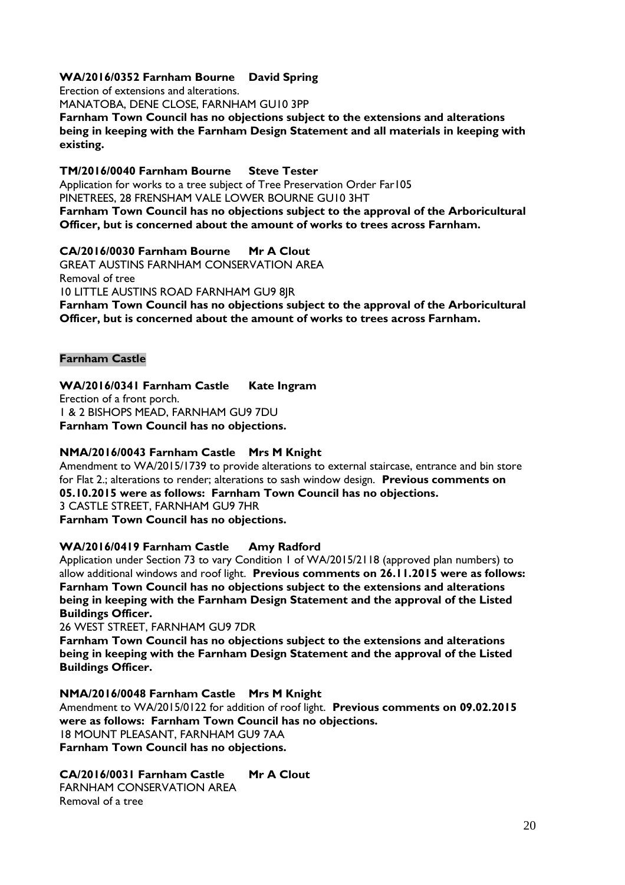**WA/2016/0352 Farnham Bourne David Spring**
Erection of extensions and alterations.
MANATOBA, DENE CLOSE, FARNHAM GU10 3PP
**Farnham Town Council has no objections subject to the extensions and alterations being in keeping with the Farnham Design Statement and all materials in keeping with existing.**

**TM/2016/0040 Farnham Bourne Steve Tester**
Application for works to a tree subject of Tree Preservation Order Far105
PINETREES, 28 FRENSHAM VALE LOWER BOURNE GU10 3HT
**Farnham Town Council has no objections subject to the approval of the Arboricultural Officer, but is concerned about the amount of works to trees across Farnham.**

**CA/2016/0030 Farnham Bourne Mr A Clout**
GREAT AUSTINS FARNHAM CONSERVATION AREA
Removal of tree
10 LITTLE AUSTINS ROAD FARNHAM GU9 8JR
**Farnham Town Council has no objections subject to the approval of the Arboricultural Officer, but is concerned about the amount of works to trees across Farnham.**

**Farnham Castle**

**WA/2016/0341 Farnham Castle Kate Ingram**
Erection of a front porch.
1 & 2 BISHOPS MEAD, FARNHAM GU9 7DU
**Farnham Town Council has no objections.**

**NMA/2016/0043 Farnham Castle Mrs M Knight**
Amendment to WA/2015/1739 to provide alterations to external staircase, entrance and bin store for Flat 2.; alterations to render; alterations to sash window design. **Previous comments on 05.10.2015 were as follows: Farnham Town Council has no objections.**
3 CASTLE STREET, FARNHAM GU9 7HR
**Farnham Town Council has no objections.**

**WA/2016/0419 Farnham Castle Amy Radford**
Application under Section 73 to vary Condition 1 of WA/2015/2118 (approved plan numbers) to allow additional windows and roof light. **Previous comments on 26.11.2015 were as follows: Farnham Town Council has no objections subject to the extensions and alterations being in keeping with the Farnham Design Statement and the approval of the Listed Buildings Officer.**
26 WEST STREET, FARNHAM GU9 7DR
**Farnham Town Council has no objections subject to the extensions and alterations being in keeping with the Farnham Design Statement and the approval of the Listed Buildings Officer.**

**NMA/2016/0048 Farnham Castle Mrs M Knight**
Amendment to WA/2015/0122 for addition of roof light. **Previous comments on 09.02.2015 were as follows: Farnham Town Council has no objections.**
18 MOUNT PLEASANT, FARNHAM GU9 7AA
**Farnham Town Council has no objections.**

**CA/2016/0031 Farnham Castle Mr A Clout**
FARNHAM CONSERVATION AREA
Removal of a tree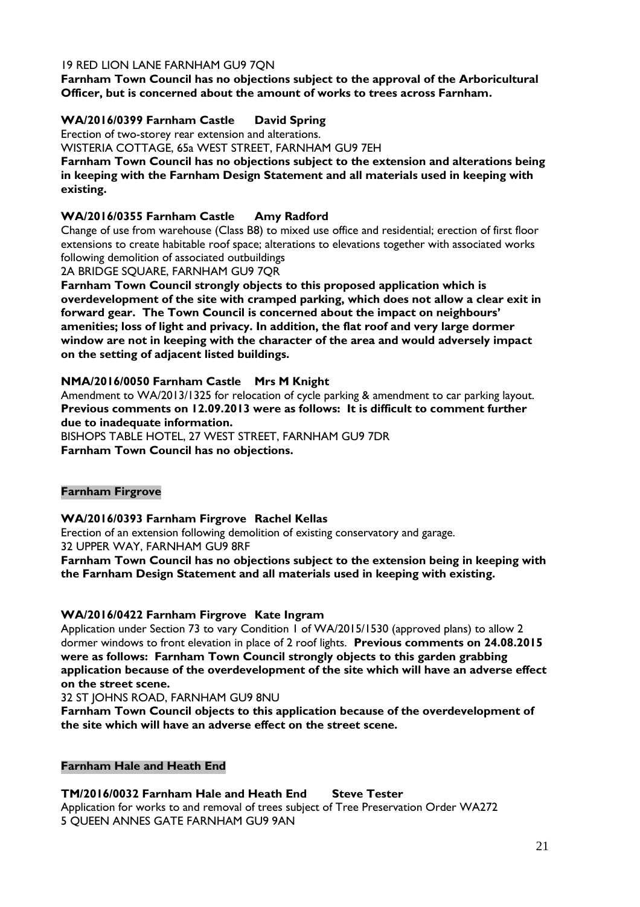19 RED LION LANE FARNHAM GU9 7QN

**Farnham Town Council has no objections subject to the approval of the Arboricultural Officer, but is concerned about the amount of works to trees across Farnham.**

**WA/2016/0399 Farnham Castle David Spring**

Erection of two-storey rear extension and alterations.

WISTERIA COTTAGE, 65a WEST STREET, FARNHAM GU9 7EH

**Farnham Town Council has no objections subject to the extension and alterations being in keeping with the Farnham Design Statement and all materials used in keeping with existing.**

**WA/2016/0355 Farnham Castle Amy Radford**

Change of use from warehouse (Class B8) to mixed use office and residential; erection of first floor extensions to create habitable roof space; alterations to elevations together with associated works following demolition of associated outbuildings

2A BRIDGE SQUARE, FARNHAM GU9 7QR

**Farnham Town Council strongly objects to this proposed application which is overdevelopment of the site with cramped parking, which does not allow a clear exit in forward gear. The Town Council is concerned about the impact on neighbours' amenities; loss of light and privacy. In addition, the flat roof and very large dormer window are not in keeping with the character of the area and would adversely impact on the setting of adjacent listed buildings.**

**NMA/2016/0050 Farnham Castle Mrs M Knight**

Amendment to WA/2013/1325 for relocation of cycle parking & amendment to car parking layout. **Previous comments on 12.09.2013 were as follows: It is difficult to comment further due to inadequate information.**

BISHOPS TABLE HOTEL, 27 WEST STREET, FARNHAM GU9 7DR

**Farnham Town Council has no objections.**

## Farnham Firgrove

**WA/2016/0393 Farnham Firgrove Rachel Kellas**

Erection of an extension following demolition of existing conservatory and garage.

32 UPPER WAY, FARNHAM GU9 8RF

**Farnham Town Council has no objections subject to the extension being in keeping with the Farnham Design Statement and all materials used in keeping with existing.**

**WA/2016/0422 Farnham Firgrove Kate Ingram**

Application under Section 73 to vary Condition 1 of WA/2015/1530 (approved plans) to allow 2 dormer windows to front elevation in place of 2 roof lights. **Previous comments on 24.08.2015 were as follows: Farnham Town Council strongly objects to this garden grabbing application because of the overdevelopment of the site which will have an adverse effect on the street scene.**

32 ST JOHNS ROAD, FARNHAM GU9 8NU

**Farnham Town Council objects to this application because of the overdevelopment of the site which will have an adverse effect on the street scene.**

## Farnham Hale and Heath End

**TM/2016/0032 Farnham Hale and Heath End Steve Tester**

Application for works to and removal of trees subject of Tree Preservation Order WA272

5 QUEEN ANNES GATE FARNHAM GU9 9AN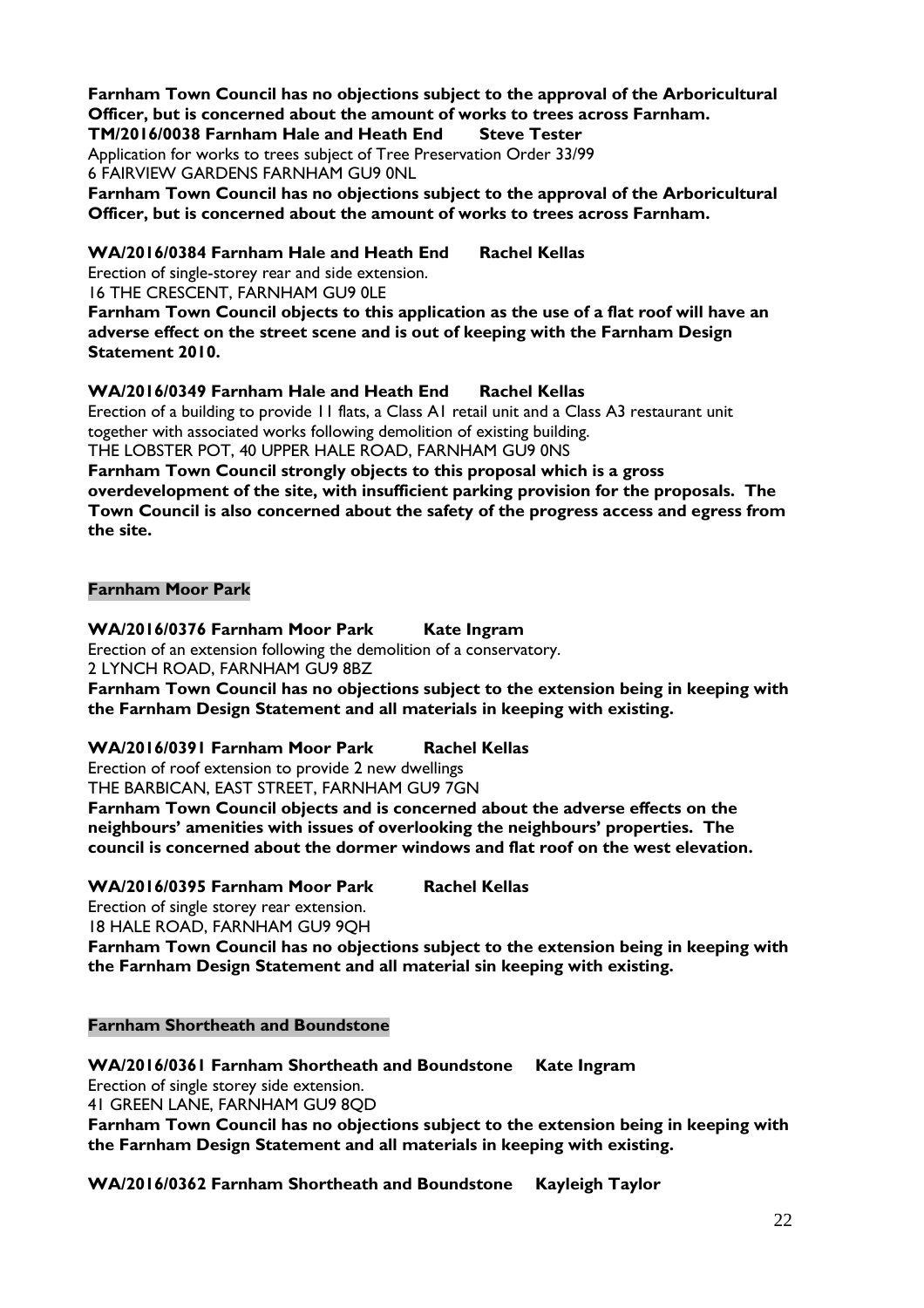**Farnham Town Council has no objections subject to the approval of the Arboricultural Officer, but is concerned about the amount of works to trees across Farnham.**

**TM/2016/0038 Farnham Hale and Heath End Steve Tester**

Application for works to trees subject of Tree Preservation Order 33/99

6 FAIRVIEW GARDENS FARNHAM GU9 0NL

**Farnham Town Council has no objections subject to the approval of the Arboricultural Officer, but is concerned about the amount of works to trees across Farnham.**

**WA/2016/0384 Farnham Hale and Heath End Rachel Kellas**

Erection of single-storey rear and side extension.

16 THE CRESCENT, FARNHAM GU9 0LE

**Farnham Town Council objects to this application as the use of a flat roof will have an adverse effect on the street scene and is out of keeping with the Farnham Design Statement 2010.**

**WA/2016/0349 Farnham Hale and Heath End Rachel Kellas**

Erection of a building to provide 11 flats, a Class A1 retail unit and a Class A3 restaurant unit together with associated works following demolition of existing building.

THE LOBSTER POT, 40 UPPER HALE ROAD, FARNHAM GU9 0NS

**Farnham Town Council strongly objects to this proposal which is a gross overdevelopment of the site, with insufficient parking provision for the proposals. The Town Council is also concerned about the safety of the progress access and egress from the site.**

## Farnham Moor Park

**WA/2016/0376 Farnham Moor Park Kate Ingram**

Erection of an extension following the demolition of a conservatory.

2 LYNCH ROAD, FARNHAM GU9 8BZ

**Farnham Town Council has no objections subject to the extension being in keeping with the Farnham Design Statement and all materials in keeping with existing.**

**WA/2016/0391 Farnham Moor Park Rachel Kellas**

Erection of roof extension to provide 2 new dwellings

THE BARBICAN, EAST STREET, FARNHAM GU9 7GN

**Farnham Town Council objects and is concerned about the adverse effects on the neighbours' amenities with issues of overlooking the neighbours' properties. The council is concerned about the dormer windows and flat roof on the west elevation.**

**WA/2016/0395 Farnham Moor Park Rachel Kellas**

Erection of single storey rear extension.

18 HALE ROAD, FARNHAM GU9 9QH

**Farnham Town Council has no objections subject to the extension being in keeping with the Farnham Design Statement and all material sin keeping with existing.**

## Farnham Shortheath and Boundstone

**WA/2016/0361 Farnham Shortheath and Boundstone Kate Ingram**

Erection of single storey side extension.

41 GREEN LANE, FARNHAM GU9 8QD

**Farnham Town Council has no objections subject to the extension being in keeping with the Farnham Design Statement and all materials in keeping with existing.**

**WA/2016/0362 Farnham Shortheath and Boundstone Kayleigh Taylor**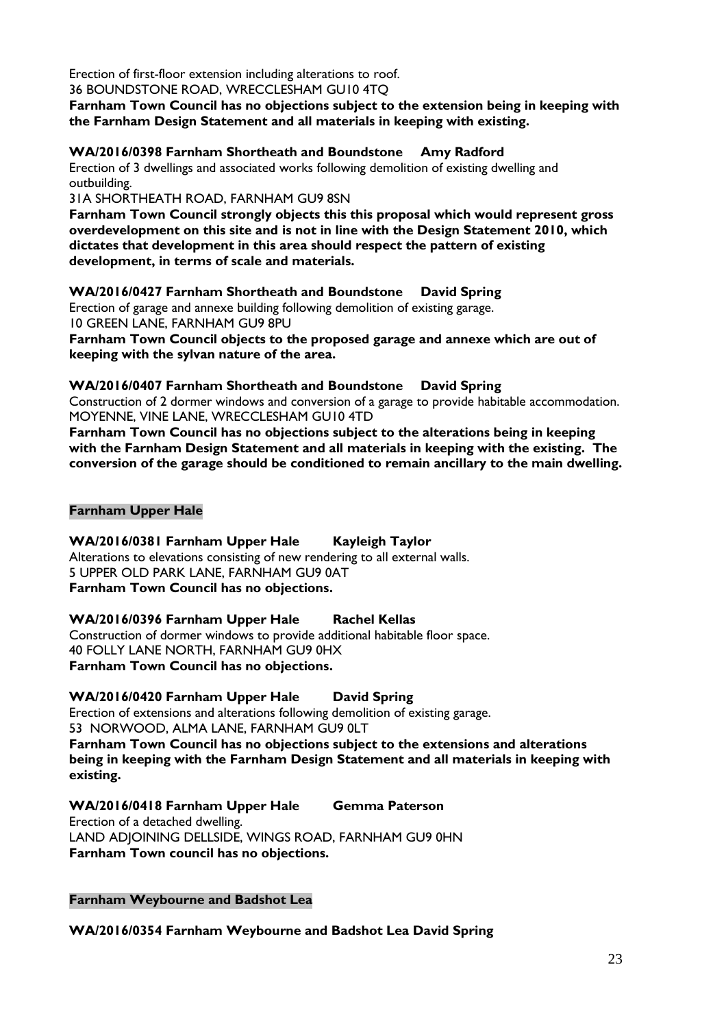Erection of first-floor extension including alterations to roof.
36 BOUNDSTONE ROAD, WRECCLESHAM GU10 4TQ
**Farnham Town Council has no objections subject to the extension being in keeping with the Farnham Design Statement and all materials in keeping with existing.**

**WA/2016/0398 Farnham Shortheath and Boundstone Amy Radford**
Erection of 3 dwellings and associated works following demolition of existing dwelling and outbuilding.
31A SHORTHEATH ROAD, FARNHAM GU9 8SN
**Farnham Town Council strongly objects this this proposal which would represent gross overdevelopment on this site and is not in line with the Design Statement 2010, which dictates that development in this area should respect the pattern of existing development, in terms of scale and materials.**

**WA/2016/0427 Farnham Shortheath and Boundstone David Spring**
Erection of garage and annexe building following demolition of existing garage.
10 GREEN LANE, FARNHAM GU9 8PU
**Farnham Town Council objects to the proposed garage and annexe which are out of keeping with the sylvan nature of the area.**

**WA/2016/0407 Farnham Shortheath and Boundstone David Spring**
Construction of 2 dormer windows and conversion of a garage to provide habitable accommodation.
MOYENNE, VINE LANE, WRECCLESHAM GU10 4TD
**Farnham Town Council has no objections subject to the alterations being in keeping with the Farnham Design Statement and all materials in keeping with the existing. The conversion of the garage should be conditioned to remain ancillary to the main dwelling.**

**Farnham Upper Hale**

**WA/2016/0381 Farnham Upper Hale Kayleigh Taylor**
Alterations to elevations consisting of new rendering to all external walls.
5 UPPER OLD PARK LANE, FARNHAM GU9 0AT
**Farnham Town Council has no objections.**

**WA/2016/0396 Farnham Upper Hale Rachel Kellas**
Construction of dormer windows to provide additional habitable floor space.
40 FOLLY LANE NORTH, FARNHAM GU9 0HX
**Farnham Town Council has no objections.**

**WA/2016/0420 Farnham Upper Hale David Spring**
Erection of extensions and alterations following demolition of existing garage.
53 NORWOOD, ALMA LANE, FARNHAM GU9 0LT
**Farnham Town Council has no objections subject to the extensions and alterations being in keeping with the Farnham Design Statement and all materials in keeping with existing.**

**WA/2016/0418 Farnham Upper Hale Gemma Paterson**
Erection of a detached dwelling.
LAND ADJOINING DELLSIDE, WINGS ROAD, FARNHAM GU9 0HN
**Farnham Town council has no objections.**

**Farnham Weybourne and Badshot Lea**

**WA/2016/0354 Farnham Weybourne and Badshot Lea David Spring**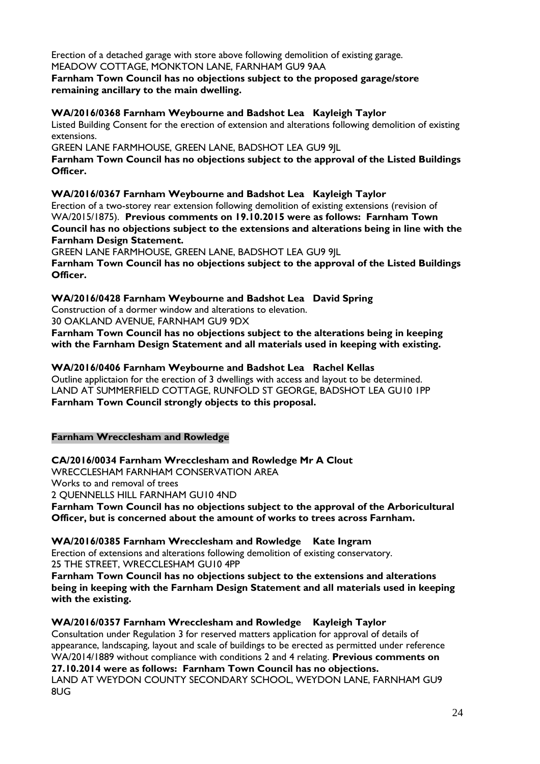Erection of a detached garage with store above following demolition of existing garage.
MEADOW COTTAGE, MONKTON LANE, FARNHAM GU9 9AA
**Farnham Town Council has no objections subject to the proposed garage/store remaining ancillary to the main dwelling.**

**WA/2016/0368 Farnham Weybourne and Badshot Lea Kayleigh Taylor**
Listed Building Consent for the erection of extension and alterations following demolition of existing extensions.
GREEN LANE FARMHOUSE, GREEN LANE, BADSHOT LEA GU9 9JL
**Farnham Town Council has no objections subject to the approval of the Listed Buildings Officer.**

**WA/2016/0367 Farnham Weybourne and Badshot Lea Kayleigh Taylor**
Erection of a two-storey rear extension following demolition of existing extensions (revision of WA/2015/1875). **Previous comments on 19.10.2015 were as follows: Farnham Town Council has no objections subject to the extensions and alterations being in line with the Farnham Design Statement.**
GREEN LANE FARMHOUSE, GREEN LANE, BADSHOT LEA GU9 9JL
**Farnham Town Council has no objections subject to the approval of the Listed Buildings Officer.**

**WA/2016/0428 Farnham Weybourne and Badshot Lea David Spring**
Construction of a dormer window and alterations to elevation.
30 OAKLAND AVENUE, FARNHAM GU9 9DX
**Farnham Town Council has no objections subject to the alterations being in keeping with the Farnham Design Statement and all materials used in keeping with existing.**

**WA/2016/0406 Farnham Weybourne and Badshot Lea Rachel Kellas**
Outline applictaion for the erection of 3 dwellings with access and layout to be determined.
LAND AT SUMMERFIELD COTTAGE, RUNFOLD ST GEORGE, BADSHOT LEA GU10 1PP
**Farnham Town Council strongly objects to this proposal.**

**Farnham Wrecclesham and Rowledge**

**CA/2016/0034 Farnham Wrecclesham and Rowledge Mr A Clout**
WRECCLESHAM FARNHAM CONSERVATION AREA
Works to and removal of trees
2 QUENNELLS HILL FARNHAM GU10 4ND
**Farnham Town Council has no objections subject to the approval of the Arboricultural Officer, but is concerned about the amount of works to trees across Farnham.**

**WA/2016/0385 Farnham Wrecclesham and Rowledge Kate Ingram**
Erection of extensions and alterations following demolition of existing conservatory.
25 THE STREET, WRECCLESHAM GU10 4PP
**Farnham Town Council has no objections subject to the extensions and alterations being in keeping with the Farnham Design Statement and all materials used in keeping with the existing.**

**WA/2016/0357 Farnham Wrecclesham and Rowledge Kayleigh Taylor**
Consultation under Regulation 3 for reserved matters application for approval of details of appearance, landscaping, layout and scale of buildings to be erected as permitted under reference WA/2014/1889 without compliance with conditions 2 and 4 relating. **Previous comments on 27.10.2014 were as follows: Farnham Town Council has no objections.**
LAND AT WEYDON COUNTY SECONDARY SCHOOL, WEYDON LANE, FARNHAM GU9 8UG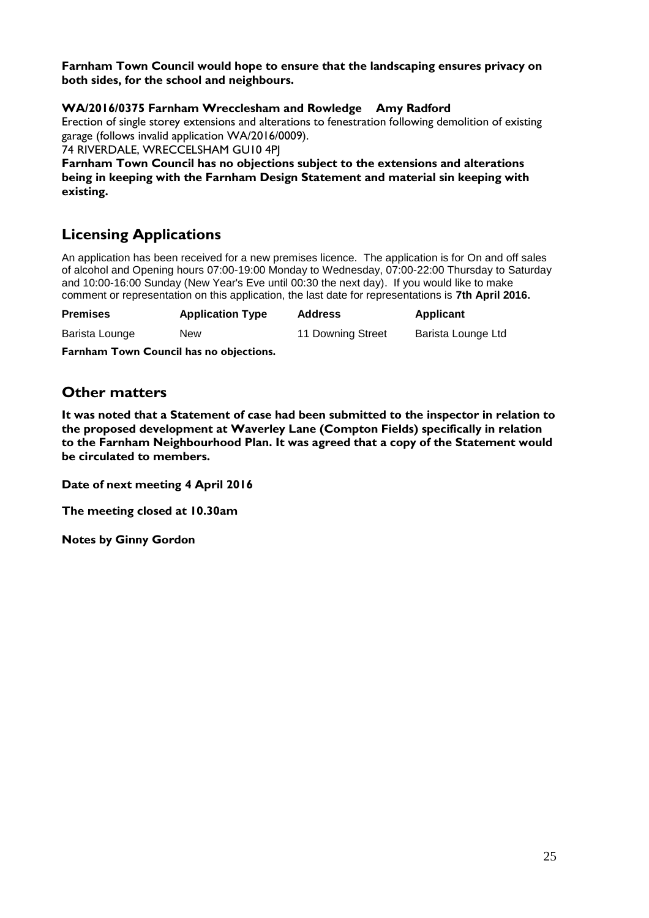**Farnham Town Council would hope to ensure that the landscaping ensures privacy on both sides, for the school and neighbours.**

**WA/2016/0375 Farnham Wrecclesham and Rowledge Amy Radford**

Erection of single storey extensions and alterations to fenestration following demolition of existing garage (follows invalid application WA/2016/0009).

74 RIVERDALE, WRECCELSHAM GU10 4PJ

**Farnham Town Council has no objections subject to the extensions and alterations being in keeping with the Farnham Design Statement and material sin keeping with existing.**

## Licensing Applications

An application has been received for a new premises licence. The application is for On and off sales of alcohol and Opening hours 07:00-19:00 Monday to Wednesday, 07:00-22:00 Thursday to Saturday and 10:00-16:00 Sunday (New Year's Eve until 00:30 the next day). If you would like to make comment or representation on this application, the last date for representations is **7th April 2016.**

| Premises | Application Type | Address | Applicant |
|---|---|---|---|
| Barista Lounge | New | 11 Downing Street | Barista Lounge Ltd |

**Farnham Town Council has no objections.**

## Other matters

**It was noted that a Statement of case had been submitted to the inspector in relation to the proposed development at Waverley Lane (Compton Fields) specifically in relation to the Farnham Neighbourhood Plan. It was agreed that a copy of the Statement would be circulated to members.**

**Date of next meeting 4 April 2016**

**The meeting closed at 10.30am**

**Notes by Ginny Gordon**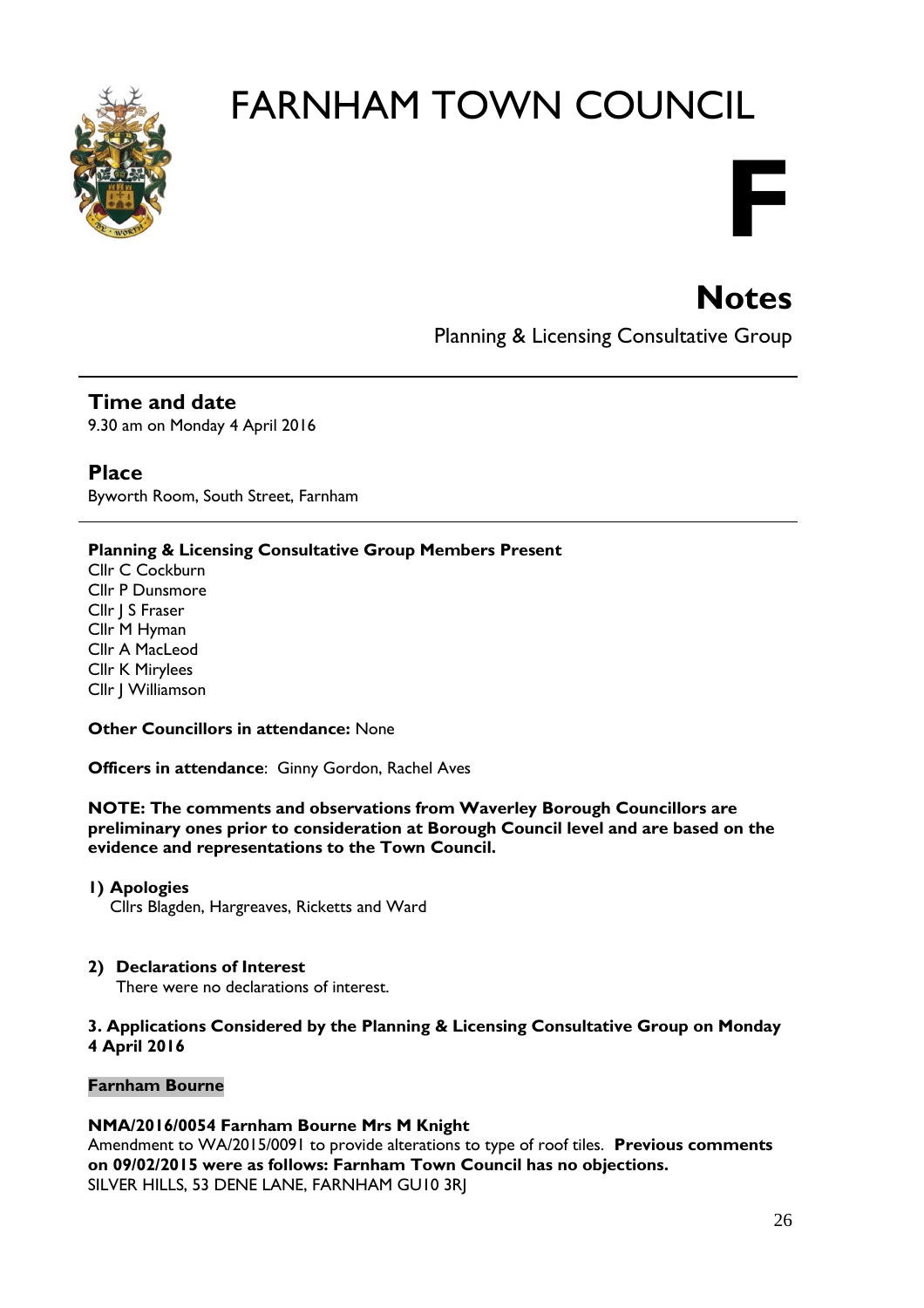# FARNHAM TOWN COUNCIL

**F**

# Notes

Planning & Licensing Consultative Group

---

## Time and date

9.30 am on Monday 4 April 2016

## Place

Byworth Room, South Street, Farnham

---

**Planning & Licensing Consultative Group Members Present**

Cllr C Cockburn
Cllr P Dunsmore
Cllr J S Fraser
Cllr M Hyman
Cllr A MacLeod
Cllr K Mirylees
Cllr J Williamson

**Other Councillors in attendance:** None

**Officers in attendance**: Ginny Gordon, Rachel Aves

**NOTE: The comments and observations from Waverley Borough Councillors are preliminary ones prior to consideration at Borough Council level and are based on the evidence and representations to the Town Council.**

**1) Apologies**

Cllrs Blagden, Hargreaves, Ricketts and Ward

**2) Declarations of Interest**

There were no declarations of interest.

**3. Applications Considered by the Planning & Licensing Consultative Group on Monday 4 April 2016**

**Farnham Bourne**

**NMA/2016/0054 Farnham Bourne Mrs M Knight**
Amendment to WA/2015/0091 to provide alterations to type of roof tiles. **Previous comments on 09/02/2015 were as follows: Farnham Town Council has no objections.**
SILVER HILLS, 53 DENE LANE, FARNHAM GU10 3RJ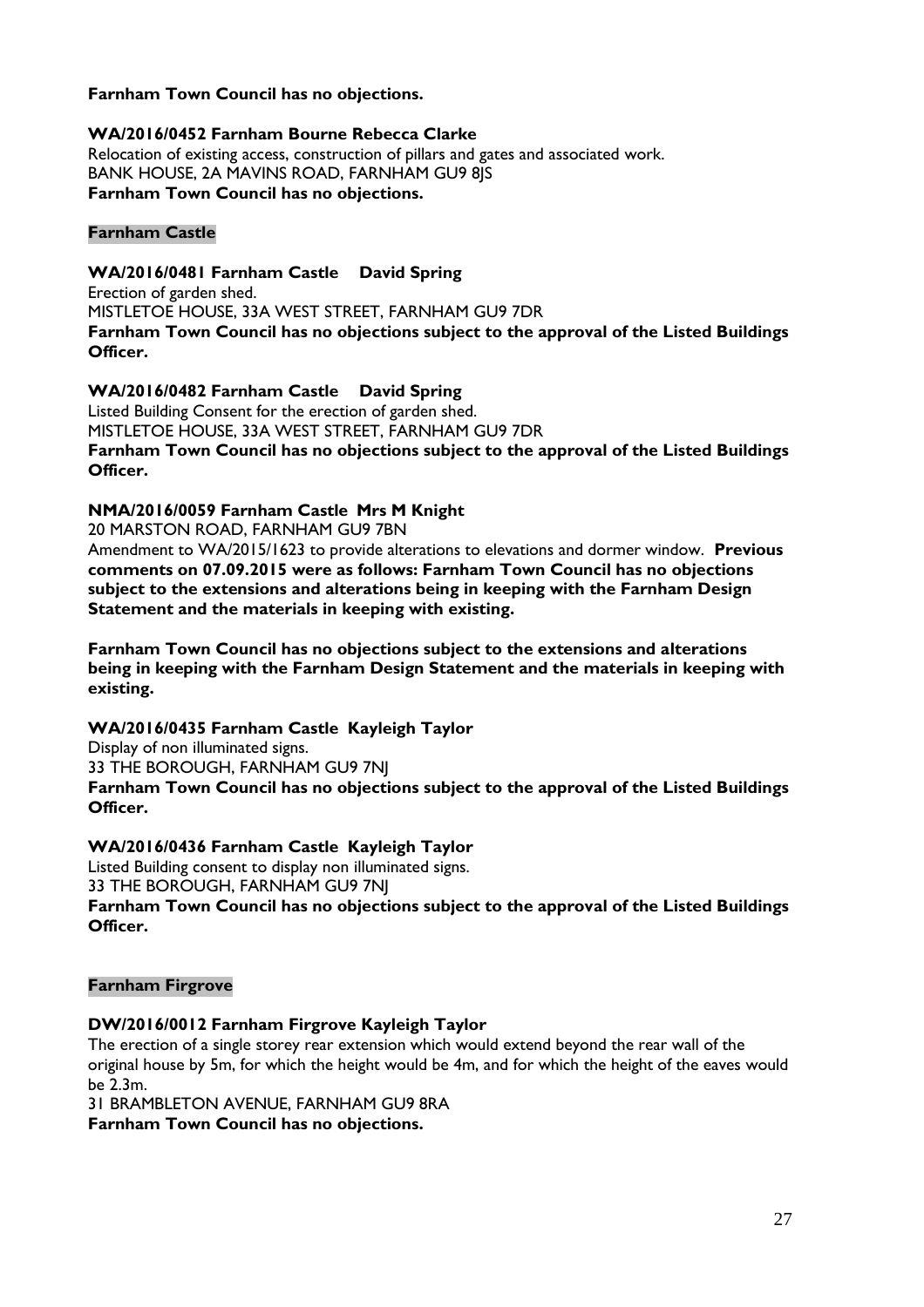**Farnham Town Council has no objections.**

**WA/2016/0452 Farnham Bourne Rebecca Clarke**
Relocation of existing access, construction of pillars and gates and associated work.
BANK HOUSE, 2A MAVINS ROAD, FARNHAM GU9 8JS
**Farnham Town Council has no objections.**

**Farnham Castle**

**WA/2016/0481 Farnham Castle David Spring**
Erection of garden shed.
MISTLETOE HOUSE, 33A WEST STREET, FARNHAM GU9 7DR
**Farnham Town Council has no objections subject to the approval of the Listed Buildings Officer.**

**WA/2016/0482 Farnham Castle David Spring**
Listed Building Consent for the erection of garden shed.
MISTLETOE HOUSE, 33A WEST STREET, FARNHAM GU9 7DR
**Farnham Town Council has no objections subject to the approval of the Listed Buildings Officer.**

**NMA/2016/0059 Farnham Castle Mrs M Knight**
20 MARSTON ROAD, FARNHAM GU9 7BN
Amendment to WA/2015/1623 to provide alterations to elevations and dormer window. **Previous comments on 07.09.2015 were as follows: Farnham Town Council has no objections subject to the extensions and alterations being in keeping with the Farnham Design Statement and the materials in keeping with existing.**

**Farnham Town Council has no objections subject to the extensions and alterations being in keeping with the Farnham Design Statement and the materials in keeping with existing.**

**WA/2016/0435 Farnham Castle Kayleigh Taylor**
Display of non illuminated signs.
33 THE BOROUGH, FARNHAM GU9 7NJ
**Farnham Town Council has no objections subject to the approval of the Listed Buildings Officer.**

**WA/2016/0436 Farnham Castle Kayleigh Taylor**
Listed Building consent to display non illuminated signs.
33 THE BOROUGH, FARNHAM GU9 7NJ
**Farnham Town Council has no objections subject to the approval of the Listed Buildings Officer.**

**Farnham Firgrove**

**DW/2016/0012 Farnham Firgrove Kayleigh Taylor**
The erection of a single storey rear extension which would extend beyond the rear wall of the original house by 5m, for which the height would be 4m, and for which the height of the eaves would be 2.3m.
31 BRAMBLETON AVENUE, FARNHAM GU9 8RA
**Farnham Town Council has no objections.**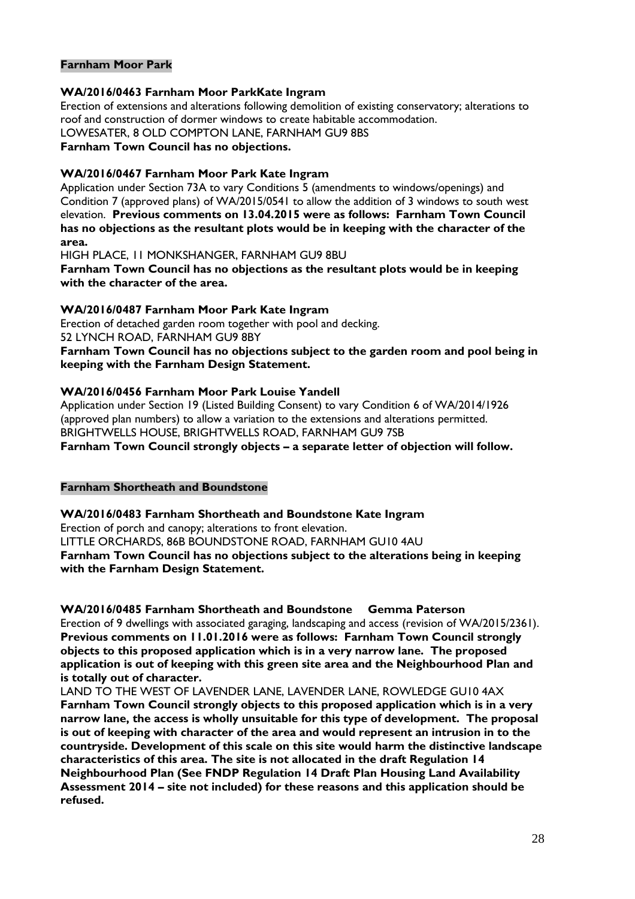## Farnham Moor Park

**WA/2016/0463 Farnham Moor ParkKate Ingram**
Erection of extensions and alterations following demolition of existing conservatory; alterations to roof and construction of dormer windows to create habitable accommodation.
LOWESATER, 8 OLD COMPTON LANE, FARNHAM GU9 8BS
**Farnham Town Council has no objections.**

**WA/2016/0467 Farnham Moor Park Kate Ingram**
Application under Section 73A to vary Conditions 5 (amendments to windows/openings) and Condition 7 (approved plans) of WA/2015/0541 to allow the addition of 3 windows to south west elevation. **Previous comments on 13.04.2015 were as follows: Farnham Town Council has no objections as the resultant plots would be in keeping with the character of the area.**
HIGH PLACE, 11 MONKSHANGER, FARNHAM GU9 8BU
**Farnham Town Council has no objections as the resultant plots would be in keeping with the character of the area.**

**WA/2016/0487 Farnham Moor Park Kate Ingram**
Erection of detached garden room together with pool and decking.
52 LYNCH ROAD, FARNHAM GU9 8BY
**Farnham Town Council has no objections subject to the garden room and pool being in keeping with the Farnham Design Statement.**

**WA/2016/0456 Farnham Moor Park Louise Yandell**
Application under Section 19 (Listed Building Consent) to vary Condition 6 of WA/2014/1926 (approved plan numbers) to allow a variation to the extensions and alterations permitted.
BRIGHTWELLS HOUSE, BRIGHTWELLS ROAD, FARNHAM GU9 7SB
**Farnham Town Council strongly objects – a separate letter of objection will follow.**

## Farnham Shortheath and Boundstone

**WA/2016/0483 Farnham Shortheath and Boundstone Kate Ingram**
Erection of porch and canopy; alterations to front elevation.
LITTLE ORCHARDS, 86B BOUNDSTONE ROAD, FARNHAM GU10 4AU
**Farnham Town Council has no objections subject to the alterations being in keeping with the Farnham Design Statement.**

**WA/2016/0485 Farnham Shortheath and Boundstone Gemma Paterson**
Erection of 9 dwellings with associated garaging, landscaping and access (revision of WA/2015/2361). **Previous comments on 11.01.2016 were as follows: Farnham Town Council strongly objects to this proposed application which is in a very narrow lane. The proposed application is out of keeping with this green site area and the Neighbourhood Plan and is totally out of character.**
LAND TO THE WEST OF LAVENDER LANE, LAVENDER LANE, ROWLEDGE GU10 4AX
**Farnham Town Council strongly objects to this proposed application which is in a very narrow lane, the access is wholly unsuitable for this type of development. The proposal is out of keeping with character of the area and would represent an intrusion in to the countryside. Development of this scale on this site would harm the distinctive landscape characteristics of this area. The site is not allocated in the draft Regulation 14 Neighbourhood Plan (See FNDP Regulation 14 Draft Plan Housing Land Availability Assessment 2014 – site not included) for these reasons and this application should be refused.**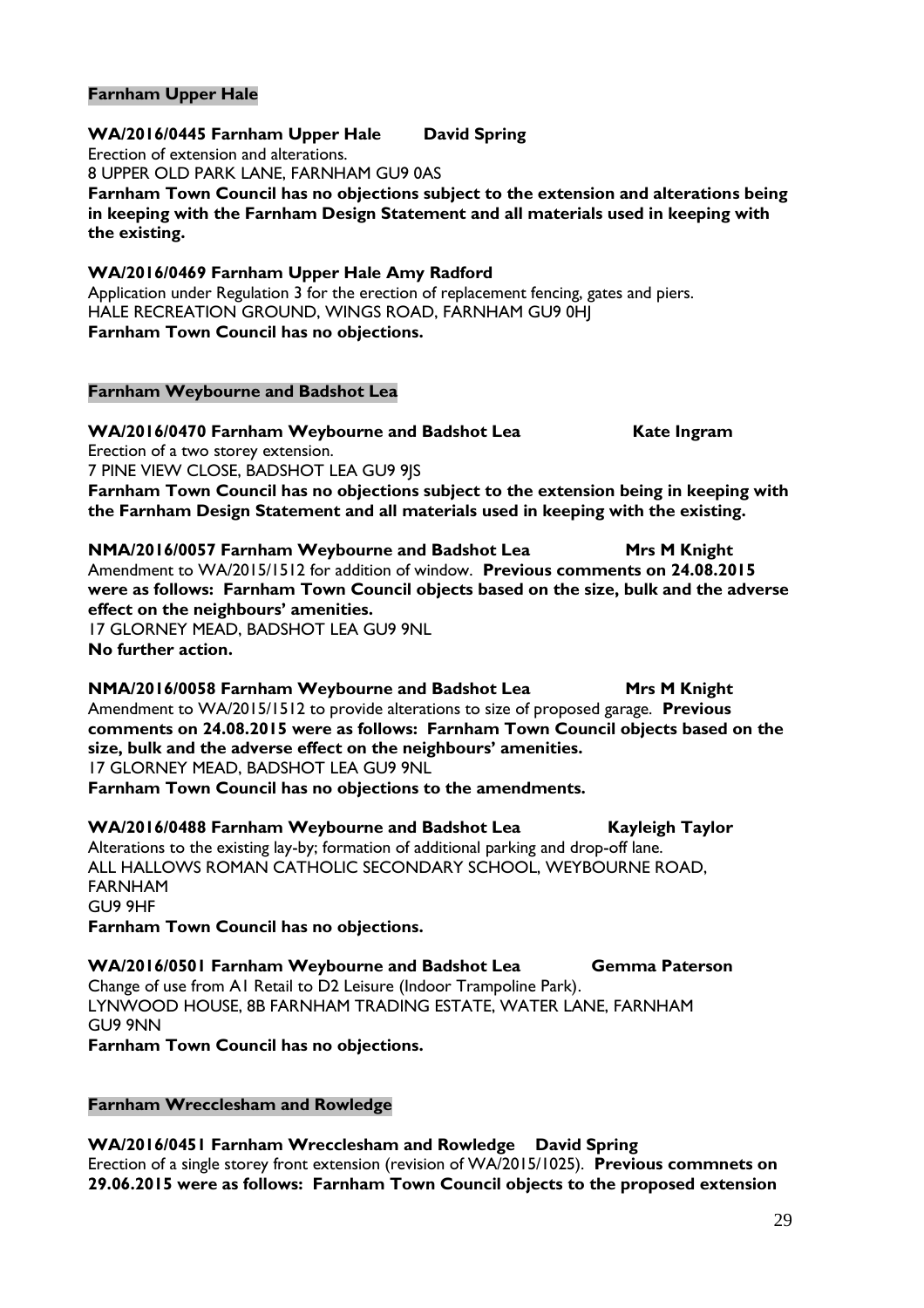**Farnham Upper Hale**

**WA/2016/0445 Farnham Upper Hale David Spring**
Erection of extension and alterations.
8 UPPER OLD PARK LANE, FARNHAM GU9 0AS
**Farnham Town Council has no objections subject to the extension and alterations being in keeping with the Farnham Design Statement and all materials used in keeping with the existing.**

**WA/2016/0469 Farnham Upper Hale Amy Radford**
Application under Regulation 3 for the erection of replacement fencing, gates and piers.
HALE RECREATION GROUND, WINGS ROAD, FARNHAM GU9 0HJ
**Farnham Town Council has no objections.**

**Farnham Weybourne and Badshot Lea**

**WA/2016/0470 Farnham Weybourne and Badshot Lea Kate Ingram**
Erection of a two storey extension.
7 PINE VIEW CLOSE, BADSHOT LEA GU9 9JS
**Farnham Town Council has no objections subject to the extension being in keeping with the Farnham Design Statement and all materials used in keeping with the existing.**

**NMA/2016/0057 Farnham Weybourne and Badshot Lea Mrs M Knight**
Amendment to WA/2015/1512 for addition of window. **Previous comments on 24.08.2015 were as follows: Farnham Town Council objects based on the size, bulk and the adverse effect on the neighbours' amenities.**
17 GLORNEY MEAD, BADSHOT LEA GU9 9NL
**No further action.**

**NMA/2016/0058 Farnham Weybourne and Badshot Lea Mrs M Knight**
Amendment to WA/2015/1512 to provide alterations to size of proposed garage. **Previous comments on 24.08.2015 were as follows: Farnham Town Council objects based on the size, bulk and the adverse effect on the neighbours' amenities.**
17 GLORNEY MEAD, BADSHOT LEA GU9 9NL
**Farnham Town Council has no objections to the amendments.**

**WA/2016/0488 Farnham Weybourne and Badshot Lea Kayleigh Taylor**
Alterations to the existing lay-by; formation of additional parking and drop-off lane.
ALL HALLOWS ROMAN CATHOLIC SECONDARY SCHOOL, WEYBOURNE ROAD, FARNHAM
GU9 9HF
**Farnham Town Council has no objections.**

**WA/2016/0501 Farnham Weybourne and Badshot Lea Gemma Paterson**
Change of use from A1 Retail to D2 Leisure (Indoor Trampoline Park).
LYNWOOD HOUSE, 8B FARNHAM TRADING ESTATE, WATER LANE, FARNHAM
GU9 9NN
**Farnham Town Council has no objections.**

**Farnham Wrecclesham and Rowledge**

**WA/2016/0451 Farnham Wrecclesham and Rowledge David Spring**
Erection of a single storey front extension (revision of WA/2015/1025). **Previous commnets on 29.06.2015 were as follows: Farnham Town Council objects to the proposed extension**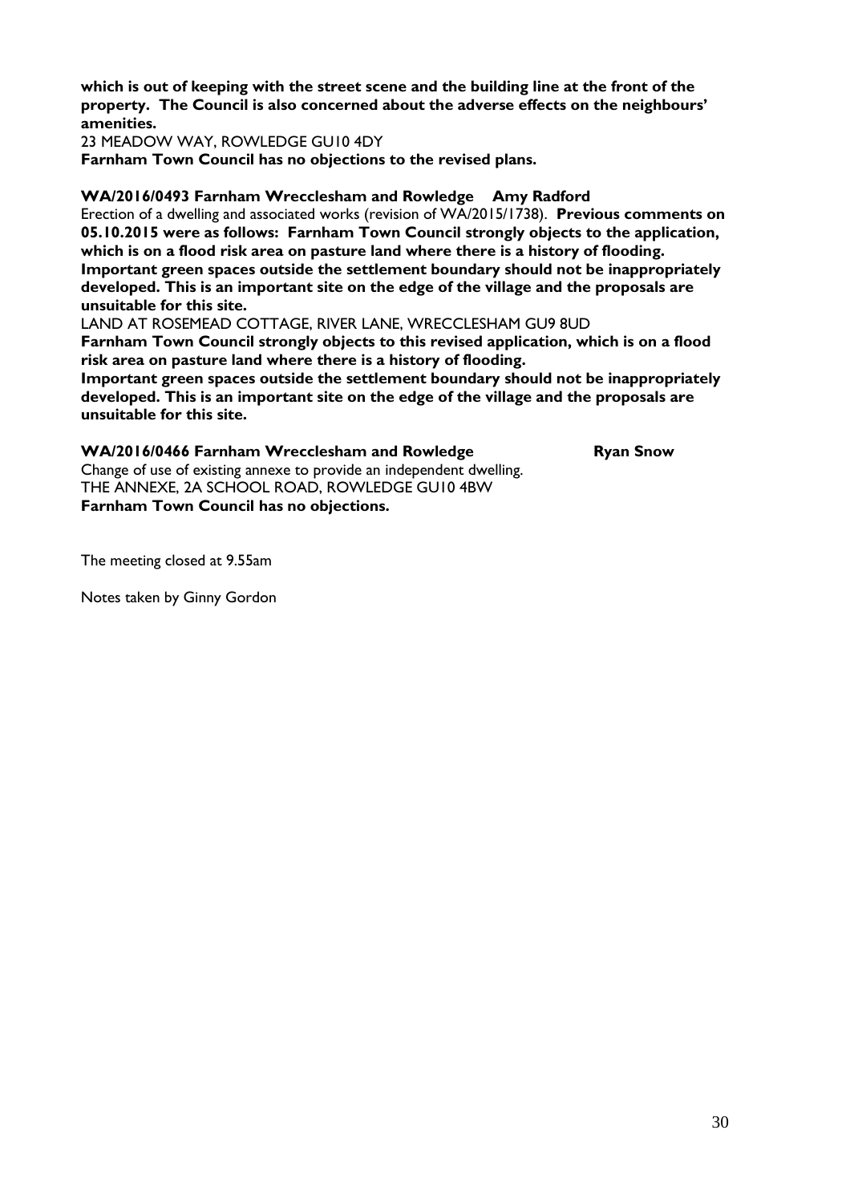**which is out of keeping with the street scene and the building line at the front of the property. The Council is also concerned about the adverse effects on the neighbours' amenities.**

23 MEADOW WAY, ROWLEDGE GU10 4DY

**Farnham Town Council has no objections to the revised plans.**

**WA/2016/0493 Farnham Wrecclesham and Rowledge Amy Radford**

Erection of a dwelling and associated works (revision of WA/2015/1738). **Previous comments on 05.10.2015 were as follows: Farnham Town Council strongly objects to the application, which is on a flood risk area on pasture land where there is a history of flooding. Important green spaces outside the settlement boundary should not be inappropriately developed. This is an important site on the edge of the village and the proposals are unsuitable for this site.**

LAND AT ROSEMEAD COTTAGE, RIVER LANE, WRECCLESHAM GU9 8UD

**Farnham Town Council strongly objects to this revised application, which is on a flood risk area on pasture land where there is a history of flooding.**

**Important green spaces outside the settlement boundary should not be inappropriately developed. This is an important site on the edge of the village and the proposals are unsuitable for this site.**

**WA/2016/0466 Farnham Wrecclesham and Rowledge Ryan Snow**

Change of use of existing annexe to provide an independent dwelling.

THE ANNEXE, 2A SCHOOL ROAD, ROWLEDGE GU10 4BW

**Farnham Town Council has no objections.**

The meeting closed at 9.55am

Notes taken by Ginny Gordon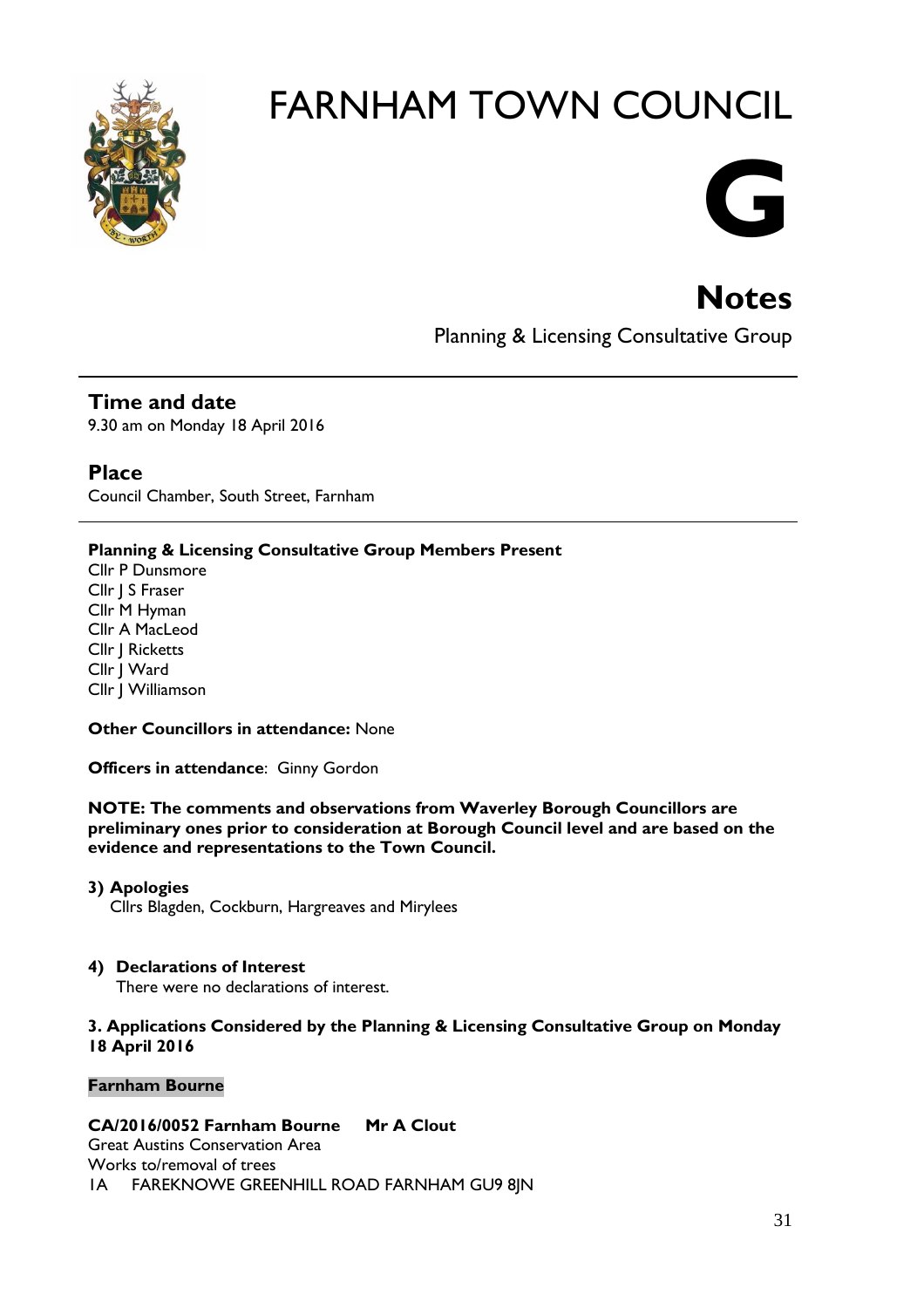# FARNHAM TOWN COUNCIL

# G

## Notes

Planning & Licensing Consultative Group

---

### Time and date

9.30 am on Monday 18 April 2016

### Place

Council Chamber, South Street, Farnham

---

**Planning & Licensing Consultative Group Members Present**

Cllr P Dunsmore
Cllr J S Fraser
Cllr M Hyman
Cllr A MacLeod
Cllr J Ricketts
Cllr J Ward
Cllr J Williamson

**Other Councillors in attendance:** None

**Officers in attendance**: Ginny Gordon

**NOTE: The comments and observations from Waverley Borough Councillors are preliminary ones prior to consideration at Borough Council level and are based on the evidence and representations to the Town Council.**

**3) Apologies**

Cllrs Blagden, Cockburn, Hargreaves and Mirylees

**4) Declarations of Interest**

There were no declarations of interest.

**3. Applications Considered by the Planning & Licensing Consultative Group on Monday 18 April 2016**

**Farnham Bourne**

**CA/2016/0052 Farnham Bourne Mr A Clout**

Great Austins Conservation Area
Works to/removal of trees
1A FAREKNOWE GREENHILL ROAD FARNHAM GU9 8JN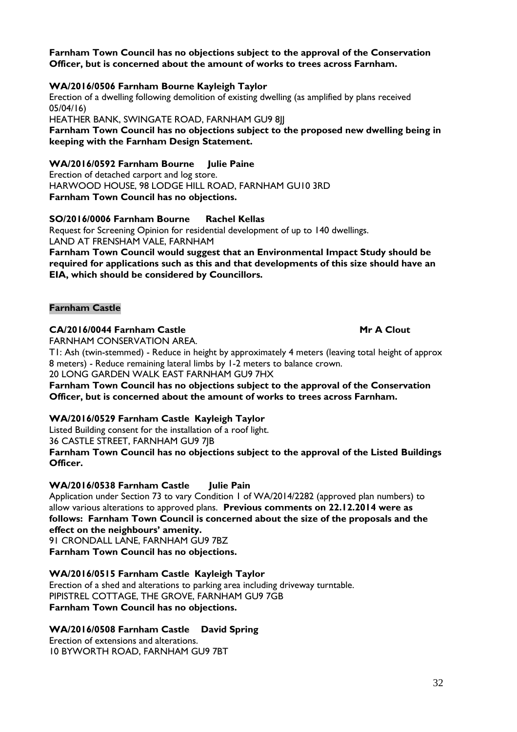**Farnham Town Council has no objections subject to the approval of the Conservation Officer, but is concerned about the amount of works to trees across Farnham.**

**WA/2016/0506 Farnham Bourne Kayleigh Taylor**

Erection of a dwelling following demolition of existing dwelling (as amplified by plans received 05/04/16)

HEATHER BANK, SWINGATE ROAD, FARNHAM GU9 8JJ

**Farnham Town Council has no objections subject to the proposed new dwelling being in keeping with the Farnham Design Statement.**

**WA/2016/0592 Farnham Bourne Julie Paine**

Erection of detached carport and log store.

HARWOOD HOUSE, 98 LODGE HILL ROAD, FARNHAM GU10 3RD

**Farnham Town Council has no objections.**

**SO/2016/0006 Farnham Bourne Rachel Kellas**

Request for Screening Opinion for residential development of up to 140 dwellings.

LAND AT FRENSHAM VALE, FARNHAM

**Farnham Town Council would suggest that an Environmental Impact Study should be required for applications such as this and that developments of this size should have an EIA, which should be considered by Councillors.**

**Farnham Castle**

**CA/2016/0044 Farnham Castle Mr A Clout**

FARNHAM CONSERVATION AREA.

T1: Ash (twin-stemmed) - Reduce in height by approximately 4 meters (leaving total height of approx 8 meters) - Reduce remaining lateral limbs by 1-2 meters to balance crown.

20 LONG GARDEN WALK EAST FARNHAM GU9 7HX

**Farnham Town Council has no objections subject to the approval of the Conservation Officer, but is concerned about the amount of works to trees across Farnham.**

**WA/2016/0529 Farnham Castle Kayleigh Taylor**

Listed Building consent for the installation of a roof light.

36 CASTLE STREET, FARNHAM GU9 7JB

**Farnham Town Council has no objections subject to the approval of the Listed Buildings Officer.**

**WA/2016/0538 Farnham Castle Julie Pain**

Application under Section 73 to vary Condition 1 of WA/2014/2282 (approved plan numbers) to allow various alterations to approved plans. **Previous comments on 22.12.2014 were as follows: Farnham Town Council is concerned about the size of the proposals and the effect on the neighbours' amenity.**

91 CRONDALL LANE, FARNHAM GU9 7BZ

**Farnham Town Council has no objections.**

**WA/2016/0515 Farnham Castle Kayleigh Taylor**

Erection of a shed and alterations to parking area including driveway turntable.

PIPISTREL COTTAGE, THE GROVE, FARNHAM GU9 7GB

**Farnham Town Council has no objections.**

**WA/2016/0508 Farnham Castle David Spring**

Erection of extensions and alterations.

10 BYWORTH ROAD, FARNHAM GU9 7BT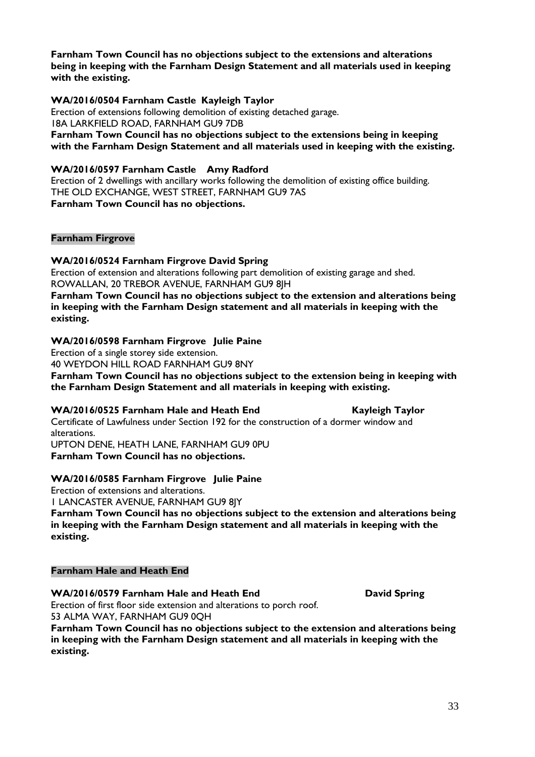**Farnham Town Council has no objections subject to the extensions and alterations being in keeping with the Farnham Design Statement and all materials used in keeping with the existing.**

**WA/2016/0504 Farnham Castle Kayleigh Taylor**

Erection of extensions following demolition of existing detached garage.
18A LARKFIELD ROAD, FARNHAM GU9 7DB

**Farnham Town Council has no objections subject to the extensions being in keeping with the Farnham Design Statement and all materials used in keeping with the existing.**

**WA/2016/0597 Farnham Castle Amy Radford**

Erection of 2 dwellings with ancillary works following the demolition of existing office building.
THE OLD EXCHANGE, WEST STREET, FARNHAM GU9 7AS

**Farnham Town Council has no objections.**

**Farnham Firgrove**

**WA/2016/0524 Farnham Firgrove David Spring**

Erection of extension and alterations following part demolition of existing garage and shed.
ROWALLAN, 20 TREBOR AVENUE, FARNHAM GU9 8JH

**Farnham Town Council has no objections subject to the extension and alterations being in keeping with the Farnham Design statement and all materials in keeping with the existing.**

**WA/2016/0598 Farnham Firgrove Julie Paine**

Erection of a single storey side extension.
40 WEYDON HILL ROAD FARNHAM GU9 8NY

**Farnham Town Council has no objections subject to the extension being in keeping with the Farnham Design Statement and all materials in keeping with existing.**

**WA/2016/0525 Farnham Hale and Heath End Kayleigh Taylor**

Certificate of Lawfulness under Section 192 for the construction of a dormer window and alterations.
UPTON DENE, HEATH LANE, FARNHAM GU9 0PU

**Farnham Town Council has no objections.**

**WA/2016/0585 Farnham Firgrove Julie Paine**

Erection of extensions and alterations.
1 LANCASTER AVENUE, FARNHAM GU9 8JY

**Farnham Town Council has no objections subject to the extension and alterations being in keeping with the Farnham Design statement and all materials in keeping with the existing.**

**Farnham Hale and Heath End**

**WA/2016/0579 Farnham Hale and Heath End David Spring**

Erection of first floor side extension and alterations to porch roof.
53 ALMA WAY, FARNHAM GU9 0QH

**Farnham Town Council has no objections subject to the extension and alterations being in keeping with the Farnham Design statement and all materials in keeping with the existing.**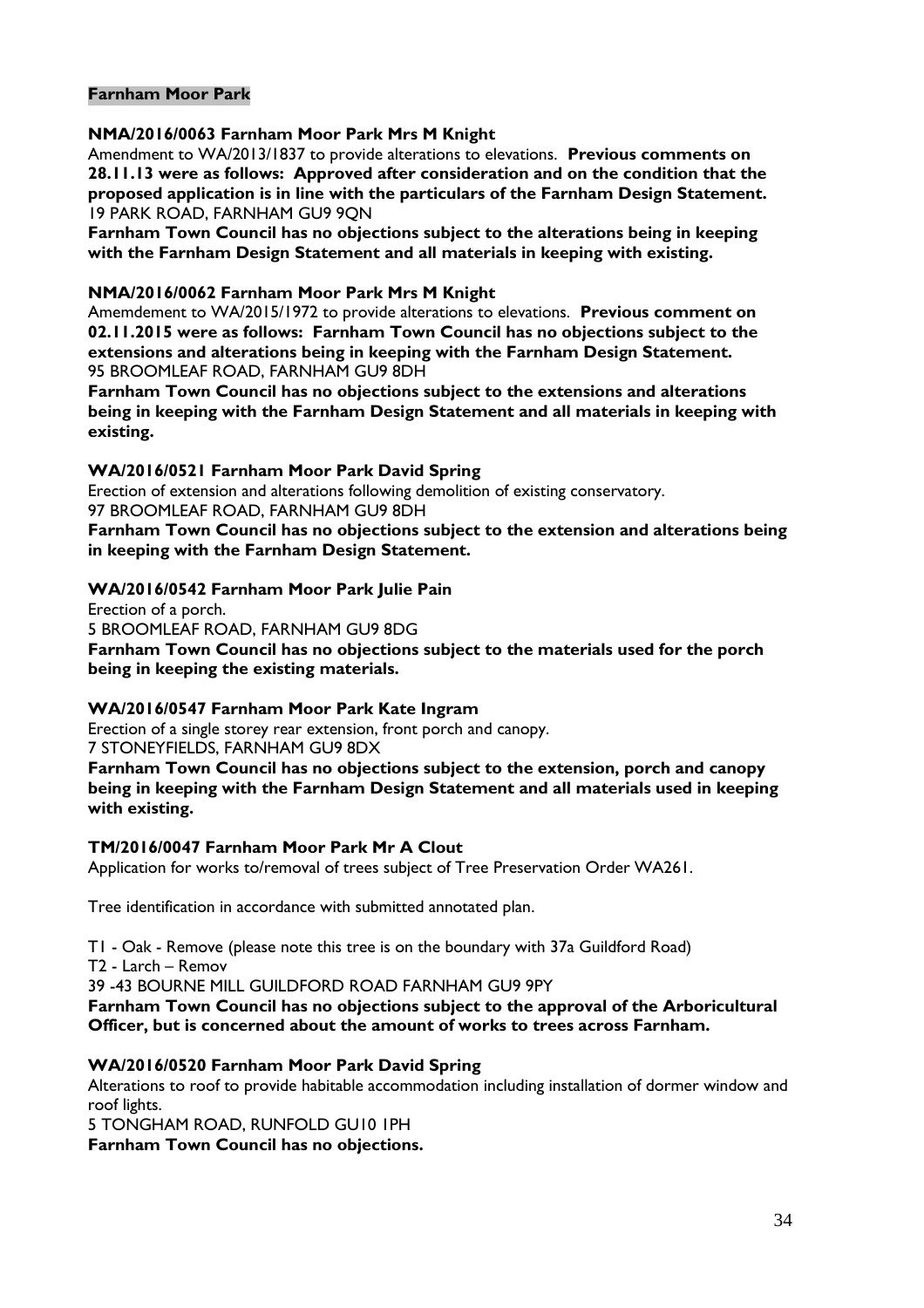**Farnham Moor Park**

**NMA/2016/0063 Farnham Moor Park Mrs M Knight**
Amendment to WA/2013/1837 to provide alterations to elevations. **Previous comments on 28.11.13 were as follows: Approved after consideration and on the condition that the proposed application is in line with the particulars of the Farnham Design Statement.**
19 PARK ROAD, FARNHAM GU9 9QN
**Farnham Town Council has no objections subject to the alterations being in keeping with the Farnham Design Statement and all materials in keeping with existing.**

**NMA/2016/0062 Farnham Moor Park Mrs M Knight**
Amemdement to WA/2015/1972 to provide alterations to elevations. **Previous comment on 02.11.2015 were as follows: Farnham Town Council has no objections subject to the extensions and alterations being in keeping with the Farnham Design Statement.**
95 BROOMLEAF ROAD, FARNHAM GU9 8DH
**Farnham Town Council has no objections subject to the extensions and alterations being in keeping with the Farnham Design Statement and all materials in keeping with existing.**

**WA/2016/0521 Farnham Moor Park David Spring**
Erection of extension and alterations following demolition of existing conservatory.
97 BROOMLEAF ROAD, FARNHAM GU9 8DH
**Farnham Town Council has no objections subject to the extension and alterations being in keeping with the Farnham Design Statement.**

**WA/2016/0542 Farnham Moor Park Julie Pain**
Erection of a porch.
5 BROOMLEAF ROAD, FARNHAM GU9 8DG
**Farnham Town Council has no objections subject to the materials used for the porch being in keeping the existing materials.**

**WA/2016/0547 Farnham Moor Park Kate Ingram**
Erection of a single storey rear extension, front porch and canopy.
7 STONEYFIELDS, FARNHAM GU9 8DX
**Farnham Town Council has no objections subject to the extension, porch and canopy being in keeping with the Farnham Design Statement and all materials used in keeping with existing.**

**TM/2016/0047 Farnham Moor Park Mr A Clout**
Application for works to/removal of trees subject of Tree Preservation Order WA261.

Tree identification in accordance with submitted annotated plan.

T1 - Oak - Remove (please note this tree is on the boundary with 37a Guildford Road)
T2 - Larch – Remov
39 -43 BOURNE MILL GUILDFORD ROAD FARNHAM GU9 9PY
**Farnham Town Council has no objections subject to the approval of the Arboricultural Officer, but is concerned about the amount of works to trees across Farnham.**

**WA/2016/0520 Farnham Moor Park David Spring**
Alterations to roof to provide habitable accommodation including installation of dormer window and roof lights.
5 TONGHAM ROAD, RUNFOLD GU10 1PH
**Farnham Town Council has no objections.**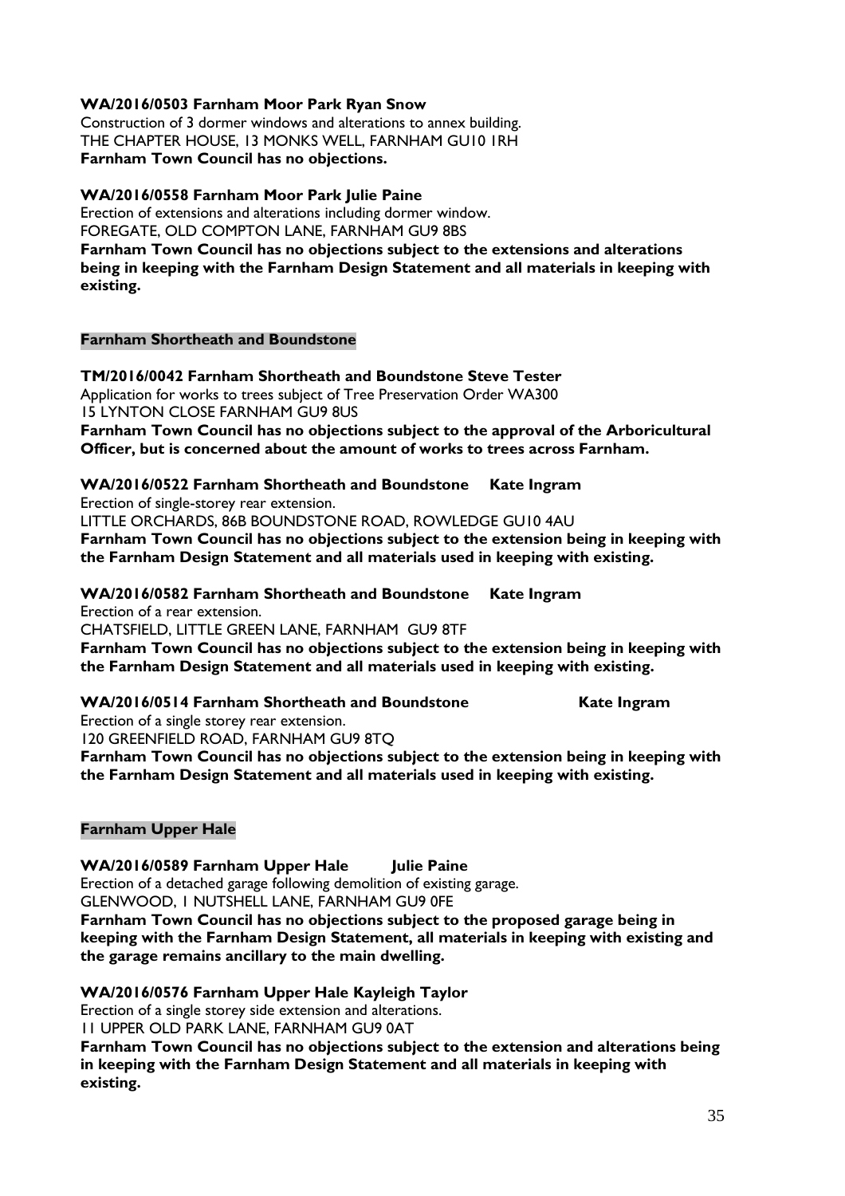**WA/2016/0503 Farnham Moor Park Ryan Snow**

Construction of 3 dormer windows and alterations to annex building.
THE CHAPTER HOUSE, 13 MONKS WELL, FARNHAM GU10 1RH
**Farnham Town Council has no objections.**

**WA/2016/0558 Farnham Moor Park Julie Paine**

Erection of extensions and alterations including dormer window.
FOREGATE, OLD COMPTON LANE, FARNHAM GU9 8BS
**Farnham Town Council has no objections subject to the extensions and alterations being in keeping with the Farnham Design Statement and all materials in keeping with existing.**

**Farnham Shortheath and Boundstone**

**TM/2016/0042 Farnham Shortheath and Boundstone Steve Tester**

Application for works to trees subject of Tree Preservation Order WA300
15 LYNTON CLOSE FARNHAM GU9 8US
**Farnham Town Council has no objections subject to the approval of the Arboricultural Officer, but is concerned about the amount of works to trees across Farnham.**

**WA/2016/0522 Farnham Shortheath and Boundstone Kate Ingram**

Erection of single-storey rear extension.
LITTLE ORCHARDS, 86B BOUNDSTONE ROAD, ROWLEDGE GU10 4AU
**Farnham Town Council has no objections subject to the extension being in keeping with the Farnham Design Statement and all materials used in keeping with existing.**

**WA/2016/0582 Farnham Shortheath and Boundstone Kate Ingram**

Erection of a rear extension.
CHATSFIELD, LITTLE GREEN LANE, FARNHAM GU9 8TF
**Farnham Town Council has no objections subject to the extension being in keeping with the Farnham Design Statement and all materials used in keeping with existing.**

**WA/2016/0514 Farnham Shortheath and Boundstone Kate Ingram**

Erection of a single storey rear extension.
120 GREENFIELD ROAD, FARNHAM GU9 8TQ
**Farnham Town Council has no objections subject to the extension being in keeping with the Farnham Design Statement and all materials used in keeping with existing.**

**Farnham Upper Hale**

**WA/2016/0589 Farnham Upper Hale Julie Paine**

Erection of a detached garage following demolition of existing garage.
GLENWOOD, 1 NUTSHELL LANE, FARNHAM GU9 0FE
**Farnham Town Council has no objections subject to the proposed garage being in keeping with the Farnham Design Statement, all materials in keeping with existing and the garage remains ancillary to the main dwelling.**

**WA/2016/0576 Farnham Upper Hale Kayleigh Taylor**

Erection of a single storey side extension and alterations.
11 UPPER OLD PARK LANE, FARNHAM GU9 0AT
**Farnham Town Council has no objections subject to the extension and alterations being in keeping with the Farnham Design Statement and all materials in keeping with existing.**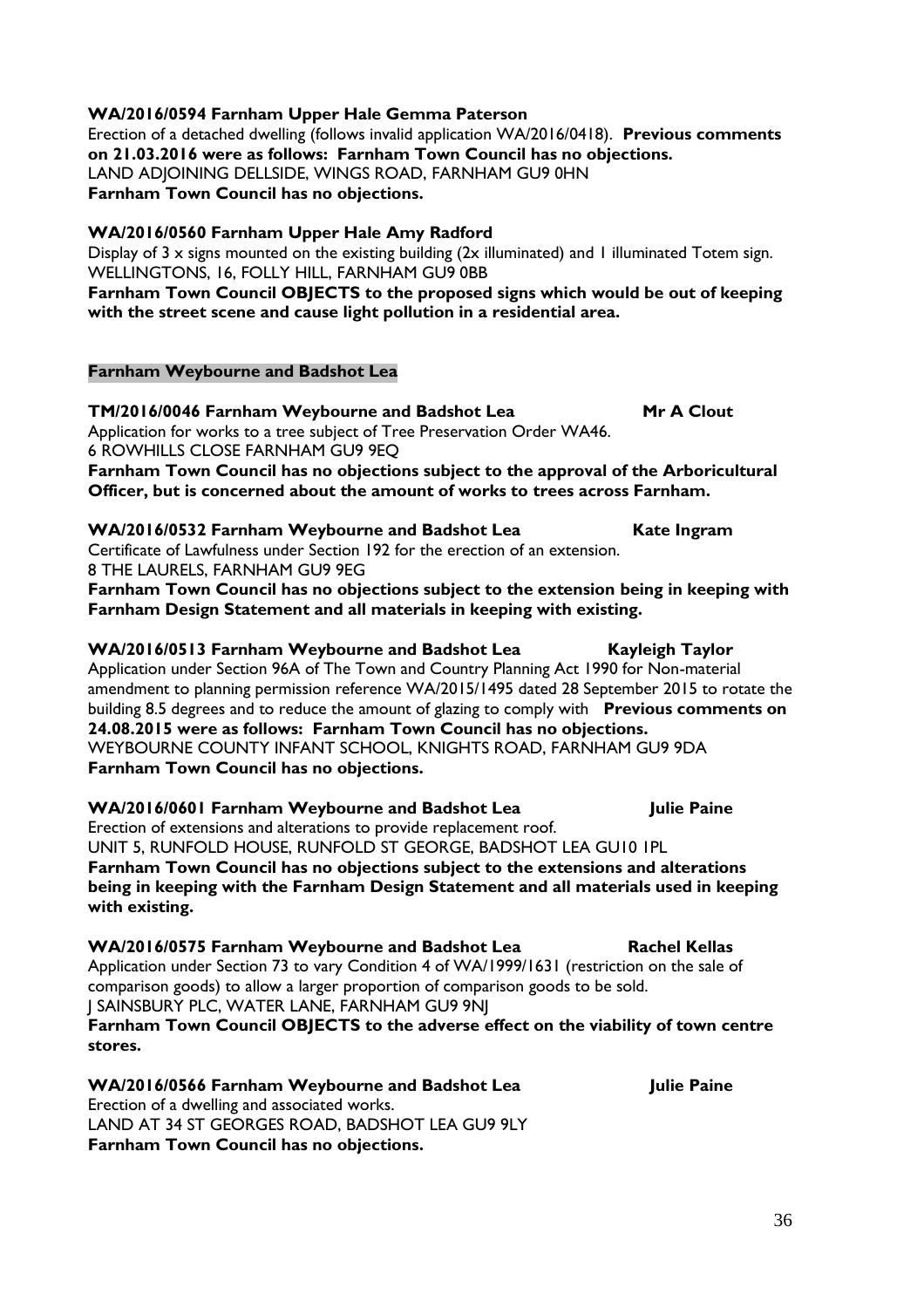**WA/2016/0594 Farnham Upper Hale Gemma Paterson**
Erection of a detached dwelling (follows invalid application WA/2016/0418). **Previous comments on 21.03.2016 were as follows: Farnham Town Council has no objections.**
LAND ADJOINING DELLSIDE, WINGS ROAD, FARNHAM GU9 0HN
**Farnham Town Council has no objections.**

**WA/2016/0560 Farnham Upper Hale Amy Radford**
Display of 3 x signs mounted on the existing building (2x illuminated) and 1 illuminated Totem sign.
WELLINGTONS, 16, FOLLY HILL, FARNHAM GU9 0BB
**Farnham Town Council OBJECTS to the proposed signs which would be out of keeping with the street scene and cause light pollution in a residential area.**

## Farnham Weybourne and Badshot Lea

**TM/2016/0046 Farnham Weybourne and Badshot Lea Mr A Clout**
Application for works to a tree subject of Tree Preservation Order WA46.
6 ROWHILLS CLOSE FARNHAM GU9 9EQ
**Farnham Town Council has no objections subject to the approval of the Arboricultural Officer, but is concerned about the amount of works to trees across Farnham.**

**WA/2016/0532 Farnham Weybourne and Badshot Lea Kate Ingram**
Certificate of Lawfulness under Section 192 for the erection of an extension.
8 THE LAURELS, FARNHAM GU9 9EG
**Farnham Town Council has no objections subject to the extension being in keeping with Farnham Design Statement and all materials in keeping with existing.**

**WA/2016/0513 Farnham Weybourne and Badshot Lea Kayleigh Taylor**
Application under Section 96A of The Town and Country Planning Act 1990 for Non-material amendment to planning permission reference WA/2015/1495 dated 28 September 2015 to rotate the building 8.5 degrees and to reduce the amount of glazing to comply with **Previous comments on 24.08.2015 were as follows: Farnham Town Council has no objections.**
WEYBOURNE COUNTY INFANT SCHOOL, KNIGHTS ROAD, FARNHAM GU9 9DA
**Farnham Town Council has no objections.**

**WA/2016/0601 Farnham Weybourne and Badshot Lea Julie Paine**
Erection of extensions and alterations to provide replacement roof.
UNIT 5, RUNFOLD HOUSE, RUNFOLD ST GEORGE, BADSHOT LEA GU10 1PL
**Farnham Town Council has no objections subject to the extensions and alterations being in keeping with the Farnham Design Statement and all materials used in keeping with existing.**

**WA/2016/0575 Farnham Weybourne and Badshot Lea Rachel Kellas**
Application under Section 73 to vary Condition 4 of WA/1999/1631 (restriction on the sale of comparison goods) to allow a larger proportion of comparison goods to be sold.
J SAINSBURY PLC, WATER LANE, FARNHAM GU9 9NJ
**Farnham Town Council OBJECTS to the adverse effect on the viability of town centre stores.**

**WA/2016/0566 Farnham Weybourne and Badshot Lea Julie Paine**
Erection of a dwelling and associated works.
LAND AT 34 ST GEORGES ROAD, BADSHOT LEA GU9 9LY
**Farnham Town Council has no objections.**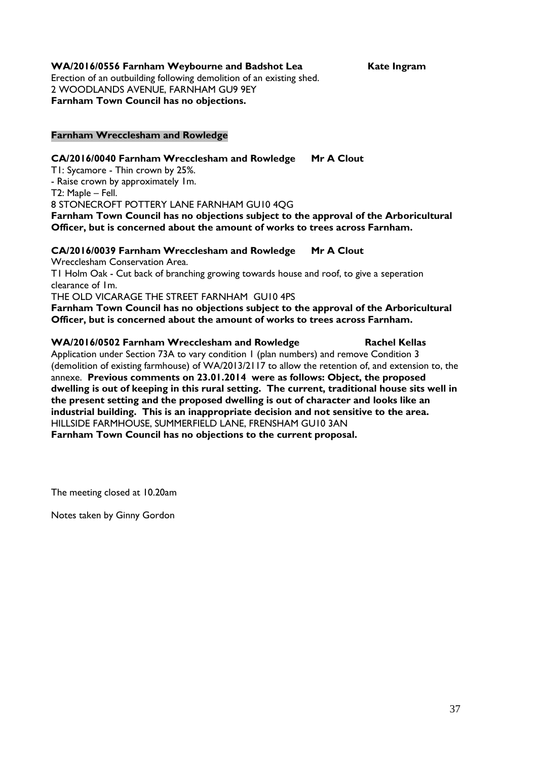**WA/2016/0556 Farnham Weybourne and Badshot Lea Kate Ingram**
Erection of an outbuilding following demolition of an existing shed.
2 WOODLANDS AVENUE, FARNHAM GU9 9EY
**Farnham Town Council has no objections.**

**Farnham Wrecclesham and Rowledge**

**CA/2016/0040 Farnham Wrecclesham and Rowledge Mr A Clout**
T1: Sycamore - Thin crown by 25%.
- Raise crown by approximately 1m.
T2: Maple – Fell.
8 STONECROFT POTTERY LANE FARNHAM GU10 4QG
**Farnham Town Council has no objections subject to the approval of the Arboricultural Officer, but is concerned about the amount of works to trees across Farnham.**

**CA/2016/0039 Farnham Wrecclesham and Rowledge Mr A Clout**
Wrecclesham Conservation Area.
T1 Holm Oak - Cut back of branching growing towards house and roof, to give a seperation clearance of 1m.
THE OLD VICARAGE THE STREET FARNHAM GU10 4PS
**Farnham Town Council has no objections subject to the approval of the Arboricultural Officer, but is concerned about the amount of works to trees across Farnham.**

**WA/2016/0502 Farnham Wrecclesham and Rowledge Rachel Kellas**
Application under Section 73A to vary condition 1 (plan numbers) and remove Condition 3 (demolition of existing farmhouse) of WA/2013/2117 to allow the retention of, and extension to, the annexe. **Previous comments on 23.01.2014 were as follows: Object, the proposed dwelling is out of keeping in this rural setting. The current, traditional house sits well in the present setting and the proposed dwelling is out of character and looks like an industrial building. This is an inappropriate decision and not sensitive to the area.**
HILLSIDE FARMHOUSE, SUMMERFIELD LANE, FRENSHAM GU10 3AN
**Farnham Town Council has no objections to the current proposal.**

The meeting closed at 10.20am

Notes taken by Ginny Gordon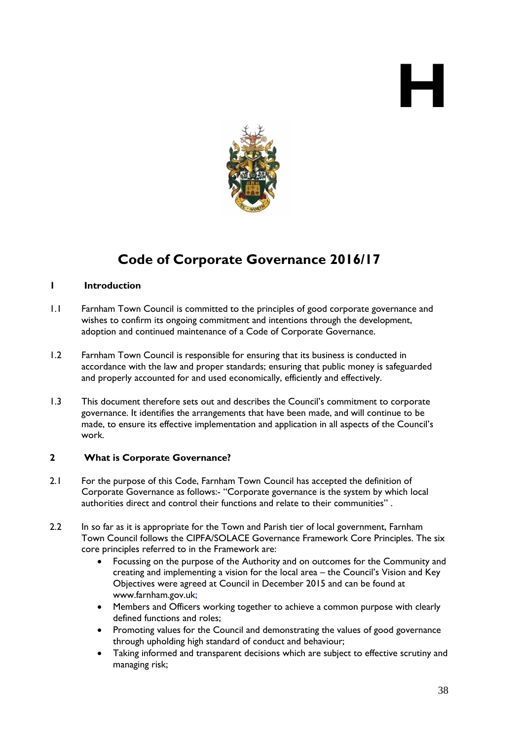# H

# Code of Corporate Governance 2016/17

## 1 Introduction

1.1 Farnham Town Council is committed to the principles of good corporate governance and wishes to confirm its ongoing commitment and intentions through the development, adoption and continued maintenance of a Code of Corporate Governance.

1.2 Farnham Town Council is responsible for ensuring that its business is conducted in accordance with the law and proper standards; ensuring that public money is safeguarded and properly accounted for and used economically, efficiently and effectively.

1.3 This document therefore sets out and describes the Council's commitment to corporate governance. It identifies the arrangements that have been made, and will continue to be made, to ensure its effective implementation and application in all aspects of the Council's work.

## 2 What is Corporate Governance?

2.1 For the purpose of this Code, Farnham Town Council has accepted the definition of Corporate Governance as follows:- "Corporate governance is the system by which local authorities direct and control their functions and relate to their communities" .

2.2 In so far as it is appropriate for the Town and Parish tier of local government, Farnham Town Council follows the CIPFA/SOLACE Governance Framework Core Principles. The six core principles referred to in the Framework are:

- Focussing on the purpose of the Authority and on outcomes for the Community and creating and implementing a vision for the local area – the Council's Vision and Key Objectives were agreed at Council in December 2015 and can be found at www.farnham.gov.uk;
- Members and Officers working together to achieve a common purpose with clearly defined functions and roles;
- Promoting values for the Council and demonstrating the values of good governance through upholding high standard of conduct and behaviour;
- Taking informed and transparent decisions which are subject to effective scrutiny and managing risk;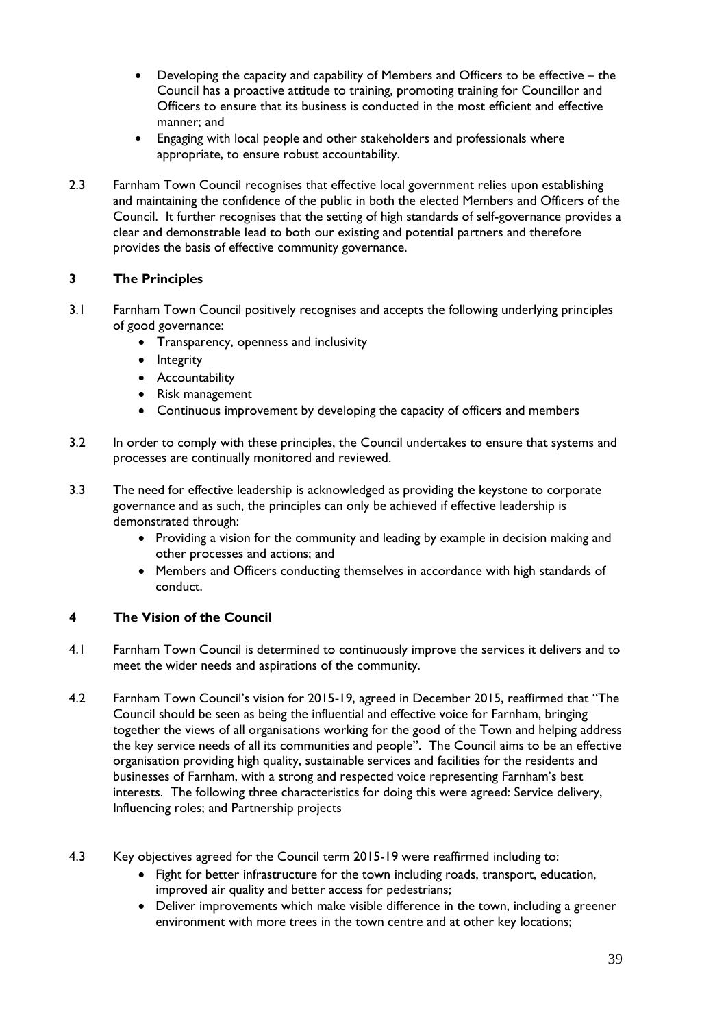- Developing the capacity and capability of Members and Officers to be effective – the Council has a proactive attitude to training, promoting training for Councillor and Officers to ensure that its business is conducted in the most efficient and effective manner; and
- Engaging with local people and other stakeholders and professionals where appropriate, to ensure robust accountability.

2.3 Farnham Town Council recognises that effective local government relies upon establishing and maintaining the confidence of the public in both the elected Members and Officers of the Council. It further recognises that the setting of high standards of self-governance provides a clear and demonstrable lead to both our existing and potential partners and therefore provides the basis of effective community governance.

## 3 The Principles

3.1 Farnham Town Council positively recognises and accepts the following underlying principles of good governance:

- Transparency, openness and inclusivity
- Integrity
- Accountability
- Risk management
- Continuous improvement by developing the capacity of officers and members

3.2 In order to comply with these principles, the Council undertakes to ensure that systems and processes are continually monitored and reviewed.

3.3 The need for effective leadership is acknowledged as providing the keystone to corporate governance and as such, the principles can only be achieved if effective leadership is demonstrated through:

- Providing a vision for the community and leading by example in decision making and other processes and actions; and
- Members and Officers conducting themselves in accordance with high standards of conduct.

## 4 The Vision of the Council

4.1 Farnham Town Council is determined to continuously improve the services it delivers and to meet the wider needs and aspirations of the community.

4.2 Farnham Town Council's vision for 2015-19, agreed in December 2015, reaffirmed that "The Council should be seen as being the influential and effective voice for Farnham, bringing together the views of all organisations working for the good of the Town and helping address the key service needs of all its communities and people". The Council aims to be an effective organisation providing high quality, sustainable services and facilities for the residents and businesses of Farnham, with a strong and respected voice representing Farnham's best interests. The following three characteristics for doing this were agreed: Service delivery, Influencing roles; and Partnership projects

4.3 Key objectives agreed for the Council term 2015-19 were reaffirmed including to:

- Fight for better infrastructure for the town including roads, transport, education, improved air quality and better access for pedestrians;
- Deliver improvements which make visible difference in the town, including a greener environment with more trees in the town centre and at other key locations;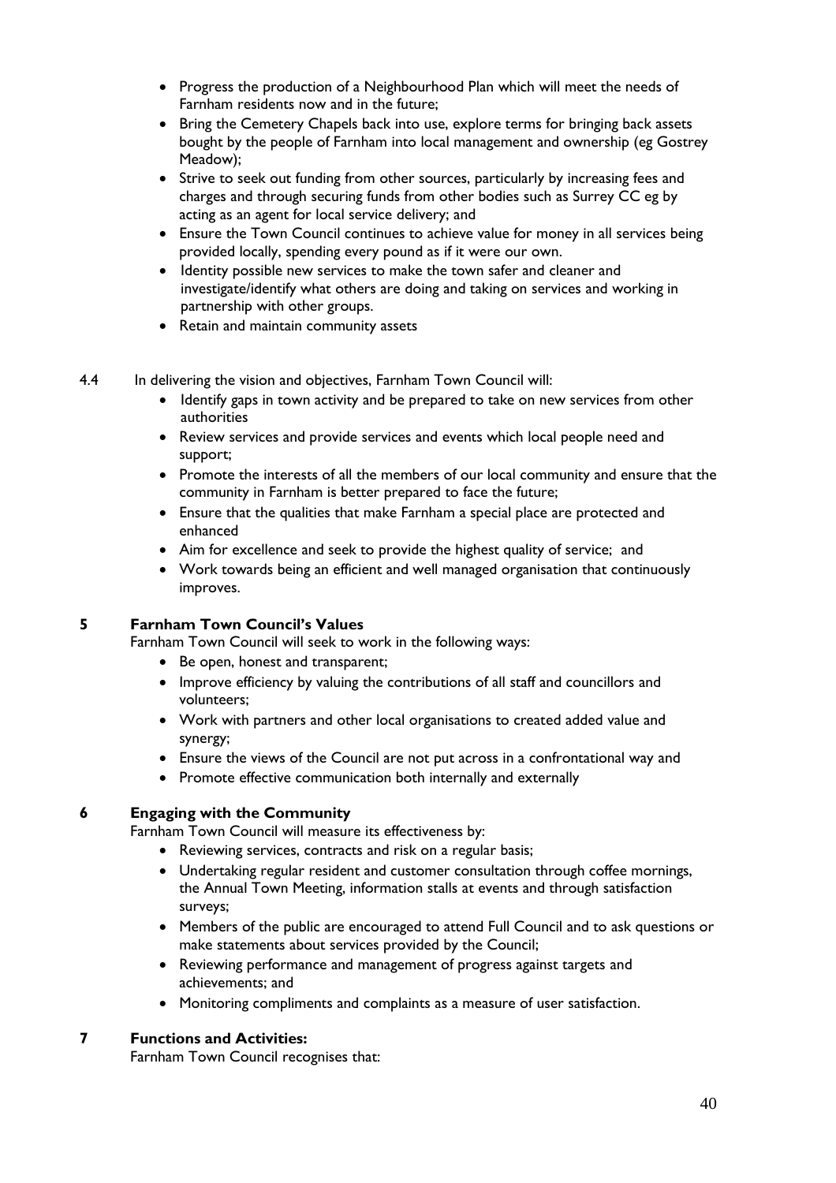- Progress the production of a Neighbourhood Plan which will meet the needs of Farnham residents now and in the future;
- Bring the Cemetery Chapels back into use, explore terms for bringing back assets bought by the people of Farnham into local management and ownership (eg Gostrey Meadow);
- Strive to seek out funding from other sources, particularly by increasing fees and charges and through securing funds from other bodies such as Surrey CC eg by acting as an agent for local service delivery; and
- Ensure the Town Council continues to achieve value for money in all services being provided locally, spending every pound as if it were our own.
- Identity possible new services to make the town safer and cleaner and investigate/identify what others are doing and taking on services and working in partnership with other groups.
- Retain and maintain community assets

4.4 In delivering the vision and objectives, Farnham Town Council will:

- Identify gaps in town activity and be prepared to take on new services from other authorities
- Review services and provide services and events which local people need and support;
- Promote the interests of all the members of our local community and ensure that the community in Farnham is better prepared to face the future;
- Ensure that the qualities that make Farnham a special place are protected and enhanced
- Aim for excellence and seek to provide the highest quality of service; and
- Work towards being an efficient and well managed organisation that continuously improves.

## 5 Farnham Town Council's Values

Farnham Town Council will seek to work in the following ways:

- Be open, honest and transparent;
- Improve efficiency by valuing the contributions of all staff and councillors and volunteers;
- Work with partners and other local organisations to created added value and synergy;
- Ensure the views of the Council are not put across in a confrontational way and
- Promote effective communication both internally and externally

## 6 Engaging with the Community

Farnham Town Council will measure its effectiveness by:

- Reviewing services, contracts and risk on a regular basis;
- Undertaking regular resident and customer consultation through coffee mornings, the Annual Town Meeting, information stalls at events and through satisfaction surveys;
- Members of the public are encouraged to attend Full Council and to ask questions or make statements about services provided by the Council;
- Reviewing performance and management of progress against targets and achievements; and
- Monitoring compliments and complaints as a measure of user satisfaction.

## 7 Functions and Activities:

Farnham Town Council recognises that: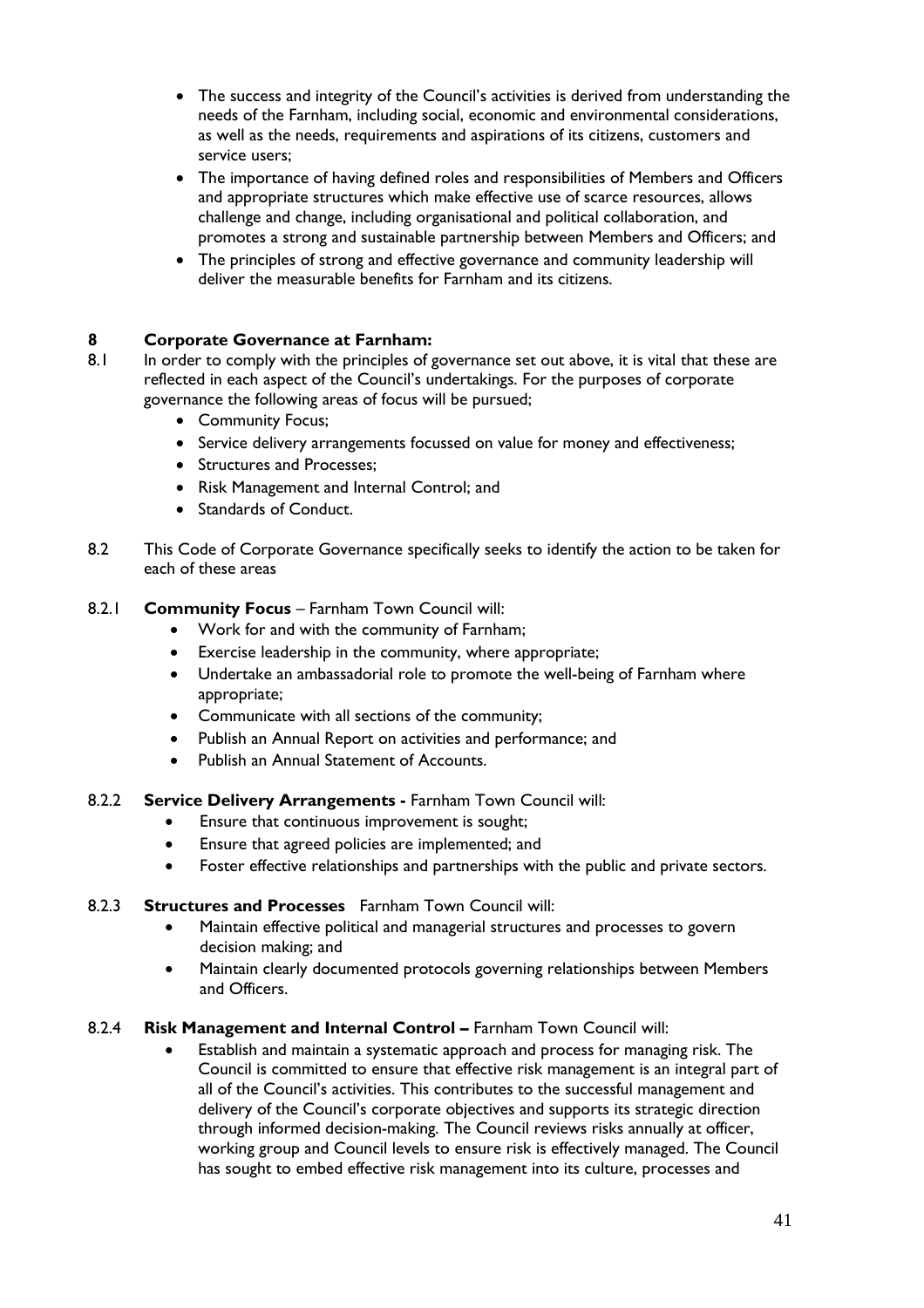- The success and integrity of the Council's activities is derived from understanding the needs of the Farnham, including social, economic and environmental considerations, as well as the needs, requirements and aspirations of its citizens, customers and service users;
- The importance of having defined roles and responsibilities of Members and Officers and appropriate structures which make effective use of scarce resources, allows challenge and change, including organisational and political collaboration, and promotes a strong and sustainable partnership between Members and Officers; and
- The principles of strong and effective governance and community leadership will deliver the measurable benefits for Farnham and its citizens.

## 8 Corporate Governance at Farnham:

8.1 In order to comply with the principles of governance set out above, it is vital that these are reflected in each aspect of the Council's undertakings. For the purposes of corporate governance the following areas of focus will be pursued;

- Community Focus;
- Service delivery arrangements focussed on value for money and effectiveness;
- Structures and Processes;
- Risk Management and Internal Control; and
- Standards of Conduct.

8.2 This Code of Corporate Governance specifically seeks to identify the action to be taken for each of these areas

8.2.1 **Community Focus** – Farnham Town Council will:

- Work for and with the community of Farnham;
- Exercise leadership in the community, where appropriate;
- Undertake an ambassadorial role to promote the well-being of Farnham where appropriate;
- Communicate with all sections of the community;
- Publish an Annual Report on activities and performance; and
- Publish an Annual Statement of Accounts.

8.2.2 **Service Delivery Arrangements -** Farnham Town Council will:

- Ensure that continuous improvement is sought;
- Ensure that agreed policies are implemented; and
- Foster effective relationships and partnerships with the public and private sectors.

8.2.3 **Structures and Processes** Farnham Town Council will:

- Maintain effective political and managerial structures and processes to govern decision making; and
- Maintain clearly documented protocols governing relationships between Members and Officers.

8.2.4 **Risk Management and Internal Control –** Farnham Town Council will:

- Establish and maintain a systematic approach and process for managing risk. The Council is committed to ensure that effective risk management is an integral part of all of the Council's activities. This contributes to the successful management and delivery of the Council's corporate objectives and supports its strategic direction through informed decision-making. The Council reviews risks annually at officer, working group and Council levels to ensure risk is effectively managed. The Council has sought to embed effective risk management into its culture, processes and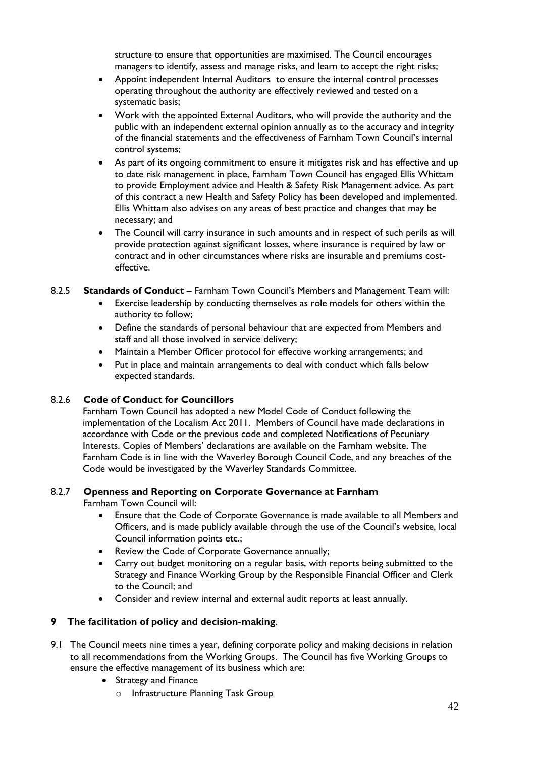structure to ensure that opportunities are maximised. The Council encourages managers to identify, assess and manage risks, and learn to accept the right risks;

- Appoint independent Internal Auditors to ensure the internal control processes operating throughout the authority are effectively reviewed and tested on a systematic basis;
- Work with the appointed External Auditors, who will provide the authority and the public with an independent external opinion annually as to the accuracy and integrity of the financial statements and the effectiveness of Farnham Town Council's internal control systems;
- As part of its ongoing commitment to ensure it mitigates risk and has effective and up to date risk management in place, Farnham Town Council has engaged Ellis Whittam to provide Employment advice and Health & Safety Risk Management advice. As part of this contract a new Health and Safety Policy has been developed and implemented. Ellis Whittam also advises on any areas of best practice and changes that may be necessary; and
- The Council will carry insurance in such amounts and in respect of such perils as will provide protection against significant losses, where insurance is required by law or contract and in other circumstances where risks are insurable and premiums cost-effective.

8.2.5 **Standards of Conduct –** Farnham Town Council's Members and Management Team will:

- Exercise leadership by conducting themselves as role models for others within the authority to follow;
- Define the standards of personal behaviour that are expected from Members and staff and all those involved in service delivery;
- Maintain a Member Officer protocol for effective working arrangements; and
- Put in place and maintain arrangements to deal with conduct which falls below expected standards.

8.2.6 **Code of Conduct for Councillors**

Farnham Town Council has adopted a new Model Code of Conduct following the implementation of the Localism Act 2011. Members of Council have made declarations in accordance with Code or the previous code and completed Notifications of Pecuniary Interests. Copies of Members' declarations are available on the Farnham website. The Farnham Code is in line with the Waverley Borough Council Code, and any breaches of the Code would be investigated by the Waverley Standards Committee.

8.2.7 **Openness and Reporting on Corporate Governance at Farnham**

Farnham Town Council will:

- Ensure that the Code of Corporate Governance is made available to all Members and Officers, and is made publicly available through the use of the Council's website, local Council information points etc.;
- Review the Code of Corporate Governance annually;
- Carry out budget monitoring on a regular basis, with reports being submitted to the Strategy and Finance Working Group by the Responsible Financial Officer and Clerk to the Council; and
- Consider and review internal and external audit reports at least annually.

## 9 The facilitation of policy and decision-making.

9.1 The Council meets nine times a year, defining corporate policy and making decisions in relation to all recommendations from the Working Groups. The Council has five Working Groups to ensure the effective management of its business which are:

- Strategy and Finance
  - Infrastructure Planning Task Group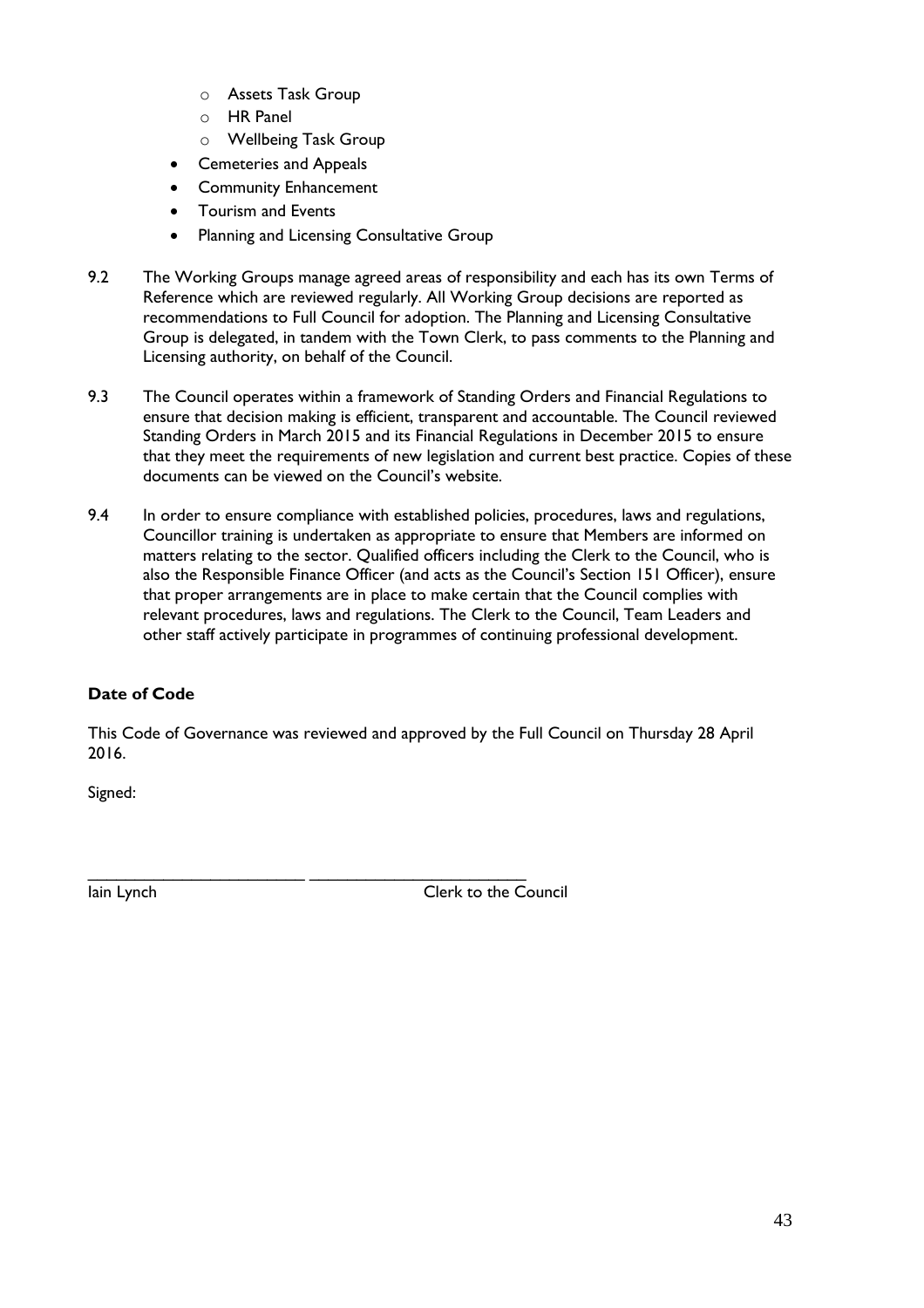- Assets Task Group
  - HR Panel
  - Wellbeing Task Group
- Cemeteries and Appeals
- Community Enhancement
- Tourism and Events
- Planning and Licensing Consultative Group

9.2 The Working Groups manage agreed areas of responsibility and each has its own Terms of Reference which are reviewed regularly. All Working Group decisions are reported as recommendations to Full Council for adoption. The Planning and Licensing Consultative Group is delegated, in tandem with the Town Clerk, to pass comments to the Planning and Licensing authority, on behalf of the Council.

9.3 The Council operates within a framework of Standing Orders and Financial Regulations to ensure that decision making is efficient, transparent and accountable. The Council reviewed Standing Orders in March 2015 and its Financial Regulations in December 2015 to ensure that they meet the requirements of new legislation and current best practice. Copies of these documents can be viewed on the Council's website.

9.4 In order to ensure compliance with established policies, procedures, laws and regulations, Councillor training is undertaken as appropriate to ensure that Members are informed on matters relating to the sector. Qualified officers including the Clerk to the Council, who is also the Responsible Finance Officer (and acts as the Council's Section 151 Officer), ensure that proper arrangements are in place to make certain that the Council complies with relevant procedures, laws and regulations. The Clerk to the Council, Team Leaders and other staff actively participate in programmes of continuing professional development.

**Date of Code**

This Code of Governance was reviewed and approved by the Full Council on Thursday 28 April 2016.

Signed:

\_\_\_\_\_\_\_\_\_\_\_\_\_\_\_\_\_\_\_\_\_\_\_\_ \_\_\_\_\_\_\_\_\_\_\_\_\_\_\_\_\_\_\_\_\_\_\_\_

Iain Lynch                                        Clerk to the Council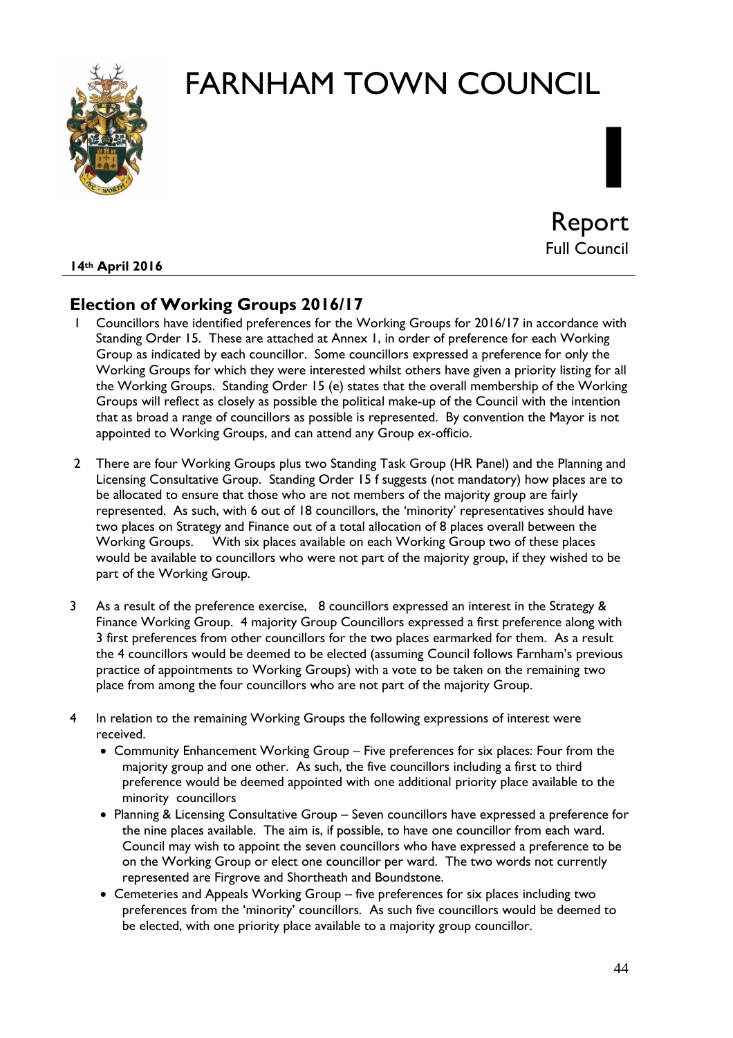# FARNHAM TOWN COUNCIL

# I

Report
Full Council

**14th April 2016**

## Election of Working Groups 2016/17

1 Councillors have identified preferences for the Working Groups for 2016/17 in accordance with Standing Order 15. These are attached at Annex 1, in order of preference for each Working Group as indicated by each councillor. Some councillors expressed a preference for only the Working Groups for which they were interested whilst others have given a priority listing for all the Working Groups. Standing Order 15 (e) states that the overall membership of the Working Groups will reflect as closely as possible the political make-up of the Council with the intention that as broad a range of councillors as possible is represented. By convention the Mayor is not appointed to Working Groups, and can attend any Group ex-officio.

2 There are four Working Groups plus two Standing Task Group (HR Panel) and the Planning and Licensing Consultative Group. Standing Order 15 f suggests (not mandatory) how places are to be allocated to ensure that those who are not members of the majority group are fairly represented. As such, with 6 out of 18 councillors, the 'minority' representatives should have two places on Strategy and Finance out of a total allocation of 8 places overall between the Working Groups. With six places available on each Working Group two of these places would be available to councillors who were not part of the majority group, if they wished to be part of the Working Group.

3 As a result of the preference exercise, 8 councillors expressed an interest in the Strategy & Finance Working Group. 4 majority Group Councillors expressed a first preference along with 3 first preferences from other councillors for the two places earmarked for them. As a result the 4 councillors would be deemed to be elected (assuming Council follows Farnham's previous practice of appointments to Working Groups) with a vote to be taken on the remaining two place from among the four councillors who are not part of the majority Group.

4 In relation to the remaining Working Groups the following expressions of interest were received.
   - Community Enhancement Working Group – Five preferences for six places: Four from the majority group and one other. As such, the five councillors including a first to third preference would be deemed appointed with one additional priority place available to the minority councillors
   - Planning & Licensing Consultative Group – Seven councillors have expressed a preference for the nine places available. The aim is, if possible, to have one councillor from each ward. Council may wish to appoint the seven councillors who have expressed a preference to be on the Working Group or elect one councillor per ward. The two words not currently represented are Firgrove and Shortheath and Boundstone.
   - Cemeteries and Appeals Working Group – five preferences for six places including two preferences from the 'minority' councillors. As such five councillors would be deemed to be elected, with one priority place available to a majority group councillor.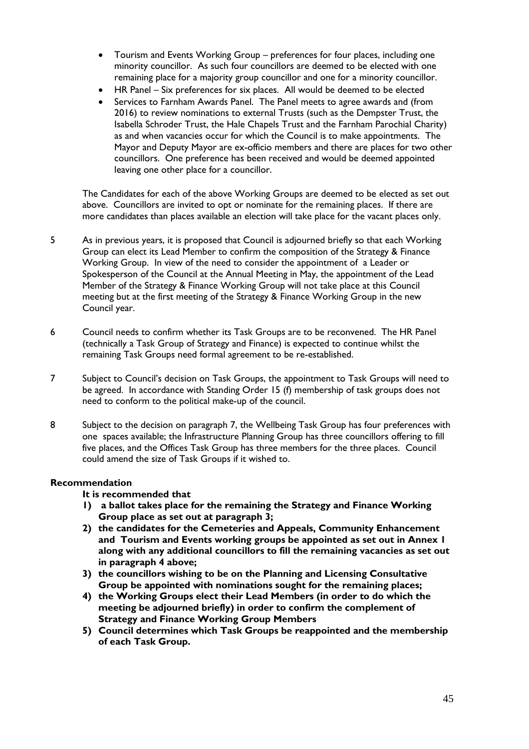- Tourism and Events Working Group – preferences for four places, including one minority councillor. As such four councillors are deemed to be elected with one remaining place for a majority group councillor and one for a minority councillor.
- HR Panel – Six preferences for six places. All would be deemed to be elected
- Services to Farnham Awards Panel. The Panel meets to agree awards and (from 2016) to review nominations to external Trusts (such as the Dempster Trust, the Isabella Schroder Trust, the Hale Chapels Trust and the Farnham Parochial Charity) as and when vacancies occur for which the Council is to make appointments. The Mayor and Deputy Mayor are ex-officio members and there are places for two other councillors. One preference has been received and would be deemed appointed leaving one other place for a councillor.

The Candidates for each of the above Working Groups are deemed to be elected as set out above. Councillors are invited to opt or nominate for the remaining places. If there are more candidates than places available an election will take place for the vacant places only.

5 As in previous years, it is proposed that Council is adjourned briefly so that each Working Group can elect its Lead Member to confirm the composition of the Strategy & Finance Working Group. In view of the need to consider the appointment of a Leader or Spokesperson of the Council at the Annual Meeting in May, the appointment of the Lead Member of the Strategy & Finance Working Group will not take place at this Council meeting but at the first meeting of the Strategy & Finance Working Group in the new Council year.

6 Council needs to confirm whether its Task Groups are to be reconvened. The HR Panel (technically a Task Group of Strategy and Finance) is expected to continue whilst the remaining Task Groups need formal agreement to be re-established.

7 Subject to Council's decision on Task Groups, the appointment to Task Groups will need to be agreed. In accordance with Standing Order 15 (f) membership of task groups does not need to conform to the political make-up of the council.

8 Subject to the decision on paragraph 7, the Wellbeing Task Group has four preferences with one spaces available; the Infrastructure Planning Group has three councillors offering to fill five places, and the Offices Task Group has three members for the three places. Council could amend the size of Task Groups if it wished to.

**Recommendation**

**It is recommended that**

1) **a ballot takes place for the remaining the Strategy and Finance Working Group place as set out at paragraph 3;**
2) **the candidates for the Cemeteries and Appeals, Community Enhancement and Tourism and Events working groups be appointed as set out in Annex 1 along with any additional councillors to fill the remaining vacancies as set out in paragraph 4 above;**
3) **the councillors wishing to be on the Planning and Licensing Consultative Group be appointed with nominations sought for the remaining places;**
4) **the Working Groups elect their Lead Members (in order to do which the meeting be adjourned briefly) in order to confirm the complement of Strategy and Finance Working Group Members**
5) **Council determines which Task Groups be reappointed and the membership of each Task Group.**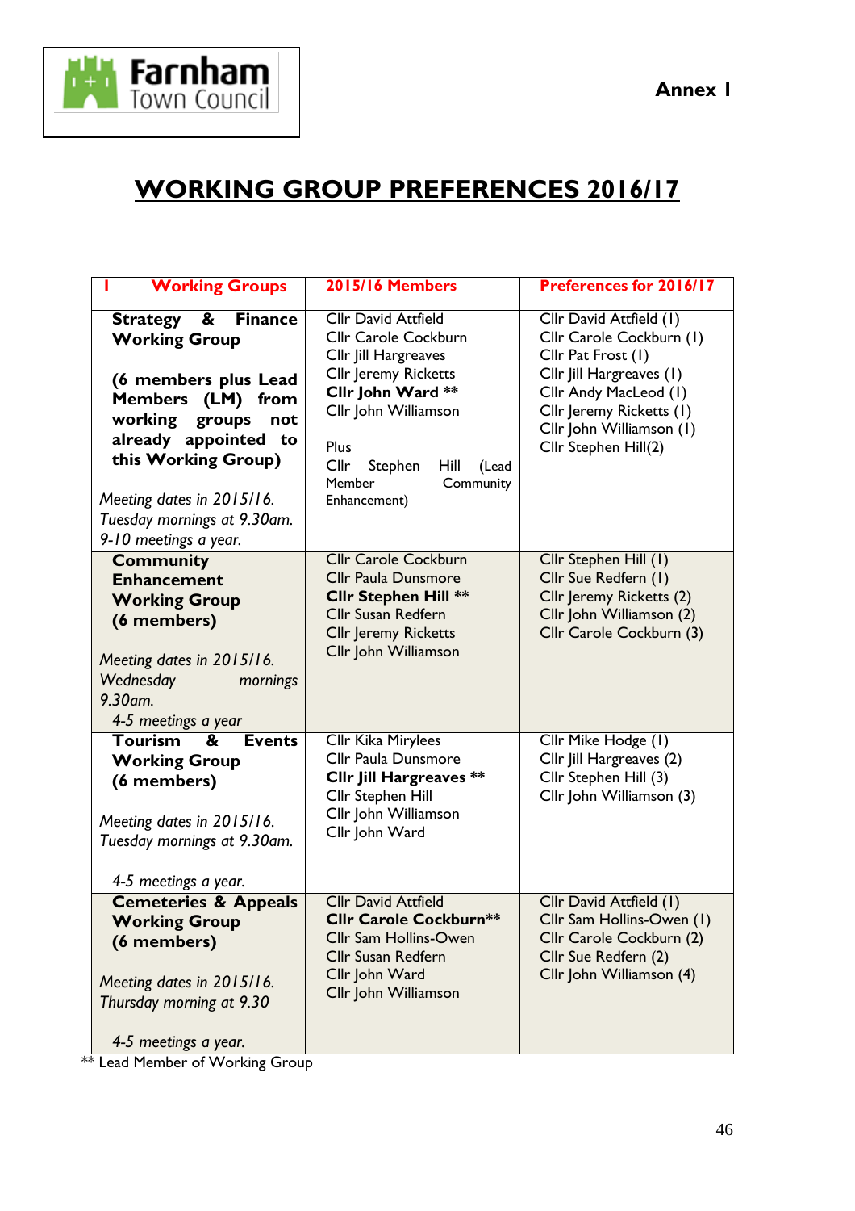Farnham Town Council

Annex I

# WORKING GROUP PREFERENCES 2016/17

| 1 **Working Groups** | **2015/16 Members** | **Preferences for 2016/17** |
|---|---|---|
| **Strategy & Finance Working Group**<br><br>**(6 members plus Lead Members (LM) from working groups not already appointed to this Working Group)**<br><br>*Meeting dates in 2015/16. Tuesday mornings at 9.30am. 9-10 meetings a year.* | Cllr David Attfield<br>Cllr Carole Cockburn<br>Cllr Jill Hargreaves<br>Cllr Jeremy Ricketts<br>**Cllr John Ward** \*\*<br>Cllr John Williamson<br><br>Plus<br>Cllr Stephen Hill (Lead Member Community Enhancement) | Cllr David Attfield (1)<br>Cllr Carole Cockburn (1)<br>Cllr Pat Frost (1)<br>Cllr Jill Hargreaves (1)<br>Cllr Andy MacLeod (1)<br>Cllr Jeremy Ricketts (1)<br>Cllr John Williamson (1)<br>Cllr Stephen Hill(2) |
| **Community Enhancement Working Group (6 members)**<br><br>*Meeting dates in 2015/16. Wednesday mornings 9.30am. 4-5 meetings a year* | Cllr Carole Cockburn<br>Cllr Paula Dunsmore<br>**Cllr Stephen Hill** \*\*<br>Cllr Susan Redfern<br>Cllr Jeremy Ricketts<br>Cllr John Williamson | Cllr Stephen Hill (1)<br>Cllr Sue Redfern (1)<br>Cllr Jeremy Ricketts (2)<br>Cllr John Williamson (2)<br>Cllr Carole Cockburn (3) |
| **Tourism & Events Working Group (6 members)**<br><br>*Meeting dates in 2015/16. Tuesday mornings at 9.30am.*<br><br>*4-5 meetings a year.* | Cllr Kika Mirylees<br>Cllr Paula Dunsmore<br>**Cllr Jill Hargreaves** \*\*<br>Cllr Stephen Hill<br>Cllr John Williamson<br>Cllr John Ward | Cllr Mike Hodge (1)<br>Cllr Jill Hargreaves (2)<br>Cllr Stephen Hill (3)<br>Cllr John Williamson (3) |
| **Cemeteries & Appeals Working Group (6 members)**<br><br>*Meeting dates in 2015/16. Thursday morning at 9.30*<br><br>*4-5 meetings a year.* | Cllr David Attfield<br>**Cllr Carole Cockburn**\*\*<br>Cllr Sam Hollins-Owen<br>Cllr Susan Redfern<br>Cllr John Ward<br>Cllr John Williamson | Cllr David Attfield (1)<br>Cllr Sam Hollins-Owen (1)<br>Cllr Carole Cockburn (2)<br>Cllr Sue Redfern (2)<br>Cllr John Williamson (4) |

\*\* Lead Member of Working Group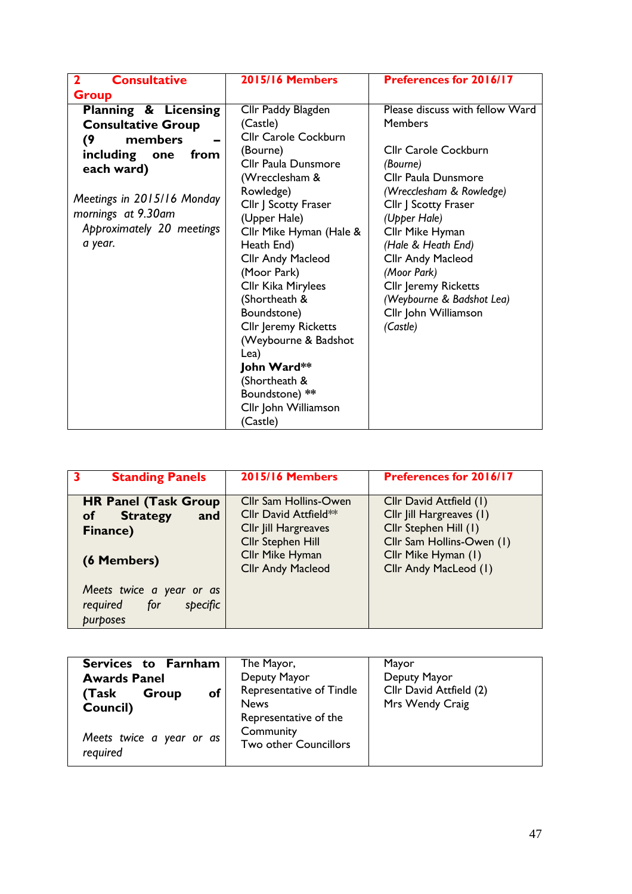| 2 Consultative Group | 2015/16 Members | Preferences for 2016/17 |
|---|---|---|
| **Planning & Licensing Consultative Group (9 members – including one from each ward)**<br><br>*Meetings in 2015/16 Monday mornings at 9.30am Approximately 20 meetings a year.* | Cllr Paddy Blagden (Castle)<br>Cllr Carole Cockburn (Bourne)<br>Cllr Paula Dunsmore (Wrecclesham & Rowledge)<br>Cllr J Scotty Fraser (Upper Hale)<br>Cllr Mike Hyman (Hale & Heath End)<br>Cllr Andy Macleod (Moor Park)<br>Cllr Kika Mirylees (Shortheath & Boundstone)<br>Cllr Jeremy Ricketts (Weybourne & Badshot Lea)<br>**John Ward**** (Shortheath & Boundstone) **<br>Cllr John Williamson (Castle) | Please discuss with fellow Ward Members<br><br>Cllr Carole Cockburn *(Bourne)*<br>Cllr Paula Dunsmore *(Wrecclesham & Rowledge)*<br>Cllr J Scotty Fraser *(Upper Hale)*<br>Cllr Mike Hyman *(Hale & Heath End)*<br>Cllr Andy Macleod *(Moor Park)*<br>Cllr Jeremy Ricketts *(Weybourne & Badshot Lea)*<br>Cllr John Williamson *(Castle)* |

| 3 Standing Panels | 2015/16 Members | Preferences for 2016/17 |
|---|---|---|
| **HR Panel (Task Group of Strategy and Finance)**<br><br>**(6 Members)**<br><br>*Meets twice a year or as required for specific purposes* | Cllr Sam Hollins-Owen<br>Cllr David Attfield**<br>Cllr Jill Hargreaves<br>Cllr Stephen Hill<br>Cllr Mike Hyman<br>Cllr Andy Macleod | Cllr David Attfield (1)<br>Cllr Jill Hargreaves (1)<br>Cllr Stephen Hill (1)<br>Cllr Sam Hollins-Owen (1)<br>Cllr Mike Hyman (1)<br>Cllr Andy MacLeod (1) |
| **Services to Farnham Awards Panel (Task Group of Council)**<br><br>*Meets twice a year or as required* | The Mayor,<br>Deputy Mayor<br>Representative of Tindle News<br>Representative of the Community<br>Two other Councillors | Mayor<br>Deputy Mayor<br>Cllr David Attfield (2)<br>Mrs Wendy Craig |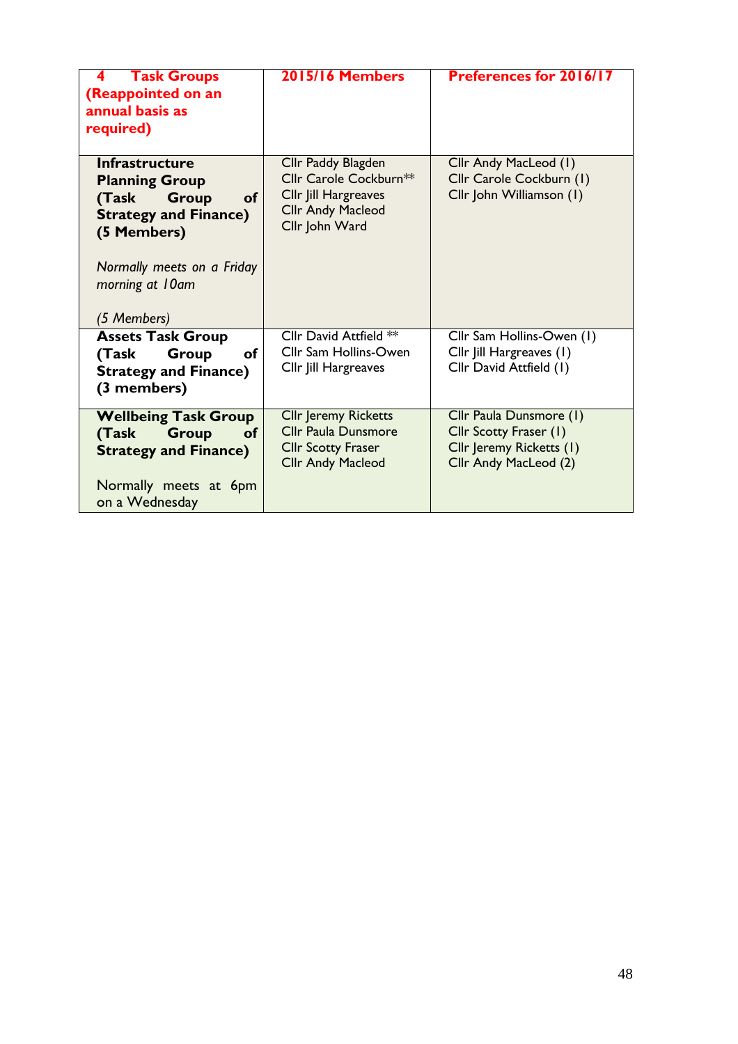| 4 Task Groups (Reappointed on an annual basis as required) | 2015/16 Members | Preferences for 2016/17 |
|---|---|---|
| **Infrastructure Planning Group (Task Group of Strategy and Finance) (5 Members)**<br><br>*Normally meets on a Friday morning at 10am*<br><br>*(5 Members)* | Cllr Paddy Blagden<br>Cllr Carole Cockburn**<br>Cllr Jill Hargreaves<br>Cllr Andy Macleod<br>Cllr John Ward | Cllr Andy MacLeod (1)<br>Cllr Carole Cockburn (1)<br>Cllr John Williamson (1) |
| **Assets Task Group (Task Group of Strategy and Finance) (3 members)** | Cllr David Attfield **<br>Cllr Sam Hollins-Owen<br>Cllr Jill Hargreaves | Cllr Sam Hollins-Owen (1)<br>Cllr Jill Hargreaves (1)<br>Cllr David Attfield (1) |
| **Wellbeing Task Group (Task Group of Strategy and Finance)**<br><br>Normally meets at 6pm on a Wednesday | Cllr Jeremy Ricketts<br>Cllr Paula Dunsmore<br>Cllr Scotty Fraser<br>Cllr Andy Macleod | Cllr Paula Dunsmore (1)<br>Cllr Scotty Fraser (1)<br>Cllr Jeremy Ricketts (1)<br>Cllr Andy MacLeod (2) |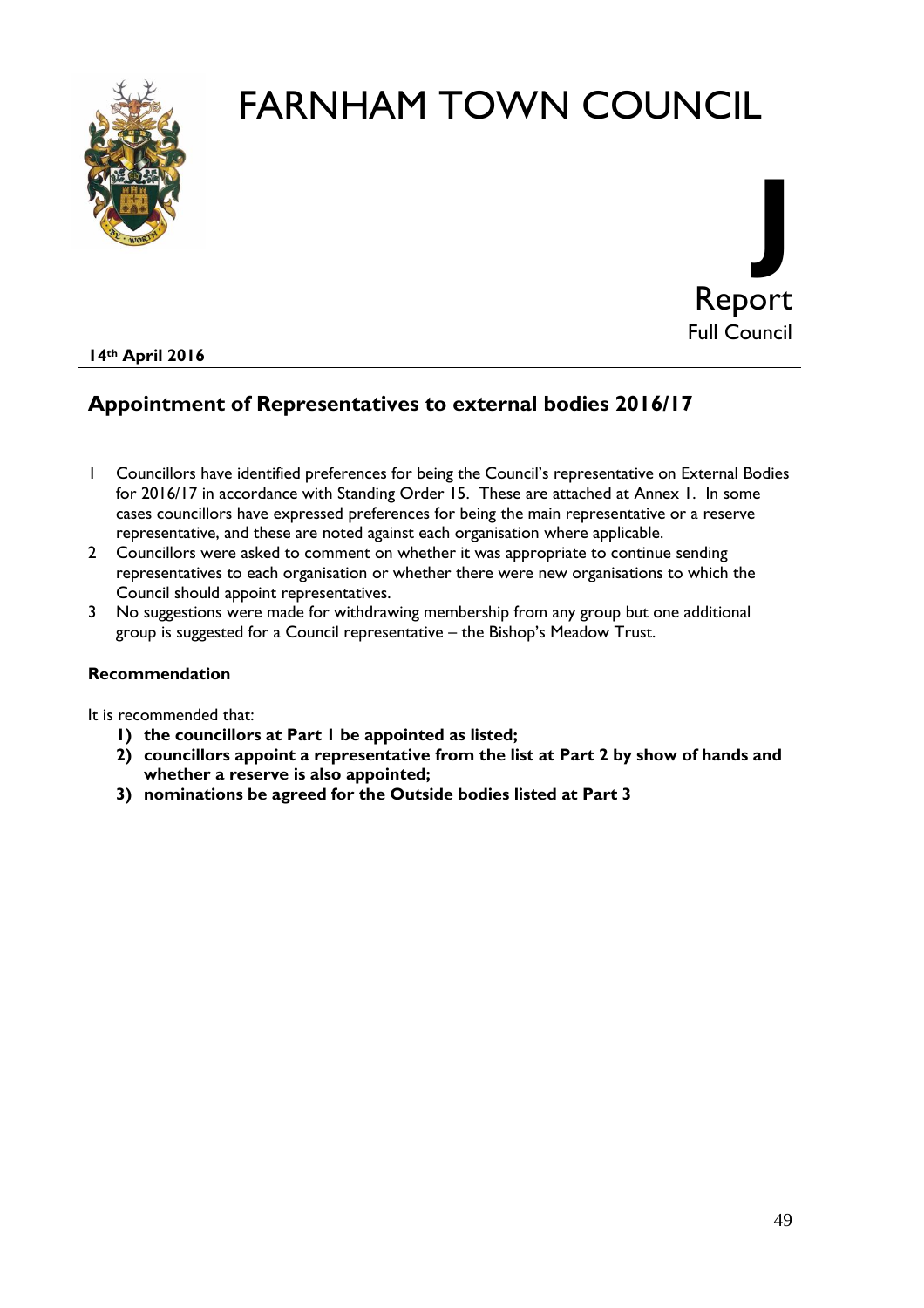# FARNHAM TOWN COUNCIL

**J**

Report

Full Council

**14th April 2016**

## Appointment of Representatives to external bodies 2016/17

1. Councillors have identified preferences for being the Council's representative on External Bodies for 2016/17 in accordance with Standing Order 15. These are attached at Annex 1. In some cases councillors have expressed preferences for being the main representative or a reserve representative, and these are noted against each organisation where applicable.
2. Councillors were asked to comment on whether it was appropriate to continue sending representatives to each organisation or whether there were new organisations to which the Council should appoint representatives.
3. No suggestions were made for withdrawing membership from any group but one additional group is suggested for a Council representative – the Bishop's Meadow Trust.

**Recommendation**

It is recommended that:

1) **the councillors at Part 1 be appointed as listed;**
2) **councillors appoint a representative from the list at Part 2 by show of hands and whether a reserve is also appointed;**
3) **nominations be agreed for the Outside bodies listed at Part 3**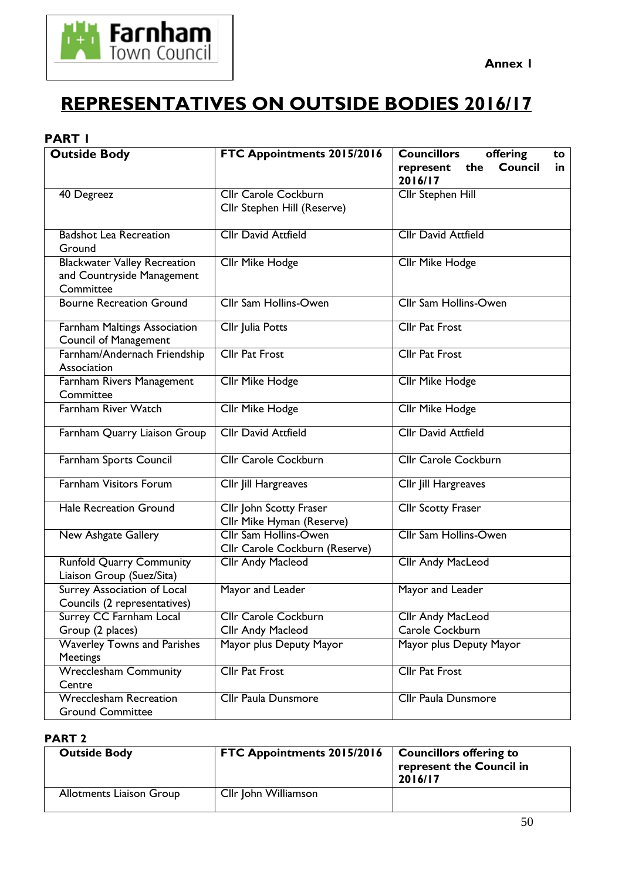Farnham Town Council

**Annex I**

# REPRESENTATIVES ON OUTSIDE BODIES 2016/17

## PART 1

| Outside Body | FTC Appointments 2015/2016 | Councillors offering to represent the Council in 2016/17 |
|---|---|---|
| 40 Degreez | Cllr Carole Cockburn<br>Cllr Stephen Hill (Reserve) | Cllr Stephen Hill |
| Badshot Lea Recreation Ground | Cllr David Attfield | Cllr David Attfield |
| Blackwater Valley Recreation and Countryside Management Committee | Cllr Mike Hodge | Cllr Mike Hodge |
| Bourne Recreation Ground | Cllr Sam Hollins-Owen | Cllr Sam Hollins-Owen |
| Farnham Maltings Association Council of Management | Cllr Julia Potts | Cllr Pat Frost |
| Farnham/Andernach Friendship Association | Cllr Pat Frost | Cllr Pat Frost |
| Farnham Rivers Management Committee | Cllr Mike Hodge | Cllr Mike Hodge |
| Farnham River Watch | Cllr Mike Hodge | Cllr Mike Hodge |
| Farnham Quarry Liaison Group | Cllr David Attfield | Cllr David Attfield |
| Farnham Sports Council | Cllr Carole Cockburn | Cllr Carole Cockburn |
| Farnham Visitors Forum | Cllr Jill Hargreaves | Cllr Jill Hargreaves |
| Hale Recreation Ground | Cllr John Scotty Fraser<br>Cllr Mike Hyman (Reserve) | Cllr Scotty Fraser |
| New Ashgate Gallery | Cllr Sam Hollins-Owen<br>Cllr Carole Cockburn (Reserve) | Cllr Sam Hollins-Owen |
| Runfold Quarry Community Liaison Group (Suez/Sita) | Cllr Andy Macleod | Cllr Andy MacLeod |
| Surrey Association of Local Councils (2 representatives) | Mayor and Leader | Mayor and Leader |
| Surrey CC Farnham Local Group (2 places) | Cllr Carole Cockburn<br>Cllr Andy Macleod | Cllr Andy MacLeod<br>Carole Cockburn |
| Waverley Towns and Parishes Meetings | Mayor plus Deputy Mayor | Mayor plus Deputy Mayor |
| Wrecclesham Community Centre | Cllr Pat Frost | Cllr Pat Frost |
| Wrecclesham Recreation Ground Committee | Cllr Paula Dunsmore | Cllr Paula Dunsmore |

## PART 2

| Outside Body | FTC Appointments 2015/2016 | Councillors offering to represent the Council in 2016/17 |
|---|---|---|
| Allotments Liaison Group | Cllr John Williamson | |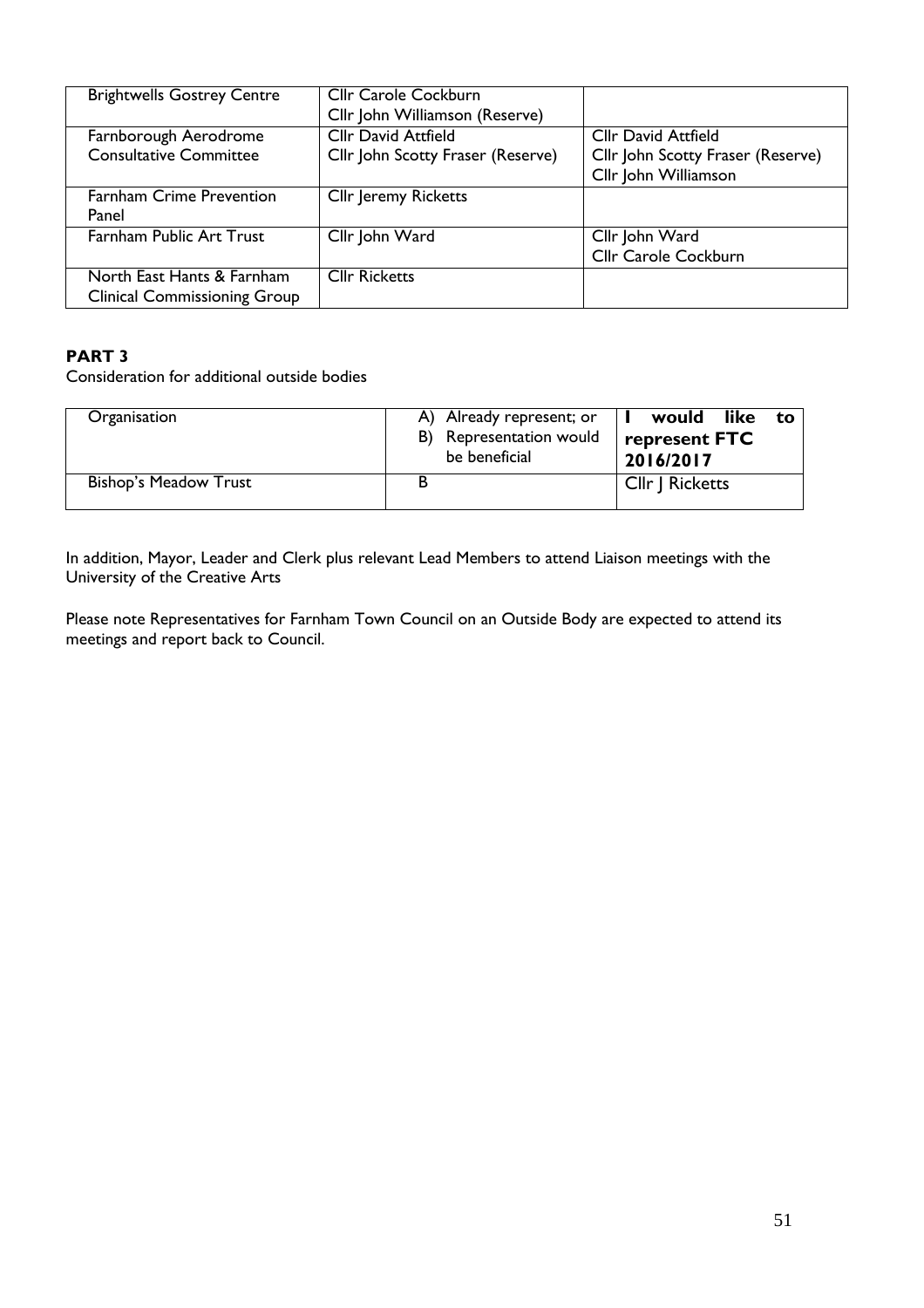| | | |
|---|---|---|
| Brightwells Gostrey Centre | Cllr Carole Cockburn<br>Cllr John Williamson (Reserve) | |
| Farnborough Aerodrome Consultative Committee | Cllr David Attfield<br>Cllr John Scotty Fraser (Reserve) | Cllr David Attfield<br>Cllr John Scotty Fraser (Reserve)<br>Cllr John Williamson |
| Farnham Crime Prevention Panel | Cllr Jeremy Ricketts | |
| Farnham Public Art Trust | Cllr John Ward | Cllr John Ward<br>Cllr Carole Cockburn |
| North East Hants & Farnham Clinical Commissioning Group | Cllr Ricketts | |

**PART 3**

Consideration for additional outside bodies

| Organisation | A) Already represent; or<br>B) Representation would be beneficial | **I would like to represent FTC 2016/2017** |
|---|---|---|
| Bishop's Meadow Trust | B | Cllr J Ricketts |

In addition, Mayor, Leader and Clerk plus relevant Lead Members to attend Liaison meetings with the University of the Creative Arts

Please note Representatives for Farnham Town Council on an Outside Body are expected to attend its meetings and report back to Council.